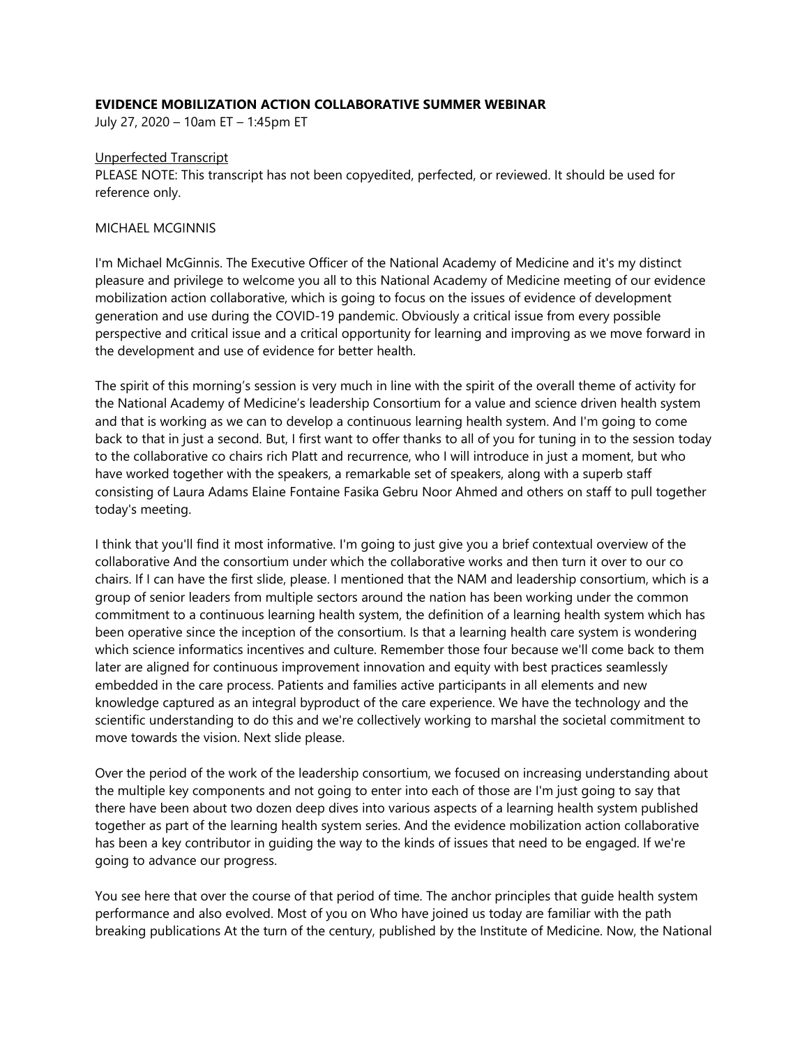**EVIDENCE MOBILIZATION ACTION COLLABORATIVE SUMMER WEBINAR**

July 27, 2020 – 10am ET – 1:45pm ET

Unperfected Transcript

PLEASE NOTE: This transcript has not been copyedited, perfected, or reviewed. It should be used for reference only.

MICHAEL MCGINNIS

I'm Michael McGinnis. The Executive Officer of the National Academy of Medicine and it's my distinct pleasure and privilege to welcome you all to this National Academy of Medicine meeting of our evidence mobilization action collaborative, which is going to focus on the issues of evidence of development generation and use during the COVID-19 pandemic. Obviously a critical issue from every possible perspective and critical issue and a critical opportunity for learning and improving as we move forward in the development and use of evidence for better health.

The spirit of this morning's session is very much in line with the spirit of the overall theme of activity for the National Academy of Medicine's leadership Consortium for a value and science driven health system and that is working as we can to develop a continuous learning health system. And I'm going to come back to that in just a second. But, I first want to offer thanks to all of you for tuning in to the session today to the collaborative co chairs rich Platt and recurrence, who I will introduce in just a moment, but who have worked together with the speakers, a remarkable set of speakers, along with a superb staff consisting of Laura Adams Elaine Fontaine Fasika Gebru Noor Ahmed and others on staff to pull together today's meeting.

I think that you'll find it most informative. I'm going to just give you a brief contextual overview of the collaborative And the consortium under which the collaborative works and then turn it over to our co chairs. If I can have the first slide, please. I mentioned that the NAM and leadership consortium, which is a group of senior leaders from multiple sectors around the nation has been working under the common commitment to a continuous learning health system, the definition of a learning health system which has been operative since the inception of the consortium. Is that a learning health care system is wondering which science informatics incentives and culture. Remember those four because we'll come back to them later are aligned for continuous improvement innovation and equity with best practices seamlessly embedded in the care process. Patients and families active participants in all elements and new knowledge captured as an integral byproduct of the care experience. We have the technology and the scientific understanding to do this and we're collectively working to marshal the societal commitment to move towards the vision. Next slide please.

Over the period of the work of the leadership consortium, we focused on increasing understanding about the multiple key components and not going to enter into each of those are I'm just going to say that there have been about two dozen deep dives into various aspects of a learning health system published together as part of the learning health system series. And the evidence mobilization action collaborative has been a key contributor in guiding the way to the kinds of issues that need to be engaged. If we're going to advance our progress.

You see here that over the course of that period of time. The anchor principles that guide health system performance and also evolved. Most of you on Who have joined us today are familiar with the path breaking publications At the turn of the century, published by the Institute of Medicine. Now, the National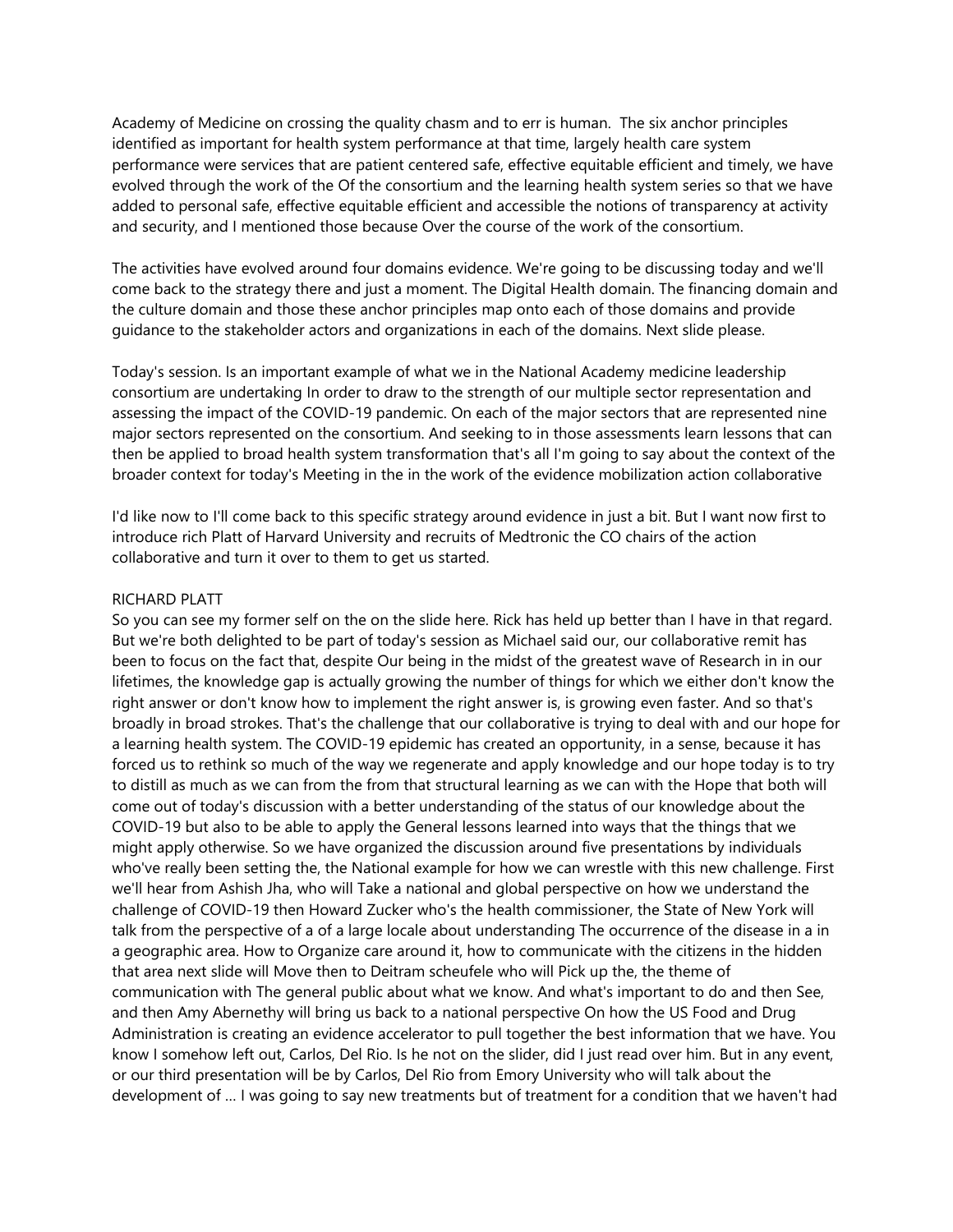Academy of Medicine on crossing the quality chasm and to err is human. The six anchor principles identified as important for health system performance at that time, largely health care system performance were services that are patient centered safe, effective equitable efficient and timely, we have evolved through the work of the Of the consortium and the learning health system series so that we have added to personal safe, effective equitable efficient and accessible the notions of transparency at activity and security, and I mentioned those because Over the course of the work of the consortium.

The activities have evolved around four domains evidence. We're going to be discussing today and we'll come back to the strategy there and just a moment. The Digital Health domain. The financing domain and the culture domain and those these anchor principles map onto each of those domains and provide guidance to the stakeholder actors and organizations in each of the domains. Next slide please.

Today's session. Is an important example of what we in the National Academy medicine leadership consortium are undertaking In order to draw to the strength of our multiple sector representation and assessing the impact of the COVID-19 pandemic. On each of the major sectors that are represented nine major sectors represented on the consortium. And seeking to in those assessments learn lessons that can then be applied to broad health system transformation that's all I'm going to say about the context of the broader context for today's Meeting in the in the work of the evidence mobilization action collaborative

I'd like now to I'll come back to this specific strategy around evidence in just a bit. But I want now first to introduce rich Platt of Harvard University and recruits of Medtronic the CO chairs of the action collaborative and turn it over to them to get us started.

RICHARD PLATT

So you can see my former self on the on the slide here. Rick has held up better than I have in that regard. But we're both delighted to be part of today's session as Michael said our, our collaborative remit has been to focus on the fact that, despite Our being in the midst of the greatest wave of Research in in our lifetimes, the knowledge gap is actually growing the number of things for which we either don't know the right answer or don't know how to implement the right answer is, is growing even faster. And so that's broadly in broad strokes. That's the challenge that our collaborative is trying to deal with and our hope for a learning health system. The COVID-19 epidemic has created an opportunity, in a sense, because it has forced us to rethink so much of the way we regenerate and apply knowledge and our hope today is to try to distill as much as we can from the from that structural learning as we can with the Hope that both will come out of today's discussion with a better understanding of the status of our knowledge about the COVID-19 but also to be able to apply the General lessons learned into ways that the things that we might apply otherwise. So we have organized the discussion around five presentations by individuals who've really been setting the, the National example for how we can wrestle with this new challenge. First we'll hear from Ashish Jha, who will Take a national and global perspective on how we understand the challenge of COVID-19 then Howard Zucker who's the health commissioner, the State of New York will talk from the perspective of a of a large locale about understanding The occurrence of the disease in a in a geographic area. How to Organize care around it, how to communicate with the citizens in the hidden that area next slide will Move then to Deitram scheufele who will Pick up the, the theme of communication with The general public about what we know. And what's important to do and then See, and then Amy Abernethy will bring us back to a national perspective On how the US Food and Drug Administration is creating an evidence accelerator to pull together the best information that we have. You know I somehow left out, Carlos, Del Rio. Is he not on the slider, did I just read over him. But in any event, or our third presentation will be by Carlos, Del Rio from Emory University who will talk about the development of … I was going to say new treatments but of treatment for a condition that we haven't had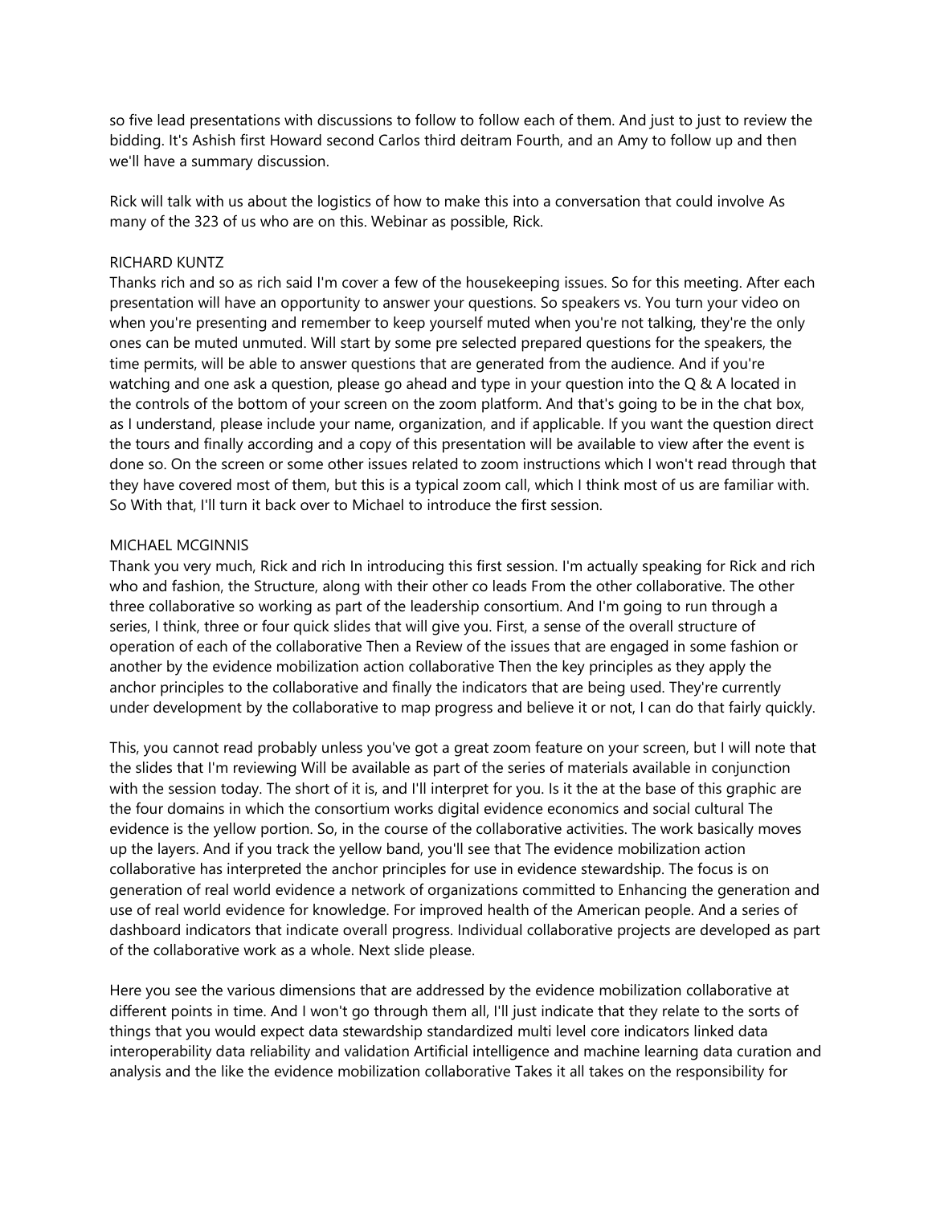so five lead presentations with discussions to follow to follow each of them. And just to just to review the bidding. It's Ashish first Howard second Carlos third deitram Fourth, and an Amy to follow up and then we'll have a summary discussion.

Rick will talk with us about the logistics of how to make this into a conversation that could involve As many of the 323 of us who are on this. Webinar as possible, Rick.

RICHARD KUNTZ

Thanks rich and so as rich said I'm cover a few of the housekeeping issues. So for this meeting. After each presentation will have an opportunity to answer your questions. So speakers vs. You turn your video on when you're presenting and remember to keep yourself muted when you're not talking, they're the only ones can be muted unmuted. Will start by some pre selected prepared questions for the speakers, the time permits, will be able to answer questions that are generated from the audience. And if you're watching and one ask a question, please go ahead and type in your question into the Q & A located in the controls of the bottom of your screen on the zoom platform. And that's going to be in the chat box, as I understand, please include your name, organization, and if applicable. If you want the question direct the tours and finally according and a copy of this presentation will be available to view after the event is done so. On the screen or some other issues related to zoom instructions which I won't read through that they have covered most of them, but this is a typical zoom call, which I think most of us are familiar with. So With that, I'll turn it back over to Michael to introduce the first session.

MICHAEL MCGINNIS

Thank you very much, Rick and rich In introducing this first session. I'm actually speaking for Rick and rich who and fashion, the Structure, along with their other co leads From the other collaborative. The other three collaborative so working as part of the leadership consortium. And I'm going to run through a series, I think, three or four quick slides that will give you. First, a sense of the overall structure of operation of each of the collaborative Then a Review of the issues that are engaged in some fashion or another by the evidence mobilization action collaborative Then the key principles as they apply the anchor principles to the collaborative and finally the indicators that are being used. They're currently under development by the collaborative to map progress and believe it or not, I can do that fairly quickly.

This, you cannot read probably unless you've got a great zoom feature on your screen, but I will note that the slides that I'm reviewing Will be available as part of the series of materials available in conjunction with the session today. The short of it is, and I'll interpret for you. Is it the at the base of this graphic are the four domains in which the consortium works digital evidence economics and social cultural The evidence is the yellow portion. So, in the course of the collaborative activities. The work basically moves up the layers. And if you track the yellow band, you'll see that The evidence mobilization action collaborative has interpreted the anchor principles for use in evidence stewardship. The focus is on generation of real world evidence a network of organizations committed to Enhancing the generation and use of real world evidence for knowledge. For improved health of the American people. And a series of dashboard indicators that indicate overall progress. Individual collaborative projects are developed as part of the collaborative work as a whole. Next slide please.

Here you see the various dimensions that are addressed by the evidence mobilization collaborative at different points in time. And I won't go through them all, I'll just indicate that they relate to the sorts of things that you would expect data stewardship standardized multi level core indicators linked data interoperability data reliability and validation Artificial intelligence and machine learning data curation and analysis and the like the evidence mobilization collaborative Takes it all takes on the responsibility for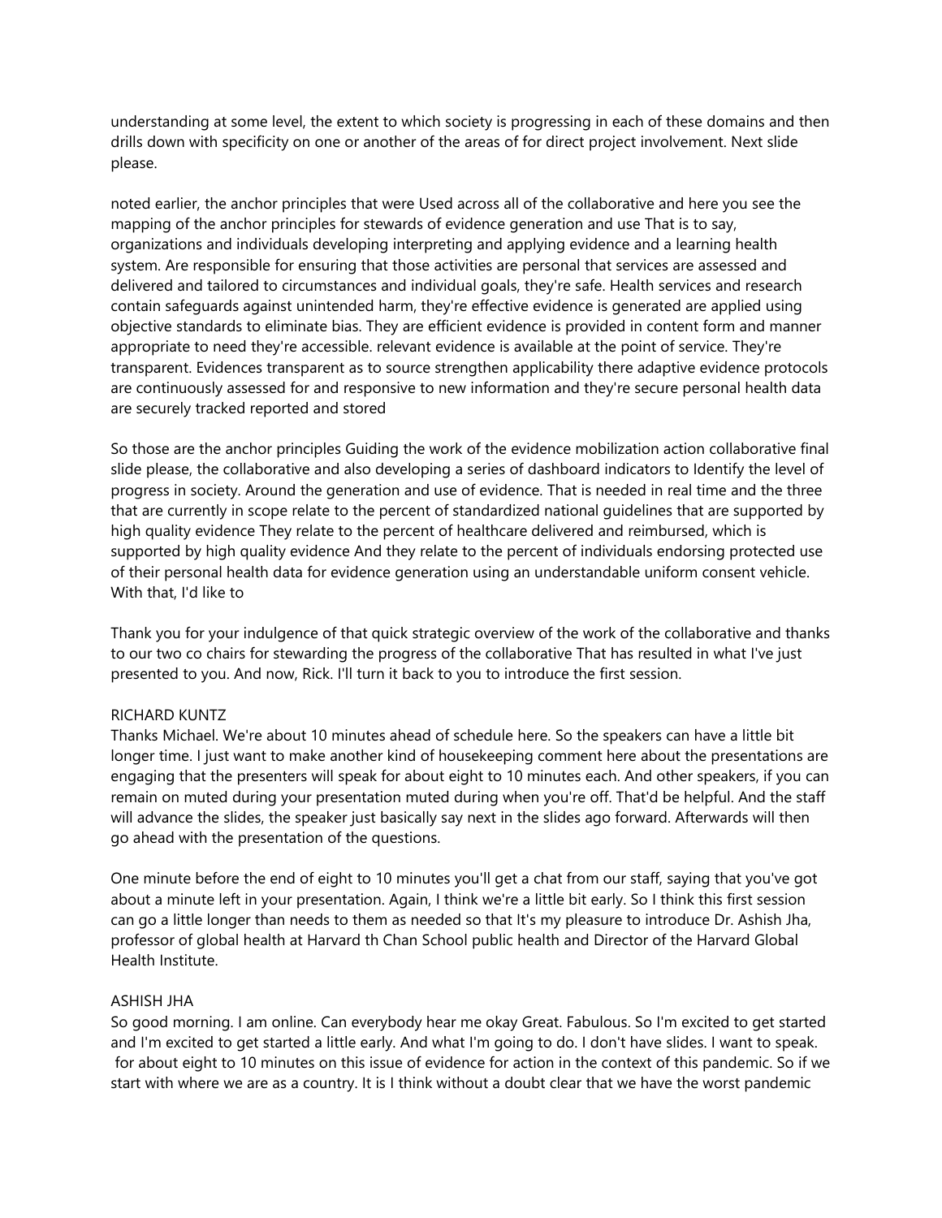understanding at some level, the extent to which society is progressing in each of these domains and then drills down with specificity on one or another of the areas of for direct project involvement. Next slide please.

noted earlier, the anchor principles that were Used across all of the collaborative and here you see the mapping of the anchor principles for stewards of evidence generation and use That is to say, organizations and individuals developing interpreting and applying evidence and a learning health system. Are responsible for ensuring that those activities are personal that services are assessed and delivered and tailored to circumstances and individual goals, they're safe. Health services and research contain safeguards against unintended harm, they're effective evidence is generated are applied using objective standards to eliminate bias. They are efficient evidence is provided in content form and manner appropriate to need they're accessible. relevant evidence is available at the point of service. They're transparent. Evidences transparent as to source strengthen applicability there adaptive evidence protocols are continuously assessed for and responsive to new information and they're secure personal health data are securely tracked reported and stored

So those are the anchor principles Guiding the work of the evidence mobilization action collaborative final slide please, the collaborative and also developing a series of dashboard indicators to Identify the level of progress in society. Around the generation and use of evidence. That is needed in real time and the three that are currently in scope relate to the percent of standardized national guidelines that are supported by high quality evidence They relate to the percent of healthcare delivered and reimbursed, which is supported by high quality evidence And they relate to the percent of individuals endorsing protected use of their personal health data for evidence generation using an understandable uniform consent vehicle. With that, I'd like to

Thank you for your indulgence of that quick strategic overview of the work of the collaborative and thanks to our two co chairs for stewarding the progress of the collaborative That has resulted in what I've just presented to you. And now, Rick. I'll turn it back to you to introduce the first session.

RICHARD KUNTZ
Thanks Michael. We're about 10 minutes ahead of schedule here. So the speakers can have a little bit longer time. I just want to make another kind of housekeeping comment here about the presentations are engaging that the presenters will speak for about eight to 10 minutes each. And other speakers, if you can remain on muted during your presentation muted during when you're off. That'd be helpful. And the staff will advance the slides, the speaker just basically say next in the slides ago forward. Afterwards will then go ahead with the presentation of the questions.

One minute before the end of eight to 10 minutes you'll get a chat from our staff, saying that you've got about a minute left in your presentation. Again, I think we're a little bit early. So I think this first session can go a little longer than needs to them as needed so that It's my pleasure to introduce Dr. Ashish Jha, professor of global health at Harvard th Chan School public health and Director of the Harvard Global Health Institute.

ASHISH JHA
So good morning. I am online. Can everybody hear me okay Great. Fabulous. So I'm excited to get started and I'm excited to get started a little early. And what I'm going to do. I don't have slides. I want to speak. for about eight to 10 minutes on this issue of evidence for action in the context of this pandemic. So if we start with where we are as a country. It is I think without a doubt clear that we have the worst pandemic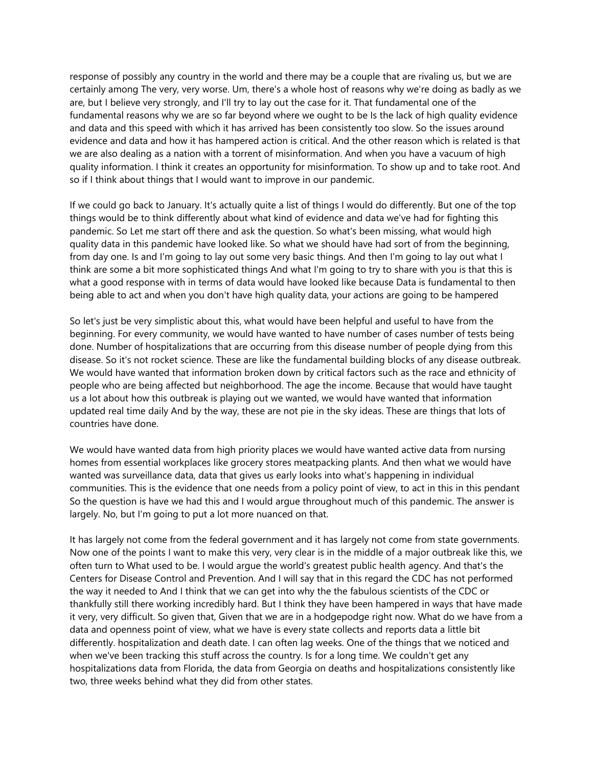response of possibly any country in the world and there may be a couple that are rivaling us, but we are certainly among The very, very worse. Um, there's a whole host of reasons why we're doing as badly as we are, but I believe very strongly, and I'll try to lay out the case for it. That fundamental one of the fundamental reasons why we are so far beyond where we ought to be Is the lack of high quality evidence and data and this speed with which it has arrived has been consistently too slow. So the issues around evidence and data and how it has hampered action is critical. And the other reason which is related is that we are also dealing as a nation with a torrent of misinformation. And when you have a vacuum of high quality information. I think it creates an opportunity for misinformation. To show up and to take root. And so if I think about things that I would want to improve in our pandemic.

If we could go back to January. It's actually quite a list of things I would do differently. But one of the top things would be to think differently about what kind of evidence and data we've had for fighting this pandemic. So Let me start off there and ask the question. So what's been missing, what would high quality data in this pandemic have looked like. So what we should have had sort of from the beginning, from day one. Is and I'm going to lay out some very basic things. And then I'm going to lay out what I think are some a bit more sophisticated things And what I'm going to try to share with you is that this is what a good response with in terms of data would have looked like because Data is fundamental to then being able to act and when you don't have high quality data, your actions are going to be hampered

So let's just be very simplistic about this, what would have been helpful and useful to have from the beginning. For every community, we would have wanted to have number of cases number of tests being done. Number of hospitalizations that are occurring from this disease number of people dying from this disease. So it's not rocket science. These are like the fundamental building blocks of any disease outbreak. We would have wanted that information broken down by critical factors such as the race and ethnicity of people who are being affected but neighborhood. The age the income. Because that would have taught us a lot about how this outbreak is playing out we wanted, we would have wanted that information updated real time daily And by the way, these are not pie in the sky ideas. These are things that lots of countries have done.

We would have wanted data from high priority places we would have wanted active data from nursing homes from essential workplaces like grocery stores meatpacking plants. And then what we would have wanted was surveillance data, data that gives us early looks into what's happening in individual communities. This is the evidence that one needs from a policy point of view, to act in this in this pendant So the question is have we had this and I would argue throughout much of this pandemic. The answer is largely. No, but I'm going to put a lot more nuanced on that.

It has largely not come from the federal government and it has largely not come from state governments. Now one of the points I want to make this very, very clear is in the middle of a major outbreak like this, we often turn to What used to be. I would argue the world's greatest public health agency. And that's the Centers for Disease Control and Prevention. And I will say that in this regard the CDC has not performed the way it needed to And I think that we can get into why the the fabulous scientists of the CDC or thankfully still there working incredibly hard. But I think they have been hampered in ways that have made it very, very difficult. So given that, Given that we are in a hodgepodge right now. What do we have from a data and openness point of view, what we have is every state collects and reports data a little bit differently. hospitalization and death date. I can often lag weeks. One of the things that we noticed and when we've been tracking this stuff across the country. Is for a long time. We couldn't get any hospitalizations data from Florida, the data from Georgia on deaths and hospitalizations consistently like two, three weeks behind what they did from other states.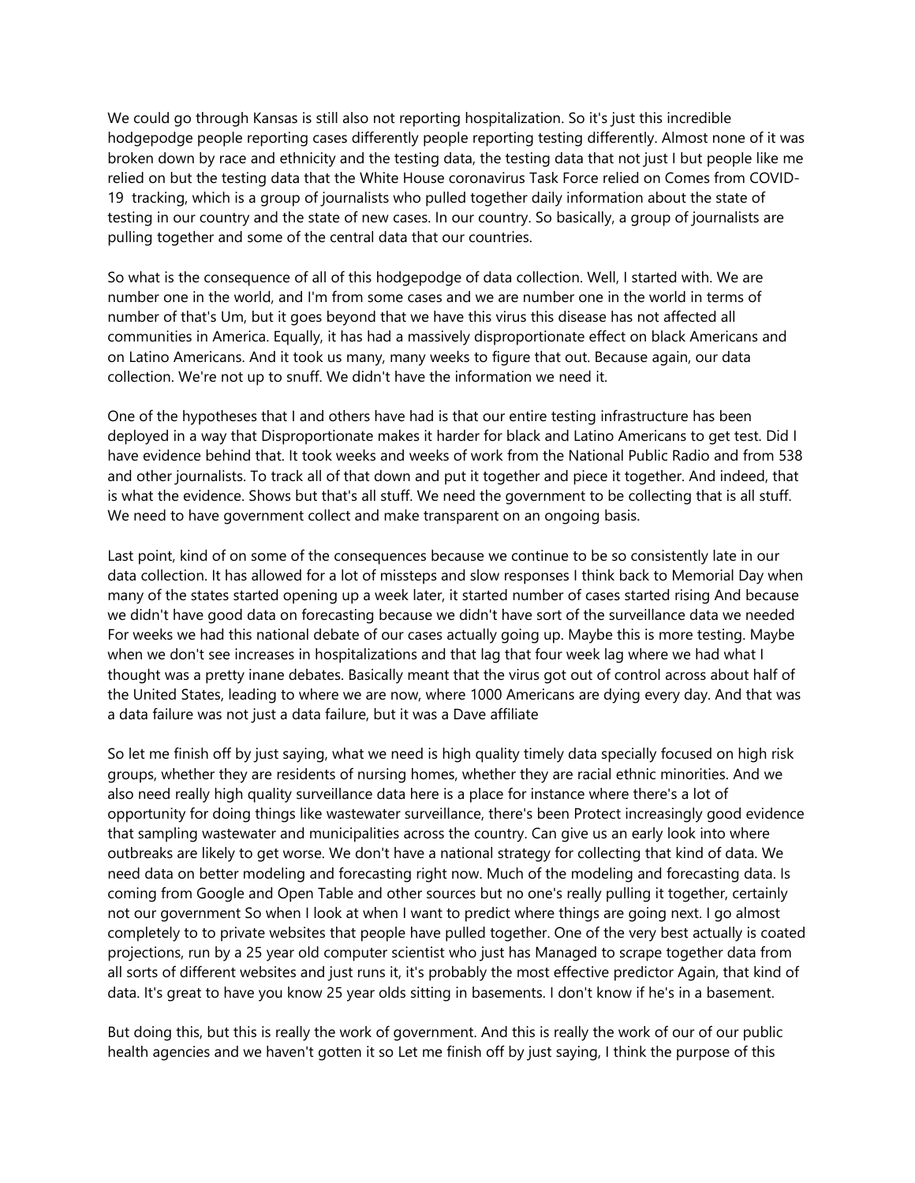We could go through Kansas is still also not reporting hospitalization. So it's just this incredible hodgepodge people reporting cases differently people reporting testing differently. Almost none of it was broken down by race and ethnicity and the testing data, the testing data that not just I but people like me relied on but the testing data that the White House coronavirus Task Force relied on Comes from COVID-19 tracking, which is a group of journalists who pulled together daily information about the state of testing in our country and the state of new cases. In our country. So basically, a group of journalists are pulling together and some of the central data that our countries.

So what is the consequence of all of this hodgepodge of data collection. Well, I started with. We are number one in the world, and I'm from some cases and we are number one in the world in terms of number of that's Um, but it goes beyond that we have this virus this disease has not affected all communities in America. Equally, it has had a massively disproportionate effect on black Americans and on Latino Americans. And it took us many, many weeks to figure that out. Because again, our data collection. We're not up to snuff. We didn't have the information we need it.

One of the hypotheses that I and others have had is that our entire testing infrastructure has been deployed in a way that Disproportionate makes it harder for black and Latino Americans to get test. Did I have evidence behind that. It took weeks and weeks of work from the National Public Radio and from 538 and other journalists. To track all of that down and put it together and piece it together. And indeed, that is what the evidence. Shows but that's all stuff. We need the government to be collecting that is all stuff. We need to have government collect and make transparent on an ongoing basis.

Last point, kind of on some of the consequences because we continue to be so consistently late in our data collection. It has allowed for a lot of missteps and slow responses I think back to Memorial Day when many of the states started opening up a week later, it started number of cases started rising And because we didn't have good data on forecasting because we didn't have sort of the surveillance data we needed For weeks we had this national debate of our cases actually going up. Maybe this is more testing. Maybe when we don't see increases in hospitalizations and that lag that four week lag where we had what I thought was a pretty inane debates. Basically meant that the virus got out of control across about half of the United States, leading to where we are now, where 1000 Americans are dying every day. And that was a data failure was not just a data failure, but it was a Dave affiliate

So let me finish off by just saying, what we need is high quality timely data specially focused on high risk groups, whether they are residents of nursing homes, whether they are racial ethnic minorities. And we also need really high quality surveillance data here is a place for instance where there's a lot of opportunity for doing things like wastewater surveillance, there's been Protect increasingly good evidence that sampling wastewater and municipalities across the country. Can give us an early look into where outbreaks are likely to get worse. We don't have a national strategy for collecting that kind of data. We need data on better modeling and forecasting right now. Much of the modeling and forecasting data. Is coming from Google and Open Table and other sources but no one's really pulling it together, certainly not our government So when I look at when I want to predict where things are going next. I go almost completely to to private websites that people have pulled together. One of the very best actually is coated projections, run by a 25 year old computer scientist who just has Managed to scrape together data from all sorts of different websites and just runs it, it's probably the most effective predictor Again, that kind of data. It's great to have you know 25 year olds sitting in basements. I don't know if he's in a basement.

But doing this, but this is really the work of government. And this is really the work of our of our public health agencies and we haven't gotten it so Let me finish off by just saying, I think the purpose of this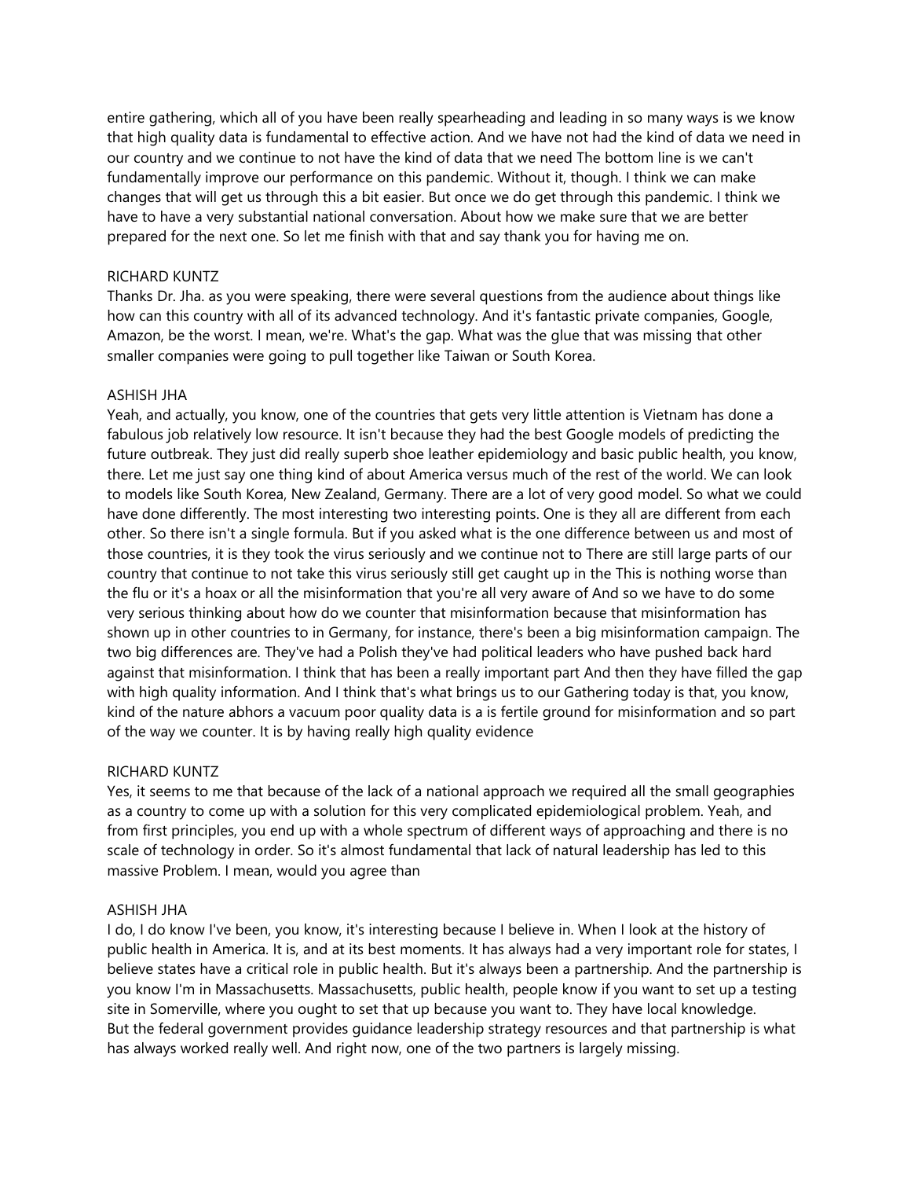entire gathering, which all of you have been really spearheading and leading in so many ways is we know that high quality data is fundamental to effective action. And we have not had the kind of data we need in our country and we continue to not have the kind of data that we need The bottom line is we can't fundamentally improve our performance on this pandemic. Without it, though. I think we can make changes that will get us through this a bit easier. But once we do get through this pandemic. I think we have to have a very substantial national conversation. About how we make sure that we are better prepared for the next one. So let me finish with that and say thank you for having me on.

RICHARD KUNTZ
Thanks Dr. Jha. as you were speaking, there were several questions from the audience about things like how can this country with all of its advanced technology. And it's fantastic private companies, Google, Amazon, be the worst. I mean, we're. What's the gap. What was the glue that was missing that other smaller companies were going to pull together like Taiwan or South Korea.

ASHISH JHA
Yeah, and actually, you know, one of the countries that gets very little attention is Vietnam has done a fabulous job relatively low resource. It isn't because they had the best Google models of predicting the future outbreak. They just did really superb shoe leather epidemiology and basic public health, you know, there. Let me just say one thing kind of about America versus much of the rest of the world. We can look to models like South Korea, New Zealand, Germany. There are a lot of very good model. So what we could have done differently. The most interesting two interesting points. One is they all are different from each other. So there isn't a single formula. But if you asked what is the one difference between us and most of those countries, it is they took the virus seriously and we continue not to There are still large parts of our country that continue to not take this virus seriously still get caught up in the This is nothing worse than the flu or it's a hoax or all the misinformation that you're all very aware of And so we have to do some very serious thinking about how do we counter that misinformation because that misinformation has shown up in other countries to in Germany, for instance, there's been a big misinformation campaign. The two big differences are. They've had a Polish they've had political leaders who have pushed back hard against that misinformation. I think that has been a really important part And then they have filled the gap with high quality information. And I think that's what brings us to our Gathering today is that, you know, kind of the nature abhors a vacuum poor quality data is a is fertile ground for misinformation and so part of the way we counter. It is by having really high quality evidence

RICHARD KUNTZ
Yes, it seems to me that because of the lack of a national approach we required all the small geographies as a country to come up with a solution for this very complicated epidemiological problem. Yeah, and from first principles, you end up with a whole spectrum of different ways of approaching and there is no scale of technology in order. So it's almost fundamental that lack of natural leadership has led to this massive Problem. I mean, would you agree than

ASHISH JHA
I do, I do know I've been, you know, it's interesting because I believe in. When I look at the history of public health in America. It is, and at its best moments. It has always had a very important role for states, I believe states have a critical role in public health. But it's always been a partnership. And the partnership is you know I'm in Massachusetts. Massachusetts, public health, people know if you want to set up a testing site in Somerville, where you ought to set that up because you want to. They have local knowledge.
But the federal government provides guidance leadership strategy resources and that partnership is what has always worked really well. And right now, one of the two partners is largely missing.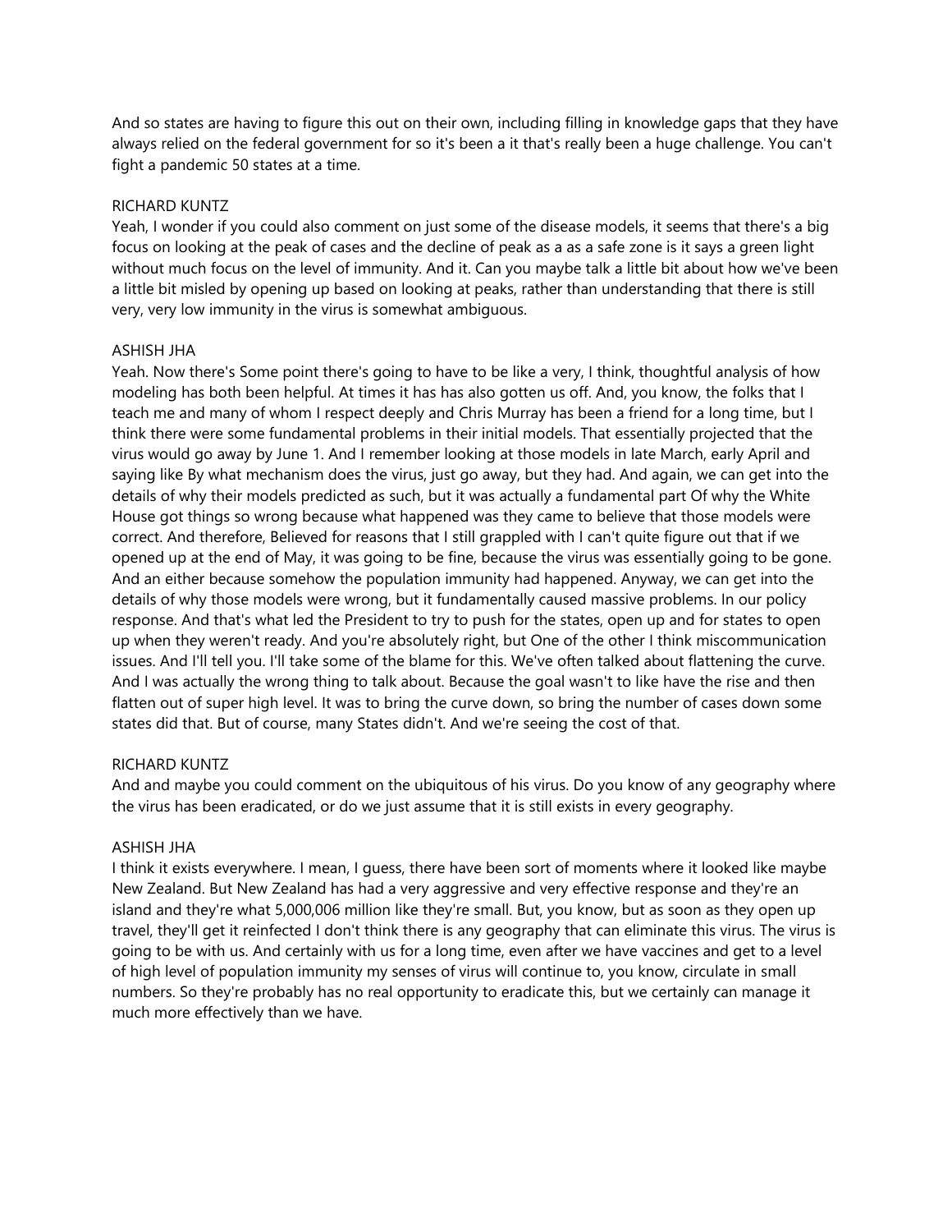And so states are having to figure this out on their own, including filling in knowledge gaps that they have always relied on the federal government for so it's been a it that's really been a huge challenge. You can't fight a pandemic 50 states at a time.

RICHARD KUNTZ
Yeah, I wonder if you could also comment on just some of the disease models, it seems that there's a big focus on looking at the peak of cases and the decline of peak as a as a safe zone is it says a green light without much focus on the level of immunity. And it. Can you maybe talk a little bit about how we've been a little bit misled by opening up based on looking at peaks, rather than understanding that there is still very, very low immunity in the virus is somewhat ambiguous.

ASHISH JHA
Yeah. Now there's Some point there's going to have to be like a very, I think, thoughtful analysis of how modeling has both been helpful. At times it has has also gotten us off. And, you know, the folks that I teach me and many of whom I respect deeply and Chris Murray has been a friend for a long time, but I think there were some fundamental problems in their initial models. That essentially projected that the virus would go away by June 1. And I remember looking at those models in late March, early April and saying like By what mechanism does the virus, just go away, but they had. And again, we can get into the details of why their models predicted as such, but it was actually a fundamental part Of why the White House got things so wrong because what happened was they came to believe that those models were correct. And therefore, Believed for reasons that I still grappled with I can't quite figure out that if we opened up at the end of May, it was going to be fine, because the virus was essentially going to be gone. And an either because somehow the population immunity had happened. Anyway, we can get into the details of why those models were wrong, but it fundamentally caused massive problems. In our policy response. And that's what led the President to try to push for the states, open up and for states to open up when they weren't ready. And you're absolutely right, but One of the other I think miscommunication issues. And I'll tell you. I'll take some of the blame for this. We've often talked about flattening the curve. And I was actually the wrong thing to talk about. Because the goal wasn't to like have the rise and then flatten out of super high level. It was to bring the curve down, so bring the number of cases down some states did that. But of course, many States didn't. And we're seeing the cost of that.

RICHARD KUNTZ
And and maybe you could comment on the ubiquitous of his virus. Do you know of any geography where the virus has been eradicated, or do we just assume that it is still exists in every geography.

ASHISH JHA
I think it exists everywhere. I mean, I guess, there have been sort of moments where it looked like maybe New Zealand. But New Zealand has had a very aggressive and very effective response and they're an island and they're what 5,000,006 million like they're small. But, you know, but as soon as they open up travel, they'll get it reinfected I don't think there is any geography that can eliminate this virus. The virus is going to be with us. And certainly with us for a long time, even after we have vaccines and get to a level of high level of population immunity my senses of virus will continue to, you know, circulate in small numbers. So they're probably has no real opportunity to eradicate this, but we certainly can manage it much more effectively than we have.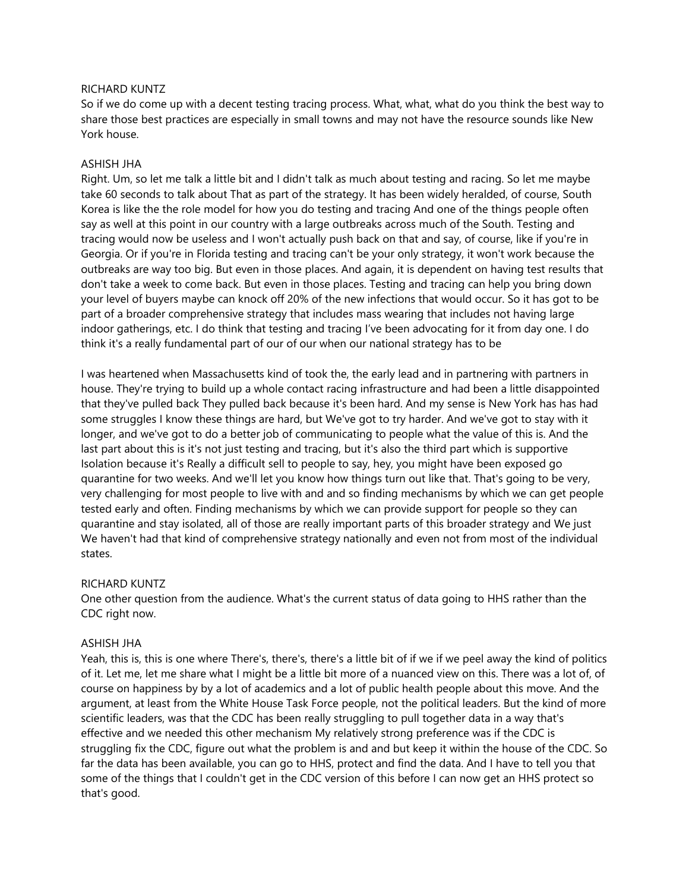RICHARD KUNTZ
So if we do come up with a decent testing tracing process. What, what, what do you think the best way to share those best practices are especially in small towns and may not have the resource sounds like New York house.

ASHISH JHA
Right. Um, so let me talk a little bit and I didn't talk as much about testing and racing. So let me maybe take 60 seconds to talk about That as part of the strategy. It has been widely heralded, of course, South Korea is like the the role model for how you do testing and tracing And one of the things people often say as well at this point in our country with a large outbreaks across much of the South. Testing and tracing would now be useless and I won't actually push back on that and say, of course, like if you're in Georgia. Or if you're in Florida testing and tracing can't be your only strategy, it won't work because the outbreaks are way too big. But even in those places. And again, it is dependent on having test results that don't take a week to come back. But even in those places. Testing and tracing can help you bring down your level of buyers maybe can knock off 20% of the new infections that would occur. So it has got to be part of a broader comprehensive strategy that includes mass wearing that includes not having large indoor gatherings, etc. I do think that testing and tracing I've been advocating for it from day one. I do think it's a really fundamental part of our of our when our national strategy has to be

I was heartened when Massachusetts kind of took the, the early lead and in partnering with partners in house. They're trying to build up a whole contact racing infrastructure and had been a little disappointed that they've pulled back They pulled back because it's been hard. And my sense is New York has has had some struggles I know these things are hard, but We've got to try harder. And we've got to stay with it longer, and we've got to do a better job of communicating to people what the value of this is. And the last part about this is it's not just testing and tracing, but it's also the third part which is supportive Isolation because it's Really a difficult sell to people to say, hey, you might have been exposed go quarantine for two weeks. And we'll let you know how things turn out like that. That's going to be very, very challenging for most people to live with and and so finding mechanisms by which we can get people tested early and often. Finding mechanisms by which we can provide support for people so they can quarantine and stay isolated, all of those are really important parts of this broader strategy and We just We haven't had that kind of comprehensive strategy nationally and even not from most of the individual states.

RICHARD KUNTZ
One other question from the audience. What's the current status of data going to HHS rather than the CDC right now.

ASHISH JHA
Yeah, this is, this is one where There's, there's, there's a little bit of if we if we peel away the kind of politics of it. Let me, let me share what I might be a little bit more of a nuanced view on this. There was a lot of, of course on happiness by by a lot of academics and a lot of public health people about this move. And the argument, at least from the White House Task Force people, not the political leaders. But the kind of more scientific leaders, was that the CDC has been really struggling to pull together data in a way that's effective and we needed this other mechanism My relatively strong preference was if the CDC is struggling fix the CDC, figure out what the problem is and and but keep it within the house of the CDC. So far the data has been available, you can go to HHS, protect and find the data. And I have to tell you that some of the things that I couldn't get in the CDC version of this before I can now get an HHS protect so that's good.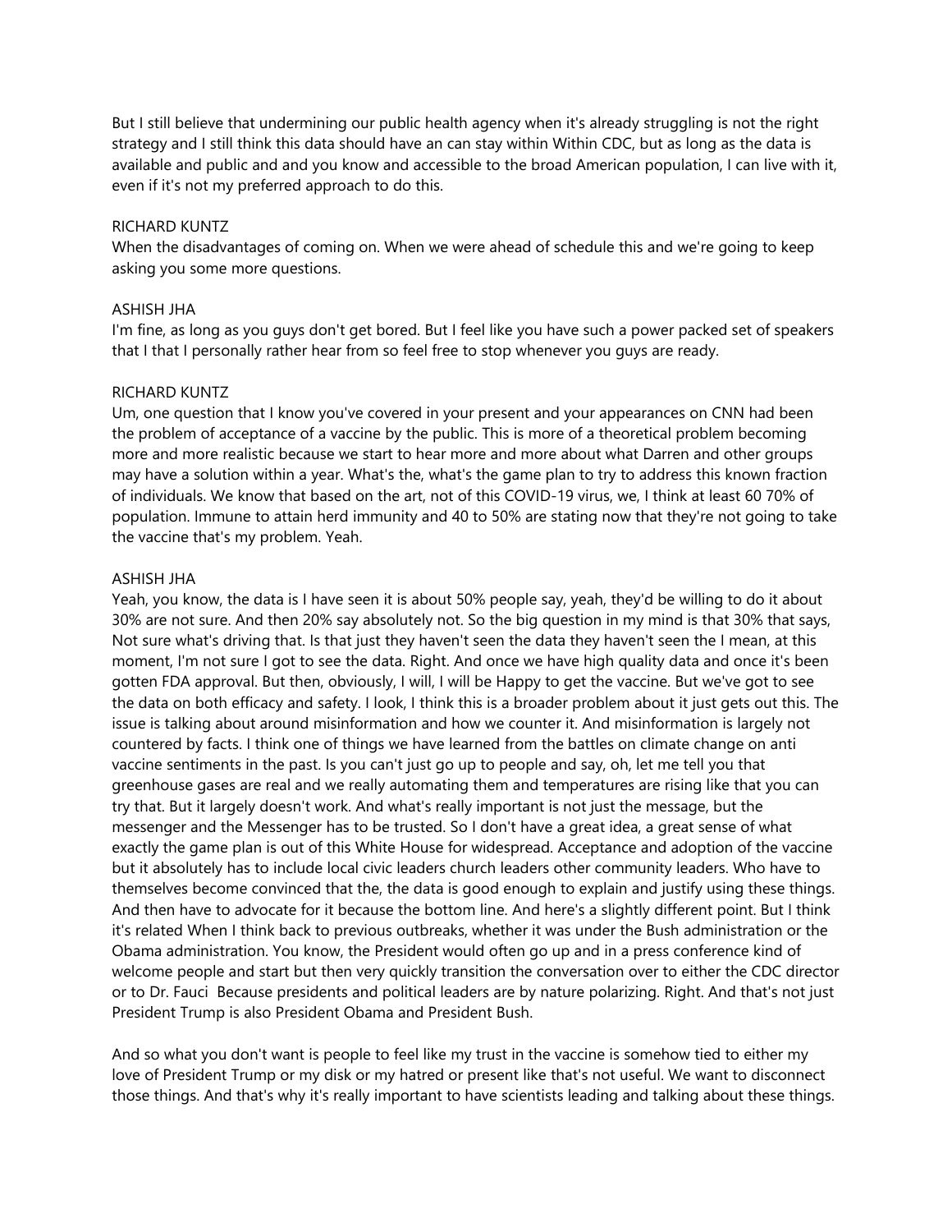But I still believe that undermining our public health agency when it's already struggling is not the right strategy and I still think this data should have an can stay within Within CDC, but as long as the data is available and public and and you know and accessible to the broad American population, I can live with it, even if it's not my preferred approach to do this.

RICHARD KUNTZ
When the disadvantages of coming on. When we were ahead of schedule this and we're going to keep asking you some more questions.

ASHISH JHA
I'm fine, as long as you guys don't get bored. But I feel like you have such a power packed set of speakers that I that I personally rather hear from so feel free to stop whenever you guys are ready.

RICHARD KUNTZ
Um, one question that I know you've covered in your present and your appearances on CNN had been the problem of acceptance of a vaccine by the public. This is more of a theoretical problem becoming more and more realistic because we start to hear more and more about what Darren and other groups may have a solution within a year. What's the, what's the game plan to try to address this known fraction of individuals. We know that based on the art, not of this COVID-19 virus, we, I think at least 60 70% of population. Immune to attain herd immunity and 40 to 50% are stating now that they're not going to take the vaccine that's my problem. Yeah.

ASHISH JHA
Yeah, you know, the data is I have seen it is about 50% people say, yeah, they'd be willing to do it about 30% are not sure. And then 20% say absolutely not. So the big question in my mind is that 30% that says, Not sure what's driving that. Is that just they haven't seen the data they haven't seen the I mean, at this moment, I'm not sure I got to see the data. Right. And once we have high quality data and once it's been gotten FDA approval. But then, obviously, I will, I will be Happy to get the vaccine. But we've got to see the data on both efficacy and safety. I look, I think this is a broader problem about it just gets out this. The issue is talking about around misinformation and how we counter it. And misinformation is largely not countered by facts. I think one of things we have learned from the battles on climate change on anti vaccine sentiments in the past. Is you can't just go up to people and say, oh, let me tell you that greenhouse gases are real and we really automating them and temperatures are rising like that you can try that. But it largely doesn't work. And what's really important is not just the message, but the messenger and the Messenger has to be trusted. So I don't have a great idea, a great sense of what exactly the game plan is out of this White House for widespread. Acceptance and adoption of the vaccine but it absolutely has to include local civic leaders church leaders other community leaders. Who have to themselves become convinced that the, the data is good enough to explain and justify using these things. And then have to advocate for it because the bottom line. And here's a slightly different point. But I think it's related When I think back to previous outbreaks, whether it was under the Bush administration or the Obama administration. You know, the President would often go up and in a press conference kind of welcome people and start but then very quickly transition the conversation over to either the CDC director or to Dr. Fauci Because presidents and political leaders are by nature polarizing. Right. And that's not just President Trump is also President Obama and President Bush.

And so what you don't want is people to feel like my trust in the vaccine is somehow tied to either my love of President Trump or my disk or my hatred or present like that's not useful. We want to disconnect those things. And that's why it's really important to have scientists leading and talking about these things.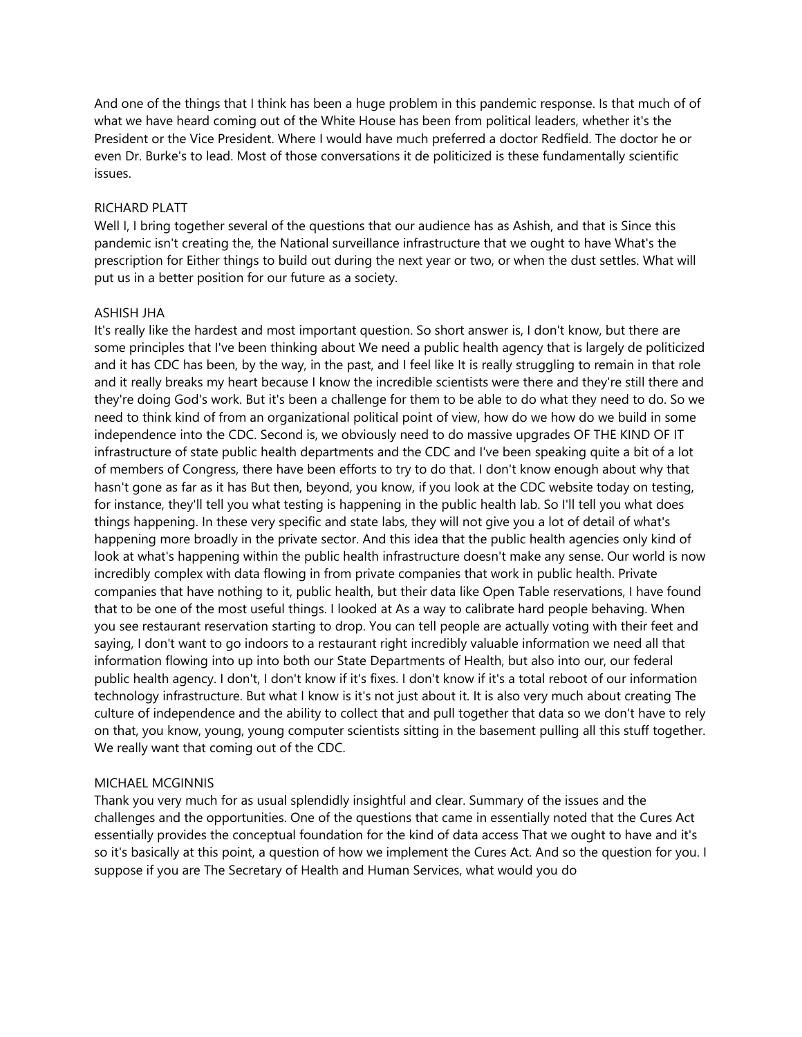And one of the things that I think has been a huge problem in this pandemic response. Is that much of of what we have heard coming out of the White House has been from political leaders, whether it's the President or the Vice President. Where I would have much preferred a doctor Redfield. The doctor he or even Dr. Burke's to lead. Most of those conversations it de politicized is these fundamentally scientific issues.

RICHARD PLATT
Well I, I bring together several of the questions that our audience has as Ashish, and that is Since this pandemic isn't creating the, the National surveillance infrastructure that we ought to have What's the prescription for Either things to build out during the next year or two, or when the dust settles. What will put us in a better position for our future as a society.

ASHISH JHA
It's really like the hardest and most important question. So short answer is, I don't know, but there are some principles that I've been thinking about We need a public health agency that is largely de politicized and it has CDC has been, by the way, in the past, and I feel like It is really struggling to remain in that role and it really breaks my heart because I know the incredible scientists were there and they're still there and they're doing God's work. But it's been a challenge for them to be able to do what they need to do. So we need to think kind of from an organizational political point of view, how do we how do we build in some independence into the CDC. Second is, we obviously need to do massive upgrades OF THE KIND OF IT infrastructure of state public health departments and the CDC and I've been speaking quite a bit of a lot of members of Congress, there have been efforts to try to do that. I don't know enough about why that hasn't gone as far as it has But then, beyond, you know, if you look at the CDC website today on testing, for instance, they'll tell you what testing is happening in the public health lab. So I'll tell you what does things happening. In these very specific and state labs, they will not give you a lot of detail of what's happening more broadly in the private sector. And this idea that the public health agencies only kind of look at what's happening within the public health infrastructure doesn't make any sense. Our world is now incredibly complex with data flowing in from private companies that work in public health. Private companies that have nothing to it, public health, but their data like Open Table reservations, I have found that to be one of the most useful things. I looked at As a way to calibrate hard people behaving. When you see restaurant reservation starting to drop. You can tell people are actually voting with their feet and saying, I don't want to go indoors to a restaurant right incredibly valuable information we need all that information flowing into up into both our State Departments of Health, but also into our, our federal public health agency. I don't, I don't know if it's fixes. I don't know if it's a total reboot of our information technology infrastructure. But what I know is it's not just about it. It is also very much about creating The culture of independence and the ability to collect that and pull together that data so we don't have to rely on that, you know, young, young computer scientists sitting in the basement pulling all this stuff together. We really want that coming out of the CDC.

MICHAEL MCGINNIS
Thank you very much for as usual splendidly insightful and clear. Summary of the issues and the challenges and the opportunities. One of the questions that came in essentially noted that the Cures Act essentially provides the conceptual foundation for the kind of data access That we ought to have and it's so it's basically at this point, a question of how we implement the Cures Act. And so the question for you. I suppose if you are The Secretary of Health and Human Services, what would you do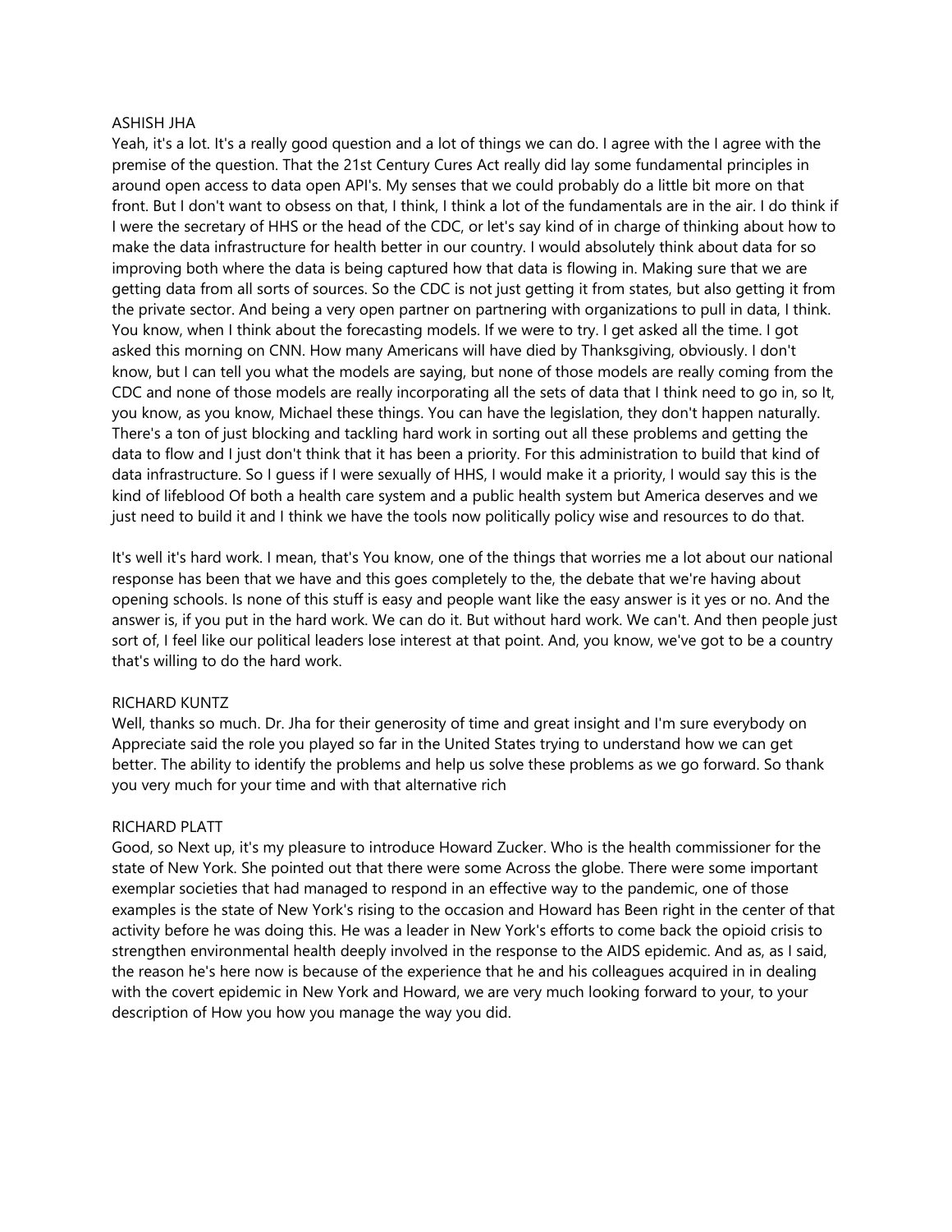ASHISH JHA

Yeah, it's a lot. It's a really good question and a lot of things we can do. I agree with the I agree with the premise of the question. That the 21st Century Cures Act really did lay some fundamental principles in around open access to data open API's. My senses that we could probably do a little bit more on that front. But I don't want to obsess on that, I think, I think a lot of the fundamentals are in the air. I do think if I were the secretary of HHS or the head of the CDC, or let's say kind of in charge of thinking about how to make the data infrastructure for health better in our country. I would absolutely think about data for so improving both where the data is being captured how that data is flowing in. Making sure that we are getting data from all sorts of sources. So the CDC is not just getting it from states, but also getting it from the private sector. And being a very open partner on partnering with organizations to pull in data, I think. You know, when I think about the forecasting models. If we were to try. I get asked all the time. I got asked this morning on CNN. How many Americans will have died by Thanksgiving, obviously. I don't know, but I can tell you what the models are saying, but none of those models are really coming from the CDC and none of those models are really incorporating all the sets of data that I think need to go in, so It, you know, as you know, Michael these things. You can have the legislation, they don't happen naturally. There's a ton of just blocking and tackling hard work in sorting out all these problems and getting the data to flow and I just don't think that it has been a priority. For this administration to build that kind of data infrastructure. So I guess if I were sexually of HHS, I would make it a priority, I would say this is the kind of lifeblood Of both a health care system and a public health system but America deserves and we just need to build it and I think we have the tools now politically policy wise and resources to do that.

It's well it's hard work. I mean, that's You know, one of the things that worries me a lot about our national response has been that we have and this goes completely to the, the debate that we're having about opening schools. Is none of this stuff is easy and people want like the easy answer is it yes or no. And the answer is, if you put in the hard work. We can do it. But without hard work. We can't. And then people just sort of, I feel like our political leaders lose interest at that point. And, you know, we've got to be a country that's willing to do the hard work.

RICHARD KUNTZ

Well, thanks so much. Dr. Jha for their generosity of time and great insight and I'm sure everybody on Appreciate said the role you played so far in the United States trying to understand how we can get better. The ability to identify the problems and help us solve these problems as we go forward. So thank you very much for your time and with that alternative rich

RICHARD PLATT

Good, so Next up, it's my pleasure to introduce Howard Zucker. Who is the health commissioner for the state of New York. She pointed out that there were some Across the globe. There were some important exemplar societies that had managed to respond in an effective way to the pandemic, one of those examples is the state of New York's rising to the occasion and Howard has Been right in the center of that activity before he was doing this. He was a leader in New York's efforts to come back the opioid crisis to strengthen environmental health deeply involved in the response to the AIDS epidemic. And as, as I said, the reason he's here now is because of the experience that he and his colleagues acquired in in dealing with the covert epidemic in New York and Howard, we are very much looking forward to your, to your description of How you how you manage the way you did.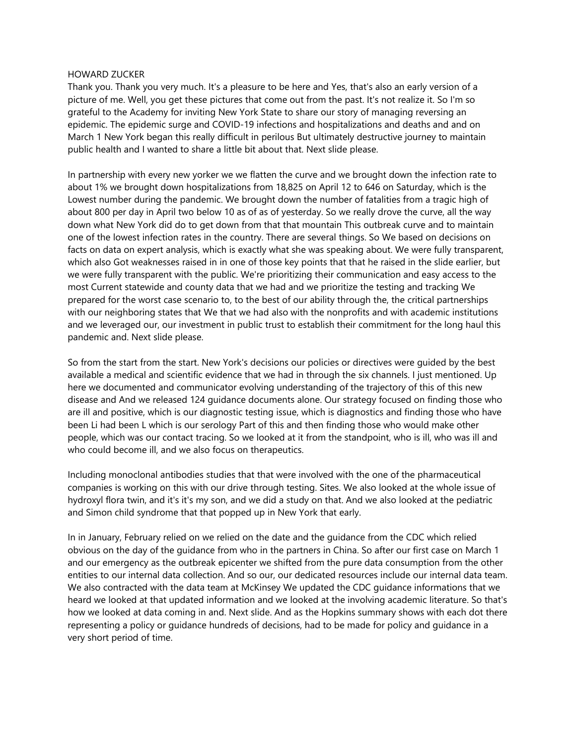HOWARD ZUCKER

Thank you. Thank you very much. It's a pleasure to be here and Yes, that's also an early version of a picture of me. Well, you get these pictures that come out from the past. It's not realize it. So I'm so grateful to the Academy for inviting New York State to share our story of managing reversing an epidemic. The epidemic surge and COVID-19 infections and hospitalizations and deaths and and on March 1 New York began this really difficult in perilous But ultimately destructive journey to maintain public health and I wanted to share a little bit about that. Next slide please.

In partnership with every new yorker we we flatten the curve and we brought down the infection rate to about 1% we brought down hospitalizations from 18,825 on April 12 to 646 on Saturday, which is the Lowest number during the pandemic. We brought down the number of fatalities from a tragic high of about 800 per day in April two below 10 as of as of yesterday. So we really drove the curve, all the way down what New York did do to get down from that that mountain This outbreak curve and to maintain one of the lowest infection rates in the country. There are several things. So We based on decisions on facts on data on expert analysis, which is exactly what she was speaking about. We were fully transparent, which also Got weaknesses raised in in one of those key points that that he raised in the slide earlier, but we were fully transparent with the public. We're prioritizing their communication and easy access to the most Current statewide and county data that we had and we prioritize the testing and tracking We prepared for the worst case scenario to, to the best of our ability through the, the critical partnerships with our neighboring states that We that we had also with the nonprofits and with academic institutions and we leveraged our, our investment in public trust to establish their commitment for the long haul this pandemic and. Next slide please.

So from the start from the start. New York's decisions our policies or directives were guided by the best available a medical and scientific evidence that we had in through the six channels. I just mentioned. Up here we documented and communicator evolving understanding of the trajectory of this of this new disease and And we released 124 guidance documents alone. Our strategy focused on finding those who are ill and positive, which is our diagnostic testing issue, which is diagnostics and finding those who have been Li had been L which is our serology Part of this and then finding those who would make other people, which was our contact tracing. So we looked at it from the standpoint, who is ill, who was ill and who could become ill, and we also focus on therapeutics.

Including monoclonal antibodies studies that that were involved with the one of the pharmaceutical companies is working on this with our drive through testing. Sites. We also looked at the whole issue of hydroxyl flora twin, and it's it's my son, and we did a study on that. And we also looked at the pediatric and Simon child syndrome that that popped up in New York that early.

In in January, February relied on we relied on the date and the guidance from the CDC which relied obvious on the day of the guidance from who in the partners in China. So after our first case on March 1 and our emergency as the outbreak epicenter we shifted from the pure data consumption from the other entities to our internal data collection. And so our, our dedicated resources include our internal data team. We also contracted with the data team at McKinsey We updated the CDC guidance informations that we heard we looked at that updated information and we looked at the involving academic literature. So that's how we looked at data coming in and. Next slide. And as the Hopkins summary shows with each dot there representing a policy or guidance hundreds of decisions, had to be made for policy and guidance in a very short period of time.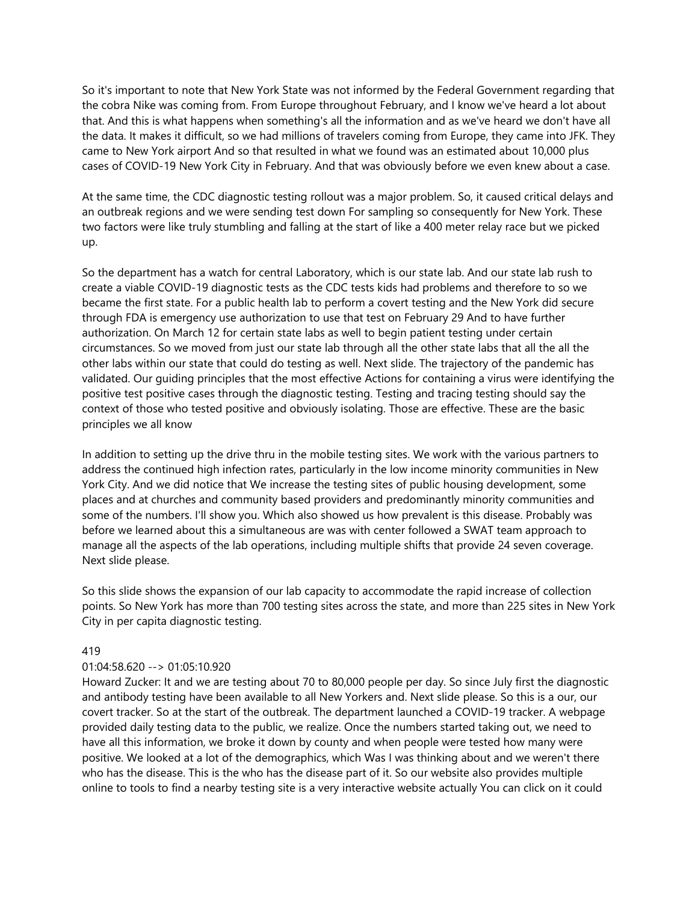So it's important to note that New York State was not informed by the Federal Government regarding that the cobra Nike was coming from. From Europe throughout February, and I know we've heard a lot about that. And this is what happens when something's all the information and as we've heard we don't have all the data. It makes it difficult, so we had millions of travelers coming from Europe, they came into JFK. They came to New York airport And so that resulted in what we found was an estimated about 10,000 plus cases of COVID-19 New York City in February. And that was obviously before we even knew about a case.

At the same time, the CDC diagnostic testing rollout was a major problem. So, it caused critical delays and an outbreak regions and we were sending test down For sampling so consequently for New York. These two factors were like truly stumbling and falling at the start of like a 400 meter relay race but we picked up.

So the department has a watch for central Laboratory, which is our state lab. And our state lab rush to create a viable COVID-19 diagnostic tests as the CDC tests kids had problems and therefore to so we became the first state. For a public health lab to perform a covert testing and the New York did secure through FDA is emergency use authorization to use that test on February 29 And to have further authorization. On March 12 for certain state labs as well to begin patient testing under certain circumstances. So we moved from just our state lab through all the other state labs that all the all the other labs within our state that could do testing as well. Next slide. The trajectory of the pandemic has validated. Our guiding principles that the most effective Actions for containing a virus were identifying the positive test positive cases through the diagnostic testing. Testing and tracing testing should say the context of those who tested positive and obviously isolating. Those are effective. These are the basic principles we all know

In addition to setting up the drive thru in the mobile testing sites. We work with the various partners to address the continued high infection rates, particularly in the low income minority communities in New York City. And we did notice that We increase the testing sites of public housing development, some places and at churches and community based providers and predominantly minority communities and some of the numbers. I'll show you. Which also showed us how prevalent is this disease. Probably was before we learned about this a simultaneous are was with center followed a SWAT team approach to manage all the aspects of the lab operations, including multiple shifts that provide 24 seven coverage. Next slide please.

So this slide shows the expansion of our lab capacity to accommodate the rapid increase of collection points. So New York has more than 700 testing sites across the state, and more than 225 sites in New York City in per capita diagnostic testing.

419

01:04:58.620 --> 01:05:10.920

Howard Zucker: It and we are testing about 70 to 80,000 people per day. So since July first the diagnostic and antibody testing have been available to all New Yorkers and. Next slide please. So this is a our, our covert tracker. So at the start of the outbreak. The department launched a COVID-19 tracker. A webpage provided daily testing data to the public, we realize. Once the numbers started taking out, we need to have all this information, we broke it down by county and when people were tested how many were positive. We looked at a lot of the demographics, which Was I was thinking about and we weren't there who has the disease. This is the who has the disease part of it. So our website also provides multiple online to tools to find a nearby testing site is a very interactive website actually You can click on it could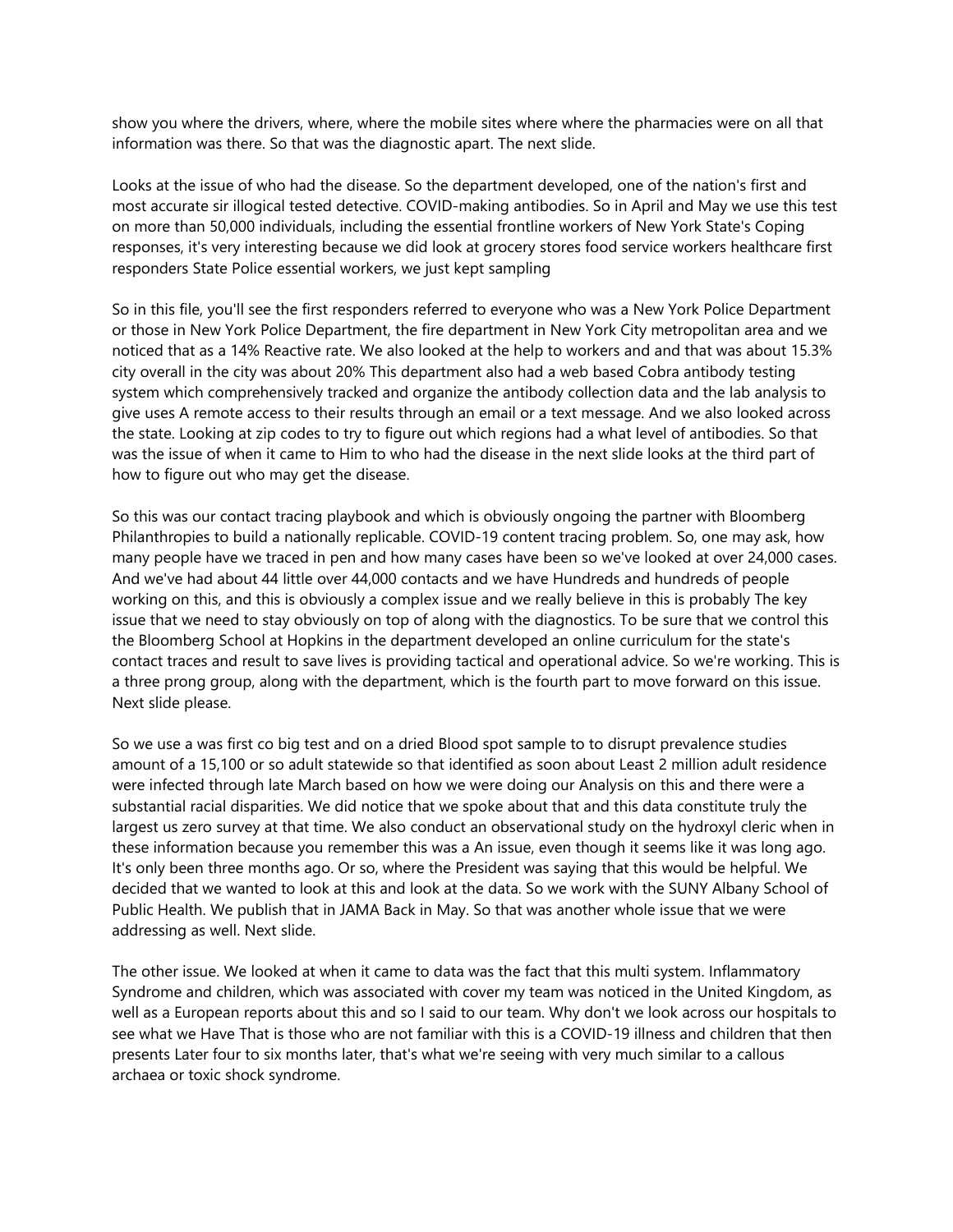show you where the drivers, where, where the mobile sites where where the pharmacies were on all that information was there. So that was the diagnostic apart. The next slide.

Looks at the issue of who had the disease. So the department developed, one of the nation's first and most accurate sir illogical tested detective. COVID-making antibodies. So in April and May we use this test on more than 50,000 individuals, including the essential frontline workers of New York State's Coping responses, it's very interesting because we did look at grocery stores food service workers healthcare first responders State Police essential workers, we just kept sampling

So in this file, you'll see the first responders referred to everyone who was a New York Police Department or those in New York Police Department, the fire department in New York City metropolitan area and we noticed that as a 14% Reactive rate. We also looked at the help to workers and and that was about 15.3% city overall in the city was about 20% This department also had a web based Cobra antibody testing system which comprehensively tracked and organize the antibody collection data and the lab analysis to give uses A remote access to their results through an email or a text message. And we also looked across the state. Looking at zip codes to try to figure out which regions had a what level of antibodies. So that was the issue of when it came to Him to who had the disease in the next slide looks at the third part of how to figure out who may get the disease.

So this was our contact tracing playbook and which is obviously ongoing the partner with Bloomberg Philanthropies to build a nationally replicable. COVID-19 content tracing problem. So, one may ask, how many people have we traced in pen and how many cases have been so we've looked at over 24,000 cases. And we've had about 44 little over 44,000 contacts and we have Hundreds and hundreds of people working on this, and this is obviously a complex issue and we really believe in this is probably The key issue that we need to stay obviously on top of along with the diagnostics. To be sure that we control this the Bloomberg School at Hopkins in the department developed an online curriculum for the state's contact traces and result to save lives is providing tactical and operational advice. So we're working. This is a three prong group, along with the department, which is the fourth part to move forward on this issue. Next slide please.

So we use a was first co big test and on a dried Blood spot sample to to disrupt prevalence studies amount of a 15,100 or so adult statewide so that identified as soon about Least 2 million adult residence were infected through late March based on how we were doing our Analysis on this and there were a substantial racial disparities. We did notice that we spoke about that and this data constitute truly the largest us zero survey at that time. We also conduct an observational study on the hydroxyl cleric when in these information because you remember this was a An issue, even though it seems like it was long ago. It's only been three months ago. Or so, where the President was saying that this would be helpful. We decided that we wanted to look at this and look at the data. So we work with the SUNY Albany School of Public Health. We publish that in JAMA Back in May. So that was another whole issue that we were addressing as well. Next slide.

The other issue. We looked at when it came to data was the fact that this multi system. Inflammatory Syndrome and children, which was associated with cover my team was noticed in the United Kingdom, as well as a European reports about this and so I said to our team. Why don't we look across our hospitals to see what we Have That is those who are not familiar with this is a COVID-19 illness and children that then presents Later four to six months later, that's what we're seeing with very much similar to a callous archaea or toxic shock syndrome.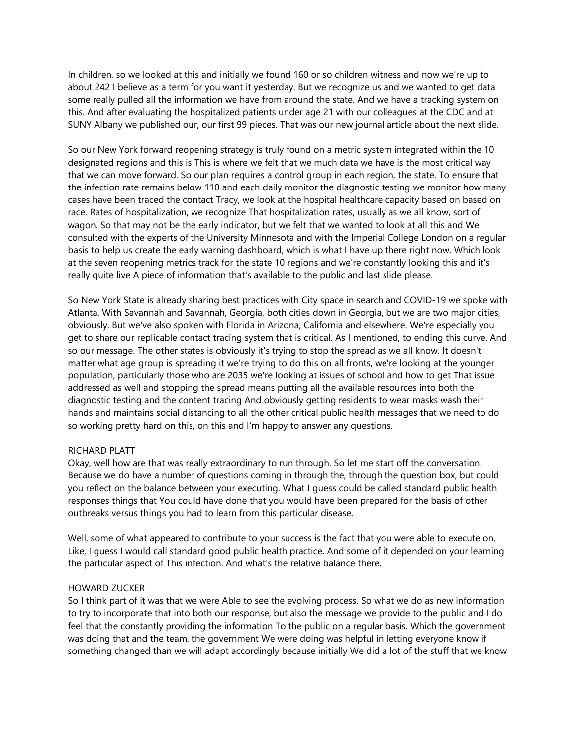In children, so we looked at this and initially we found 160 or so children witness and now we're up to about 242 I believe as a term for you want it yesterday. But we recognize us and we wanted to get data some really pulled all the information we have from around the state. And we have a tracking system on this. And after evaluating the hospitalized patients under age 21 with our colleagues at the CDC and at SUNY Albany we published our, our first 99 pieces. That was our new journal article about the next slide.

So our New York forward reopening strategy is truly found on a metric system integrated within the 10 designated regions and this is This is where we felt that we much data we have is the most critical way that we can move forward. So our plan requires a control group in each region, the state. To ensure that the infection rate remains below 110 and each daily monitor the diagnostic testing we monitor how many cases have been traced the contact Tracy, we look at the hospital healthcare capacity based on based on race. Rates of hospitalization, we recognize That hospitalization rates, usually as we all know, sort of wagon. So that may not be the early indicator, but we felt that we wanted to look at all this and We consulted with the experts of the University Minnesota and with the Imperial College London on a regular basis to help us create the early warning dashboard, which is what I have up there right now. Which look at the seven reopening metrics track for the state 10 regions and we're constantly looking this and it's really quite live A piece of information that's available to the public and last slide please.

So New York State is already sharing best practices with City space in search and COVID-19 we spoke with Atlanta. With Savannah and Savannah, Georgia, both cities down in Georgia, but we are two major cities, obviously. But we've also spoken with Florida in Arizona, California and elsewhere. We're especially you get to share our replicable contact tracing system that is critical. As I mentioned, to ending this curve. And so our message. The other states is obviously it's trying to stop the spread as we all know. It doesn't matter what age group is spreading it we're trying to do this on all fronts, we're looking at the younger population, particularly those who are 2035 we're looking at issues of school and how to get That issue addressed as well and stopping the spread means putting all the available resources into both the diagnostic testing and the content tracing And obviously getting residents to wear masks wash their hands and maintains social distancing to all the other critical public health messages that we need to do so working pretty hard on this, on this and I'm happy to answer any questions.

RICHARD PLATT

Okay, well how are that was really extraordinary to run through. So let me start off the conversation. Because we do have a number of questions coming in through the, through the question box, but could you reflect on the balance between your executing. What I guess could be called standard public health responses things that You could have done that you would have been prepared for the basis of other outbreaks versus things you had to learn from this particular disease.

Well, some of what appeared to contribute to your success is the fact that you were able to execute on. Like, I guess I would call standard good public health practice. And some of it depended on your learning the particular aspect of This infection. And what's the relative balance there.

HOWARD ZUCKER

So I think part of it was that we were Able to see the evolving process. So what we do as new information to try to incorporate that into both our response, but also the message we provide to the public and I do feel that the constantly providing the information To the public on a regular basis. Which the government was doing that and the team, the government We were doing was helpful in letting everyone know if something changed than we will adapt accordingly because initially We did a lot of the stuff that we know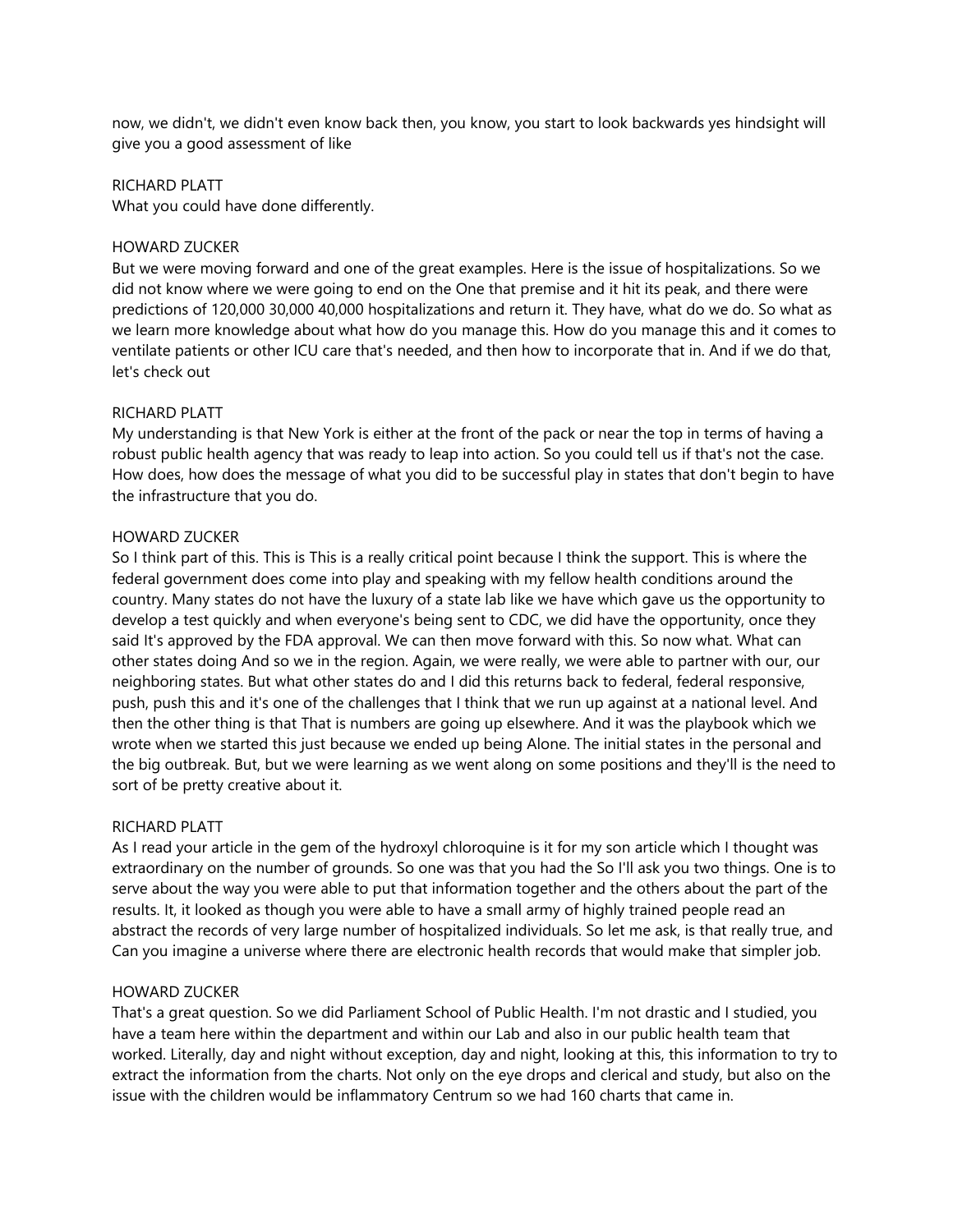now, we didn't, we didn't even know back then, you know, you start to look backwards yes hindsight will give you a good assessment of like

RICHARD PLATT
What you could have done differently.

HOWARD ZUCKER
But we were moving forward and one of the great examples. Here is the issue of hospitalizations. So we did not know where we were going to end on the One that premise and it hit its peak, and there were predictions of 120,000 30,000 40,000 hospitalizations and return it. They have, what do we do. So what as we learn more knowledge about what how do you manage this. How do you manage this and it comes to ventilate patients or other ICU care that's needed, and then how to incorporate that in. And if we do that, let's check out

RICHARD PLATT
My understanding is that New York is either at the front of the pack or near the top in terms of having a robust public health agency that was ready to leap into action. So you could tell us if that's not the case. How does, how does the message of what you did to be successful play in states that don't begin to have the infrastructure that you do.

HOWARD ZUCKER
So I think part of this. This is This is a really critical point because I think the support. This is where the federal government does come into play and speaking with my fellow health conditions around the country. Many states do not have the luxury of a state lab like we have which gave us the opportunity to develop a test quickly and when everyone's being sent to CDC, we did have the opportunity, once they said It's approved by the FDA approval. We can then move forward with this. So now what. What can other states doing And so we in the region. Again, we were really, we were able to partner with our, our neighboring states. But what other states do and I did this returns back to federal, federal responsive, push, push this and it's one of the challenges that I think that we run up against at a national level. And then the other thing is that That is numbers are going up elsewhere. And it was the playbook which we wrote when we started this just because we ended up being Alone. The initial states in the personal and the big outbreak. But, but we were learning as we went along on some positions and they'll is the need to sort of be pretty creative about it.

RICHARD PLATT
As I read your article in the gem of the hydroxyl chloroquine is it for my son article which I thought was extraordinary on the number of grounds. So one was that you had the So I'll ask you two things. One is to serve about the way you were able to put that information together and the others about the part of the results. It, it looked as though you were able to have a small army of highly trained people read an abstract the records of very large number of hospitalized individuals. So let me ask, is that really true, and Can you imagine a universe where there are electronic health records that would make that simpler job.

HOWARD ZUCKER
That's a great question. So we did Parliament School of Public Health. I'm not drastic and I studied, you have a team here within the department and within our Lab and also in our public health team that worked. Literally, day and night without exception, day and night, looking at this, this information to try to extract the information from the charts. Not only on the eye drops and clerical and study, but also on the issue with the children would be inflammatory Centrum so we had 160 charts that came in.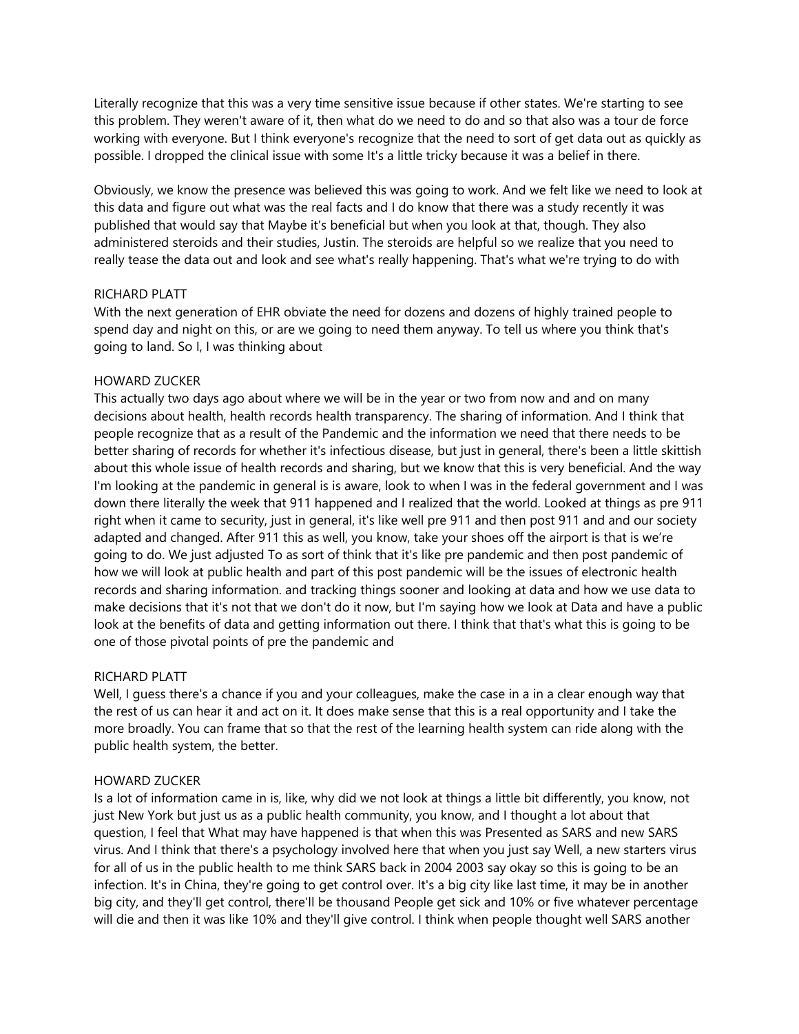Literally recognize that this was a very time sensitive issue because if other states. We're starting to see this problem. They weren't aware of it, then what do we need to do and so that also was a tour de force working with everyone. But I think everyone's recognize that the need to sort of get data out as quickly as possible. I dropped the clinical issue with some It's a little tricky because it was a belief in there.

Obviously, we know the presence was believed this was going to work. And we felt like we need to look at this data and figure out what was the real facts and I do know that there was a study recently it was published that would say that Maybe it's beneficial but when you look at that, though. They also administered steroids and their studies, Justin. The steroids are helpful so we realize that you need to really tease the data out and look and see what's really happening. That's what we're trying to do with

RICHARD PLATT
With the next generation of EHR obviate the need for dozens and dozens of highly trained people to spend day and night on this, or are we going to need them anyway. To tell us where you think that's going to land. So I, I was thinking about

HOWARD ZUCKER
This actually two days ago about where we will be in the year or two from now and and on many decisions about health, health records health transparency. The sharing of information. And I think that people recognize that as a result of the Pandemic and the information we need that there needs to be better sharing of records for whether it's infectious disease, but just in general, there's been a little skittish about this whole issue of health records and sharing, but we know that this is very beneficial. And the way I'm looking at the pandemic in general is is aware, look to when I was in the federal government and I was down there literally the week that 911 happened and I realized that the world. Looked at things as pre 911 right when it came to security, just in general, it's like well pre 911 and then post 911 and and our society adapted and changed. After 911 this as well, you know, take your shoes off the airport is that is we're going to do. We just adjusted To as sort of think that it's like pre pandemic and then post pandemic of how we will look at public health and part of this post pandemic will be the issues of electronic health records and sharing information. and tracking things sooner and looking at data and how we use data to make decisions that it's not that we don't do it now, but I'm saying how we look at Data and have a public look at the benefits of data and getting information out there. I think that that's what this is going to be one of those pivotal points of pre the pandemic and

RICHARD PLATT
Well, I guess there's a chance if you and your colleagues, make the case in a in a clear enough way that the rest of us can hear it and act on it. It does make sense that this is a real opportunity and I take the more broadly. You can frame that so that the rest of the learning health system can ride along with the public health system, the better.

HOWARD ZUCKER
Is a lot of information came in is, like, why did we not look at things a little bit differently, you know, not just New York but just us as a public health community, you know, and I thought a lot about that question, I feel that What may have happened is that when this was Presented as SARS and new SARS virus. And I think that there's a psychology involved here that when you just say Well, a new starters virus for all of us in the public health to me think SARS back in 2004 2003 say okay so this is going to be an infection. It's in China, they're going to get control over. It's a big city like last time, it may be in another big city, and they'll get control, there'll be thousand People get sick and 10% or five whatever percentage will die and then it was like 10% and they'll give control. I think when people thought well SARS another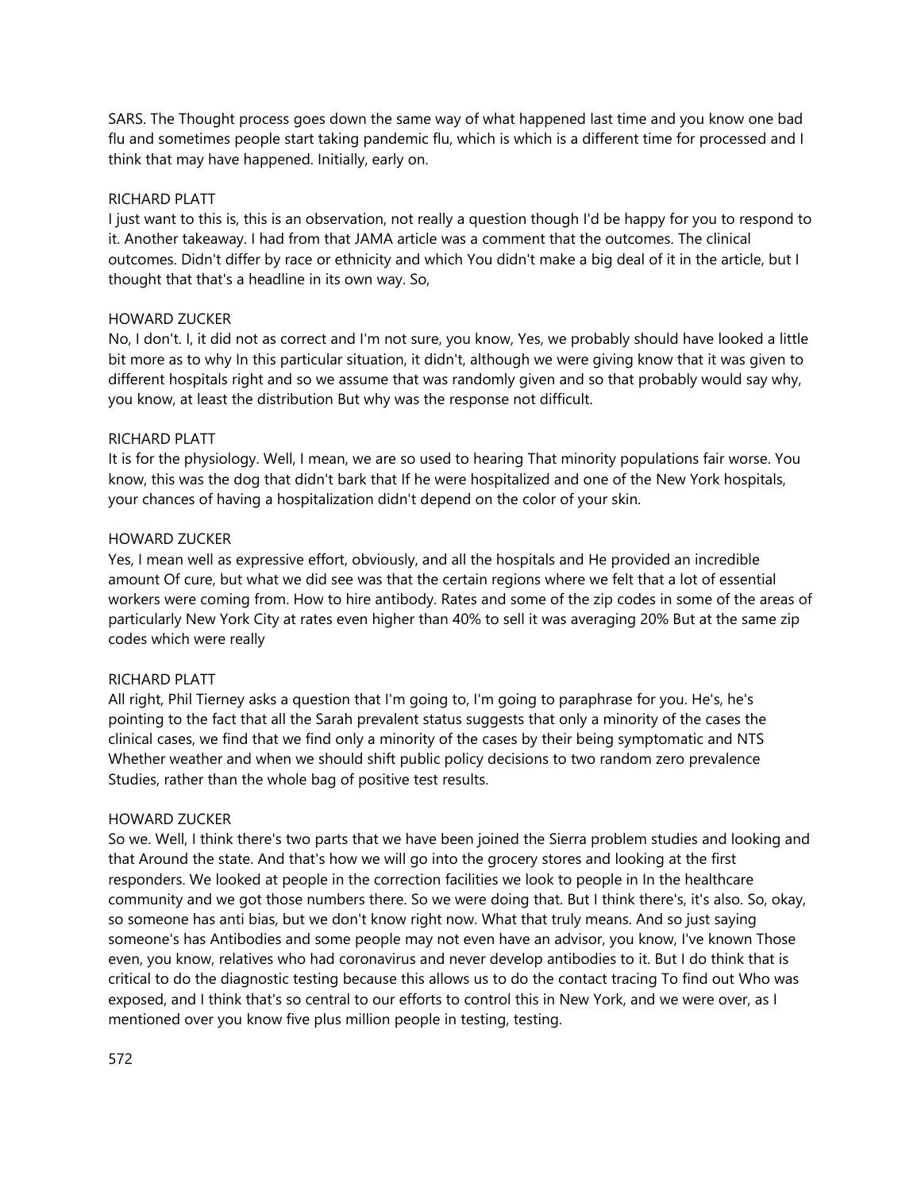SARS. The Thought process goes down the same way of what happened last time and you know one bad flu and sometimes people start taking pandemic flu, which is which is a different time for processed and I think that may have happened. Initially, early on.

RICHARD PLATT

I just want to this is, this is an observation, not really a question though I'd be happy for you to respond to it. Another takeaway. I had from that JAMA article was a comment that the outcomes. The clinical outcomes. Didn't differ by race or ethnicity and which You didn't make a big deal of it in the article, but I thought that that's a headline in its own way. So,

HOWARD ZUCKER

No, I don't. I, it did not as correct and I'm not sure, you know, Yes, we probably should have looked a little bit more as to why In this particular situation, it didn't, although we were giving know that it was given to different hospitals right and so we assume that was randomly given and so that probably would say why, you know, at least the distribution But why was the response not difficult.

RICHARD PLATT

It is for the physiology. Well, I mean, we are so used to hearing That minority populations fair worse. You know, this was the dog that didn't bark that If he were hospitalized and one of the New York hospitals, your chances of having a hospitalization didn't depend on the color of your skin.

HOWARD ZUCKER

Yes, I mean well as expressive effort, obviously, and all the hospitals and He provided an incredible amount Of cure, but what we did see was that the certain regions where we felt that a lot of essential workers were coming from. How to hire antibody. Rates and some of the zip codes in some of the areas of particularly New York City at rates even higher than 40% to sell it was averaging 20% But at the same zip codes which were really

RICHARD PLATT

All right, Phil Tierney asks a question that I'm going to, I'm going to paraphrase for you. He's, he's pointing to the fact that all the Sarah prevalent status suggests that only a minority of the cases the clinical cases, we find that we find only a minority of the cases by their being symptomatic and NTS Whether weather and when we should shift public policy decisions to two random zero prevalence Studies, rather than the whole bag of positive test results.

HOWARD ZUCKER

So we. Well, I think there's two parts that we have been joined the Sierra problem studies and looking and that Around the state. And that's how we will go into the grocery stores and looking at the first responders. We looked at people in the correction facilities we look to people in In the healthcare community and we got those numbers there. So we were doing that. But I think there's, it's also. So, okay, so someone has anti bias, but we don't know right now. What that truly means. And so just saying someone's has Antibodies and some people may not even have an advisor, you know, I've known Those even, you know, relatives who had coronavirus and never develop antibodies to it. But I do think that is critical to do the diagnostic testing because this allows us to do the contact tracing To find out Who was exposed, and I think that's so central to our efforts to control this in New York, and we were over, as I mentioned over you know five plus million people in testing, testing.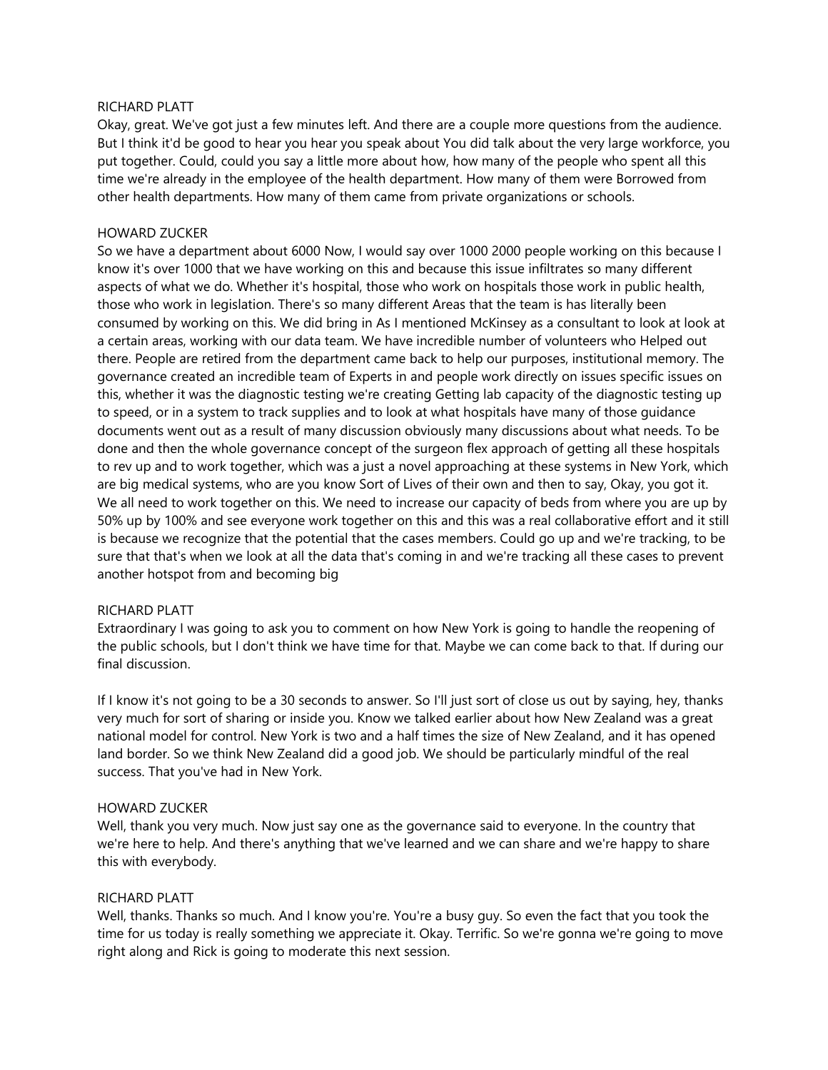RICHARD PLATT

Okay, great. We've got just a few minutes left. And there are a couple more questions from the audience. But I think it'd be good to hear you hear you speak about You did talk about the very large workforce, you put together. Could, could you say a little more about how, how many of the people who spent all this time we're already in the employee of the health department. How many of them were Borrowed from other health departments. How many of them came from private organizations or schools.

HOWARD ZUCKER

So we have a department about 6000 Now, I would say over 1000 2000 people working on this because I know it's over 1000 that we have working on this and because this issue infiltrates so many different aspects of what we do. Whether it's hospital, those who work on hospitals those work in public health, those who work in legislation. There's so many different Areas that the team is has literally been consumed by working on this. We did bring in As I mentioned McKinsey as a consultant to look at look at a certain areas, working with our data team. We have incredible number of volunteers who Helped out there. People are retired from the department came back to help our purposes, institutional memory. The governance created an incredible team of Experts in and people work directly on issues specific issues on this, whether it was the diagnostic testing we're creating Getting lab capacity of the diagnostic testing up to speed, or in a system to track supplies and to look at what hospitals have many of those guidance documents went out as a result of many discussion obviously many discussions about what needs. To be done and then the whole governance concept of the surgeon flex approach of getting all these hospitals to rev up and to work together, which was a just a novel approaching at these systems in New York, which are big medical systems, who are you know Sort of Lives of their own and then to say, Okay, you got it. We all need to work together on this. We need to increase our capacity of beds from where you are up by 50% up by 100% and see everyone work together on this and this was a real collaborative effort and it still is because we recognize that the potential that the cases members. Could go up and we're tracking, to be sure that that's when we look at all the data that's coming in and we're tracking all these cases to prevent another hotspot from and becoming big

RICHARD PLATT

Extraordinary I was going to ask you to comment on how New York is going to handle the reopening of the public schools, but I don't think we have time for that. Maybe we can come back to that. If during our final discussion.

If I know it's not going to be a 30 seconds to answer. So I'll just sort of close us out by saying, hey, thanks very much for sort of sharing or inside you. Know we talked earlier about how New Zealand was a great national model for control. New York is two and a half times the size of New Zealand, and it has opened land border. So we think New Zealand did a good job. We should be particularly mindful of the real success. That you've had in New York.

HOWARD ZUCKER

Well, thank you very much. Now just say one as the governance said to everyone. In the country that we're here to help. And there's anything that we've learned and we can share and we're happy to share this with everybody.

RICHARD PLATT

Well, thanks. Thanks so much. And I know you're. You're a busy guy. So even the fact that you took the time for us today is really something we appreciate it. Okay. Terrific. So we're gonna we're going to move right along and Rick is going to moderate this next session.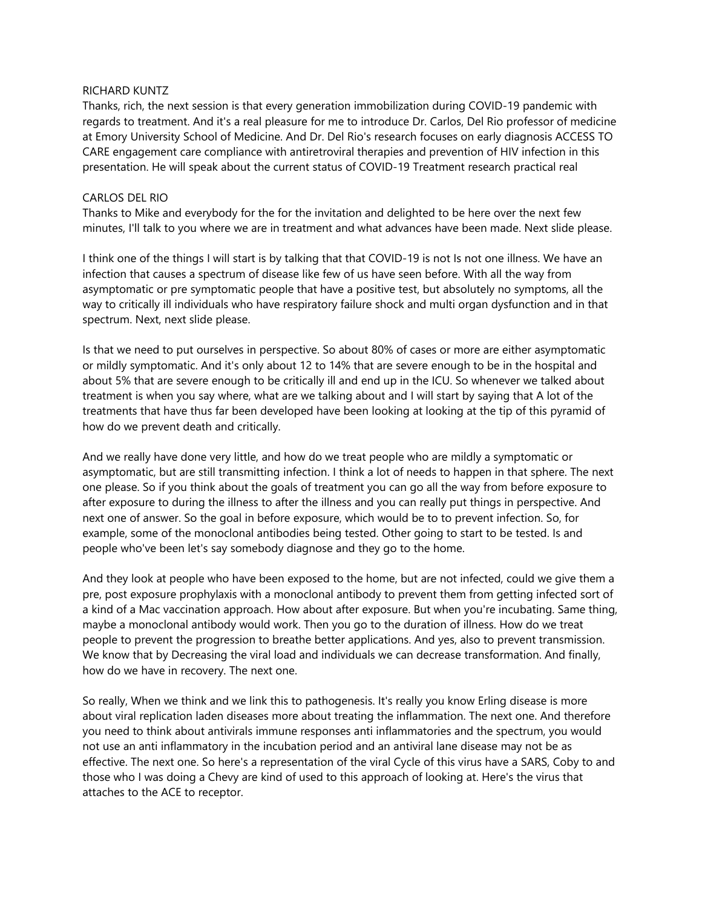RICHARD KUNTZ

Thanks, rich, the next session is that every generation immobilization during COVID-19 pandemic with regards to treatment. And it's a real pleasure for me to introduce Dr. Carlos, Del Rio professor of medicine at Emory University School of Medicine. And Dr. Del Rio's research focuses on early diagnosis ACCESS TO CARE engagement care compliance with antiretroviral therapies and prevention of HIV infection in this presentation. He will speak about the current status of COVID-19 Treatment research practical real

CARLOS DEL RIO

Thanks to Mike and everybody for the for the invitation and delighted to be here over the next few minutes, I'll talk to you where we are in treatment and what advances have been made. Next slide please.

I think one of the things I will start is by talking that that COVID-19 is not Is not one illness. We have an infection that causes a spectrum of disease like few of us have seen before. With all the way from asymptomatic or pre symptomatic people that have a positive test, but absolutely no symptoms, all the way to critically ill individuals who have respiratory failure shock and multi organ dysfunction and in that spectrum. Next, next slide please.

Is that we need to put ourselves in perspective. So about 80% of cases or more are either asymptomatic or mildly symptomatic. And it's only about 12 to 14% that are severe enough to be in the hospital and about 5% that are severe enough to be critically ill and end up in the ICU. So whenever we talked about treatment is when you say where, what are we talking about and I will start by saying that A lot of the treatments that have thus far been developed have been looking at looking at the tip of this pyramid of how do we prevent death and critically.

And we really have done very little, and how do we treat people who are mildly a symptomatic or asymptomatic, but are still transmitting infection. I think a lot of needs to happen in that sphere. The next one please. So if you think about the goals of treatment you can go all the way from before exposure to after exposure to during the illness to after the illness and you can really put things in perspective. And next one of answer. So the goal in before exposure, which would be to to prevent infection. So, for example, some of the monoclonal antibodies being tested. Other going to start to be tested. Is and people who've been let's say somebody diagnose and they go to the home.

And they look at people who have been exposed to the home, but are not infected, could we give them a pre, post exposure prophylaxis with a monoclonal antibody to prevent them from getting infected sort of a kind of a Mac vaccination approach. How about after exposure. But when you're incubating. Same thing, maybe a monoclonal antibody would work. Then you go to the duration of illness. How do we treat people to prevent the progression to breathe better applications. And yes, also to prevent transmission. We know that by Decreasing the viral load and individuals we can decrease transformation. And finally, how do we have in recovery. The next one.

So really, When we think and we link this to pathogenesis. It's really you know Erling disease is more about viral replication laden diseases more about treating the inflammation. The next one. And therefore you need to think about antivirals immune responses anti inflammatories and the spectrum, you would not use an anti inflammatory in the incubation period and an antiviral lane disease may not be as effective. The next one. So here's a representation of the viral Cycle of this virus have a SARS, Coby to and those who I was doing a Chevy are kind of used to this approach of looking at. Here's the virus that attaches to the ACE to receptor.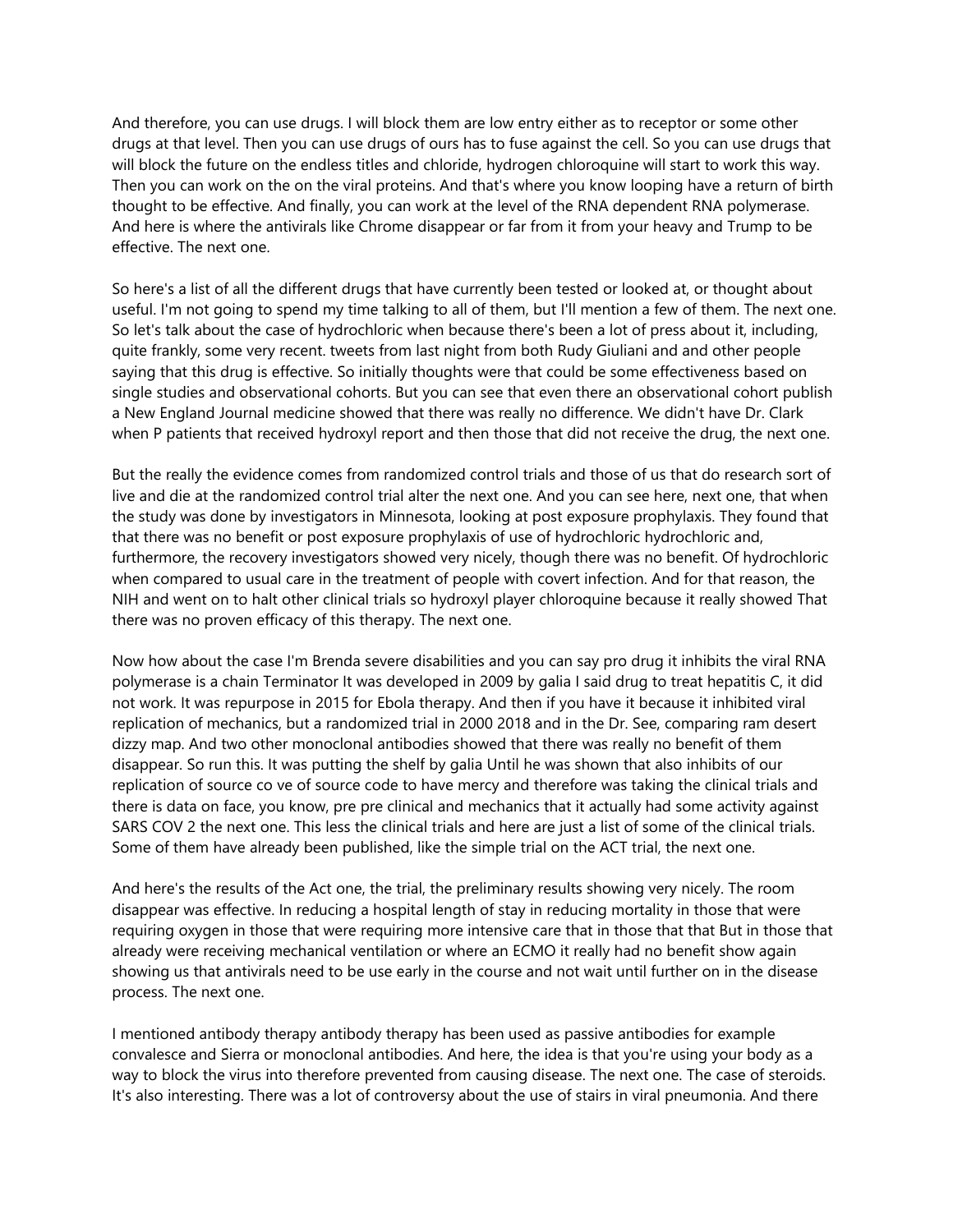And therefore, you can use drugs. I will block them are low entry either as to receptor or some other drugs at that level. Then you can use drugs of ours has to fuse against the cell. So you can use drugs that will block the future on the endless titles and chloride, hydrogen chloroquine will start to work this way. Then you can work on the on the viral proteins. And that's where you know looping have a return of birth thought to be effective. And finally, you can work at the level of the RNA dependent RNA polymerase. And here is where the antivirals like Chrome disappear or far from it from your heavy and Trump to be effective. The next one.

So here's a list of all the different drugs that have currently been tested or looked at, or thought about useful. I'm not going to spend my time talking to all of them, but I'll mention a few of them. The next one. So let's talk about the case of hydrochloric when because there's been a lot of press about it, including, quite frankly, some very recent. tweets from last night from both Rudy Giuliani and and other people saying that this drug is effective. So initially thoughts were that could be some effectiveness based on single studies and observational cohorts. But you can see that even there an observational cohort publish a New England Journal medicine showed that there was really no difference. We didn't have Dr. Clark when P patients that received hydroxyl report and then those that did not receive the drug, the next one.

But the really the evidence comes from randomized control trials and those of us that do research sort of live and die at the randomized control trial alter the next one. And you can see here, next one, that when the study was done by investigators in Minnesota, looking at post exposure prophylaxis. They found that that there was no benefit or post exposure prophylaxis of use of hydrochloric hydrochloric and, furthermore, the recovery investigators showed very nicely, though there was no benefit. Of hydrochloric when compared to usual care in the treatment of people with covert infection. And for that reason, the NIH and went on to halt other clinical trials so hydroxyl player chloroquine because it really showed That there was no proven efficacy of this therapy. The next one.

Now how about the case I'm Brenda severe disabilities and you can say pro drug it inhibits the viral RNA polymerase is a chain Terminator It was developed in 2009 by galia I said drug to treat hepatitis C, it did not work. It was repurpose in 2015 for Ebola therapy. And then if you have it because it inhibited viral replication of mechanics, but a randomized trial in 2000 2018 and in the Dr. See, comparing ram desert dizzy map. And two other monoclonal antibodies showed that there was really no benefit of them disappear. So run this. It was putting the shelf by galia Until he was shown that also inhibits of our replication of source co ve of source code to have mercy and therefore was taking the clinical trials and there is data on face, you know, pre pre clinical and mechanics that it actually had some activity against SARS COV 2 the next one. This less the clinical trials and here are just a list of some of the clinical trials. Some of them have already been published, like the simple trial on the ACT trial, the next one.

And here's the results of the Act one, the trial, the preliminary results showing very nicely. The room disappear was effective. In reducing a hospital length of stay in reducing mortality in those that were requiring oxygen in those that were requiring more intensive care that in those that that But in those that already were receiving mechanical ventilation or where an ECMO it really had no benefit show again showing us that antivirals need to be use early in the course and not wait until further on in the disease process. The next one.

I mentioned antibody therapy antibody therapy has been used as passive antibodies for example convalesce and Sierra or monoclonal antibodies. And here, the idea is that you're using your body as a way to block the virus into therefore prevented from causing disease. The next one. The case of steroids. It's also interesting. There was a lot of controversy about the use of stairs in viral pneumonia. And there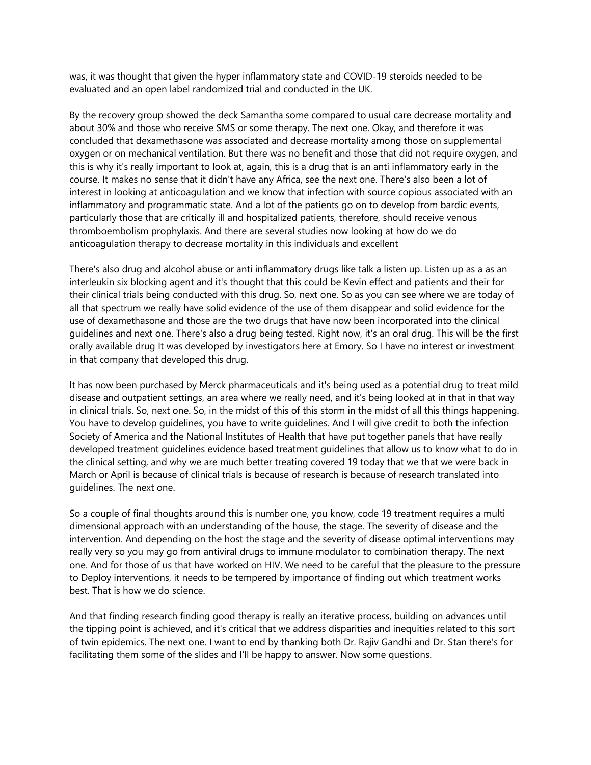was, it was thought that given the hyper inflammatory state and COVID-19 steroids needed to be evaluated and an open label randomized trial and conducted in the UK.

By the recovery group showed the deck Samantha some compared to usual care decrease mortality and about 30% and those who receive SMS or some therapy. The next one. Okay, and therefore it was concluded that dexamethasone was associated and decrease mortality among those on supplemental oxygen or on mechanical ventilation. But there was no benefit and those that did not require oxygen, and this is why it's really important to look at, again, this is a drug that is an anti inflammatory early in the course. It makes no sense that it didn't have any Africa, see the next one. There's also been a lot of interest in looking at anticoagulation and we know that infection with source copious associated with an inflammatory and programmatic state. And a lot of the patients go on to develop from bardic events, particularly those that are critically ill and hospitalized patients, therefore, should receive venous thromboembolism prophylaxis. And there are several studies now looking at how do we do anticoagulation therapy to decrease mortality in this individuals and excellent

There's also drug and alcohol abuse or anti inflammatory drugs like talk a listen up. Listen up as a as an interleukin six blocking agent and it's thought that this could be Kevin effect and patients and their for their clinical trials being conducted with this drug. So, next one. So as you can see where we are today of all that spectrum we really have solid evidence of the use of them disappear and solid evidence for the use of dexamethasone and those are the two drugs that have now been incorporated into the clinical guidelines and next one. There's also a drug being tested. Right now, it's an oral drug. This will be the first orally available drug It was developed by investigators here at Emory. So I have no interest or investment in that company that developed this drug.

It has now been purchased by Merck pharmaceuticals and it's being used as a potential drug to treat mild disease and outpatient settings, an area where we really need, and it's being looked at in that in that way in clinical trials. So, next one. So, in the midst of this of this storm in the midst of all this things happening. You have to develop guidelines, you have to write guidelines. And I will give credit to both the infection Society of America and the National Institutes of Health that have put together panels that have really developed treatment guidelines evidence based treatment guidelines that allow us to know what to do in the clinical setting, and why we are much better treating covered 19 today that we that we were back in March or April is because of clinical trials is because of research is because of research translated into guidelines. The next one.

So a couple of final thoughts around this is number one, you know, code 19 treatment requires a multi dimensional approach with an understanding of the house, the stage. The severity of disease and the intervention. And depending on the host the stage and the severity of disease optimal interventions may really very so you may go from antiviral drugs to immune modulator to combination therapy. The next one. And for those of us that have worked on HIV. We need to be careful that the pleasure to the pressure to Deploy interventions, it needs to be tempered by importance of finding out which treatment works best. That is how we do science.

And that finding research finding good therapy is really an iterative process, building on advances until the tipping point is achieved, and it's critical that we address disparities and inequities related to this sort of twin epidemics. The next one. I want to end by thanking both Dr. Rajiv Gandhi and Dr. Stan there's for facilitating them some of the slides and I'll be happy to answer. Now some questions.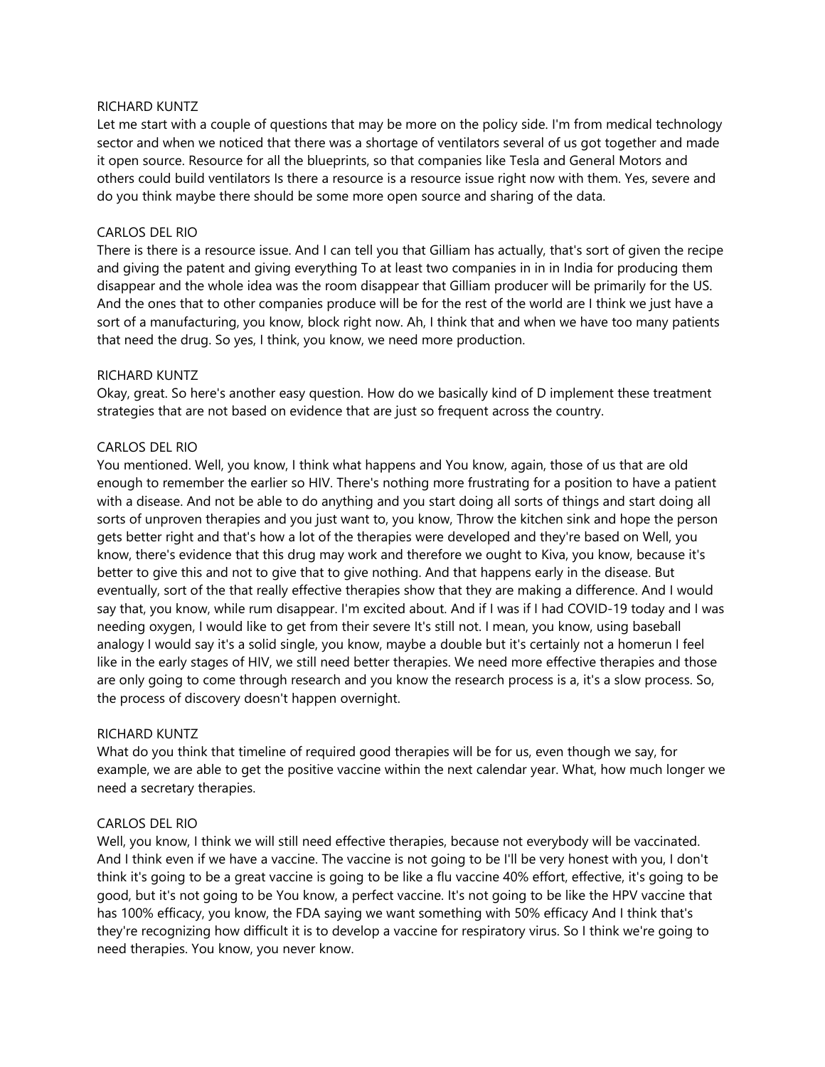RICHARD KUNTZ

Let me start with a couple of questions that may be more on the policy side. I'm from medical technology sector and when we noticed that there was a shortage of ventilators several of us got together and made it open source. Resource for all the blueprints, so that companies like Tesla and General Motors and others could build ventilators Is there a resource is a resource issue right now with them. Yes, severe and do you think maybe there should be some more open source and sharing of the data.

CARLOS DEL RIO

There is there is a resource issue. And I can tell you that Gilliam has actually, that's sort of given the recipe and giving the patent and giving everything To at least two companies in in in India for producing them disappear and the whole idea was the room disappear that Gilliam producer will be primarily for the US. And the ones that to other companies produce will be for the rest of the world are I think we just have a sort of a manufacturing, you know, block right now. Ah, I think that and when we have too many patients that need the drug. So yes, I think, you know, we need more production.

RICHARD KUNTZ

Okay, great. So here's another easy question. How do we basically kind of D implement these treatment strategies that are not based on evidence that are just so frequent across the country.

CARLOS DEL RIO

You mentioned. Well, you know, I think what happens and You know, again, those of us that are old enough to remember the earlier so HIV. There's nothing more frustrating for a position to have a patient with a disease. And not be able to do anything and you start doing all sorts of things and start doing all sorts of unproven therapies and you just want to, you know, Throw the kitchen sink and hope the person gets better right and that's how a lot of the therapies were developed and they're based on Well, you know, there's evidence that this drug may work and therefore we ought to Kiva, you know, because it's better to give this and not to give that to give nothing. And that happens early in the disease. But eventually, sort of the that really effective therapies show that they are making a difference. And I would say that, you know, while rum disappear. I'm excited about. And if I was if I had COVID-19 today and I was needing oxygen, I would like to get from their severe It's still not. I mean, you know, using baseball analogy I would say it's a solid single, you know, maybe a double but it's certainly not a homerun I feel like in the early stages of HIV, we still need better therapies. We need more effective therapies and those are only going to come through research and you know the research process is a, it's a slow process. So, the process of discovery doesn't happen overnight.

RICHARD KUNTZ

What do you think that timeline of required good therapies will be for us, even though we say, for example, we are able to get the positive vaccine within the next calendar year. What, how much longer we need a secretary therapies.

CARLOS DEL RIO

Well, you know, I think we will still need effective therapies, because not everybody will be vaccinated. And I think even if we have a vaccine. The vaccine is not going to be I'll be very honest with you, I don't think it's going to be a great vaccine is going to be like a flu vaccine 40% effort, effective, it's going to be good, but it's not going to be You know, a perfect vaccine. It's not going to be like the HPV vaccine that has 100% efficacy, you know, the FDA saying we want something with 50% efficacy And I think that's they're recognizing how difficult it is to develop a vaccine for respiratory virus. So I think we're going to need therapies. You know, you never know.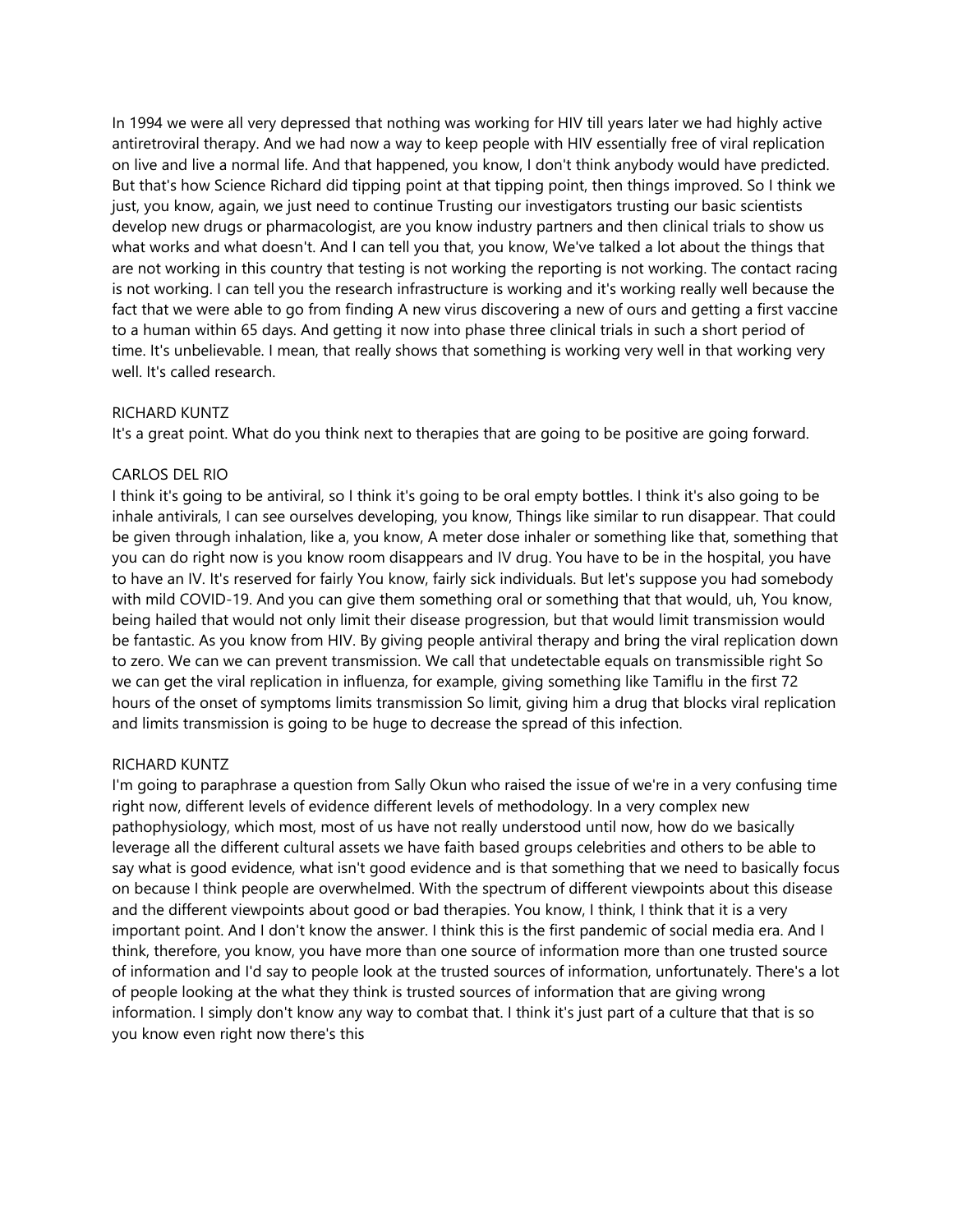In 1994 we were all very depressed that nothing was working for HIV till years later we had highly active antiretroviral therapy. And we had now a way to keep people with HIV essentially free of viral replication on live and live a normal life. And that happened, you know, I don't think anybody would have predicted. But that's how Science Richard did tipping point at that tipping point, then things improved. So I think we just, you know, again, we just need to continue Trusting our investigators trusting our basic scientists develop new drugs or pharmacologist, are you know industry partners and then clinical trials to show us what works and what doesn't. And I can tell you that, you know, We've talked a lot about the things that are not working in this country that testing is not working the reporting is not working. The contact racing is not working. I can tell you the research infrastructure is working and it's working really well because the fact that we were able to go from finding A new virus discovering a new of ours and getting a first vaccine to a human within 65 days. And getting it now into phase three clinical trials in such a short period of time. It's unbelievable. I mean, that really shows that something is working very well in that working very well. It's called research.

RICHARD KUNTZ
It's a great point. What do you think next to therapies that are going to be positive are going forward.

CARLOS DEL RIO
I think it's going to be antiviral, so I think it's going to be oral empty bottles. I think it's also going to be inhale antivirals, I can see ourselves developing, you know, Things like similar to run disappear. That could be given through inhalation, like a, you know, A meter dose inhaler or something like that, something that you can do right now is you know room disappears and IV drug. You have to be in the hospital, you have to have an IV. It's reserved for fairly You know, fairly sick individuals. But let's suppose you had somebody with mild COVID-19. And you can give them something oral or something that that would, uh, You know, being hailed that would not only limit their disease progression, but that would limit transmission would be fantastic. As you know from HIV. By giving people antiviral therapy and bring the viral replication down to zero. We can we can prevent transmission. We call that undetectable equals on transmissible right So we can get the viral replication in influenza, for example, giving something like Tamiflu in the first 72 hours of the onset of symptoms limits transmission So limit, giving him a drug that blocks viral replication and limits transmission is going to be huge to decrease the spread of this infection.

RICHARD KUNTZ
I'm going to paraphrase a question from Sally Okun who raised the issue of we're in a very confusing time right now, different levels of evidence different levels of methodology. In a very complex new pathophysiology, which most, most of us have not really understood until now, how do we basically leverage all the different cultural assets we have faith based groups celebrities and others to be able to say what is good evidence, what isn't good evidence and is that something that we need to basically focus on because I think people are overwhelmed. With the spectrum of different viewpoints about this disease and the different viewpoints about good or bad therapies. You know, I think, I think that it is a very important point. And I don't know the answer. I think this is the first pandemic of social media era. And I think, therefore, you know, you have more than one source of information more than one trusted source of information and I'd say to people look at the trusted sources of information, unfortunately. There's a lot of people looking at the what they think is trusted sources of information that are giving wrong information. I simply don't know any way to combat that. I think it's just part of a culture that that is so you know even right now there's this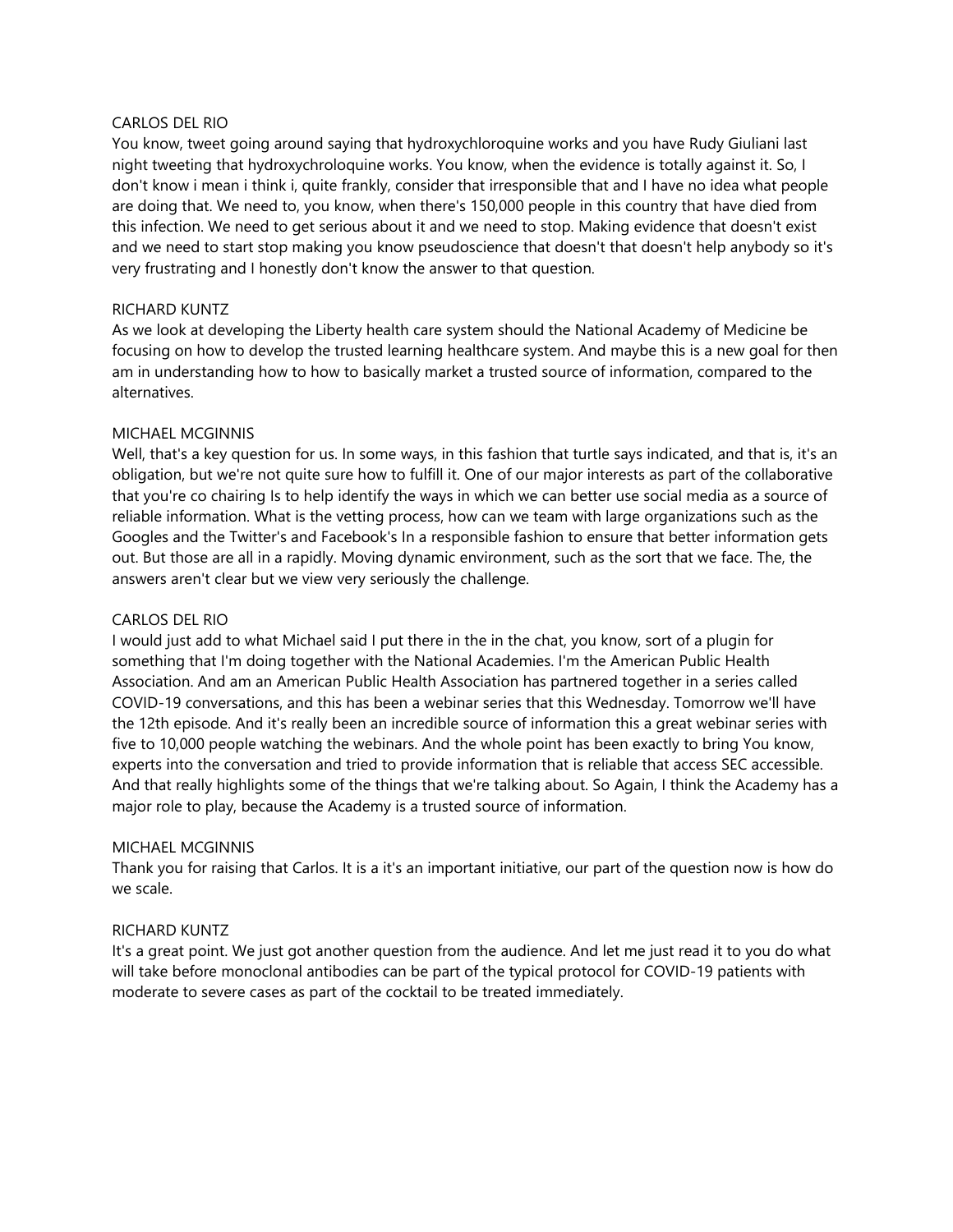CARLOS DEL RIO

You know, tweet going around saying that hydroxychloroquine works and you have Rudy Giuliani last night tweeting that hydroxychroloquine works. You know, when the evidence is totally against it. So, I don't know i mean i think i, quite frankly, consider that irresponsible that and I have no idea what people are doing that. We need to, you know, when there's 150,000 people in this country that have died from this infection. We need to get serious about it and we need to stop. Making evidence that doesn't exist and we need to start stop making you know pseudoscience that doesn't that doesn't help anybody so it's very frustrating and I honestly don't know the answer to that question.

RICHARD KUNTZ

As we look at developing the Liberty health care system should the National Academy of Medicine be focusing on how to develop the trusted learning healthcare system. And maybe this is a new goal for then am in understanding how to how to basically market a trusted source of information, compared to the alternatives.

MICHAEL MCGINNIS

Well, that's a key question for us. In some ways, in this fashion that turtle says indicated, and that is, it's an obligation, but we're not quite sure how to fulfill it. One of our major interests as part of the collaborative that you're co chairing Is to help identify the ways in which we can better use social media as a source of reliable information. What is the vetting process, how can we team with large organizations such as the Googles and the Twitter's and Facebook's In a responsible fashion to ensure that better information gets out. But those are all in a rapidly. Moving dynamic environment, such as the sort that we face. The, the answers aren't clear but we view very seriously the challenge.

CARLOS DEL RIO

I would just add to what Michael said I put there in the in the chat, you know, sort of a plugin for something that I'm doing together with the National Academies. I'm the American Public Health Association. And am an American Public Health Association has partnered together in a series called COVID-19 conversations, and this has been a webinar series that this Wednesday. Tomorrow we'll have the 12th episode. And it's really been an incredible source of information this a great webinar series with five to 10,000 people watching the webinars. And the whole point has been exactly to bring You know, experts into the conversation and tried to provide information that is reliable that access SEC accessible. And that really highlights some of the things that we're talking about. So Again, I think the Academy has a major role to play, because the Academy is a trusted source of information.

MICHAEL MCGINNIS

Thank you for raising that Carlos. It is a it's an important initiative, our part of the question now is how do we scale.

RICHARD KUNTZ

It's a great point. We just got another question from the audience. And let me just read it to you do what will take before monoclonal antibodies can be part of the typical protocol for COVID-19 patients with moderate to severe cases as part of the cocktail to be treated immediately.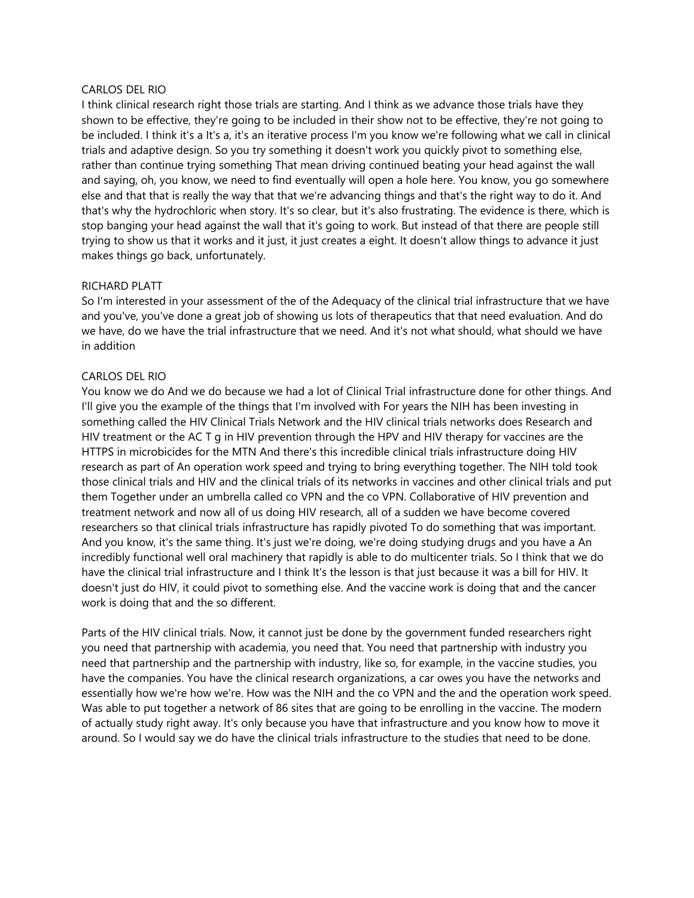CARLOS DEL RIO
I think clinical research right those trials are starting. And I think as we advance those trials have they shown to be effective, they're going to be included in their show not to be effective, they're not going to be included. I think it's a It's a, it's an iterative process I'm you know we're following what we call in clinical trials and adaptive design. So you try something it doesn't work you quickly pivot to something else, rather than continue trying something That mean driving continued beating your head against the wall and saying, oh, you know, we need to find eventually will open a hole here. You know, you go somewhere else and that that is really the way that that we're advancing things and that's the right way to do it. And that's why the hydrochloric when story. It's so clear, but it's also frustrating. The evidence is there, which is stop banging your head against the wall that it's going to work. But instead of that there are people still trying to show us that it works and it just, it just creates a eight. It doesn't allow things to advance it just makes things go back, unfortunately.

RICHARD PLATT
So I'm interested in your assessment of the of the Adequacy of the clinical trial infrastructure that we have and you've, you've done a great job of showing us lots of therapeutics that that need evaluation. And do we have, do we have the trial infrastructure that we need. And it's not what should, what should we have in addition

CARLOS DEL RIO
You know we do And we do because we had a lot of Clinical Trial infrastructure done for other things. And I'll give you the example of the things that I'm involved with For years the NIH has been investing in something called the HIV Clinical Trials Network and the HIV clinical trials networks does Research and HIV treatment or the AC T g in HIV prevention through the HPV and HIV therapy for vaccines are the HTTPS in microbicides for the MTN And there's this incredible clinical trials infrastructure doing HIV research as part of An operation work speed and trying to bring everything together. The NIH told took those clinical trials and HIV and the clinical trials of its networks in vaccines and other clinical trials and put them Together under an umbrella called co VPN and the co VPN. Collaborative of HIV prevention and treatment network and now all of us doing HIV research, all of a sudden we have become covered researchers so that clinical trials infrastructure has rapidly pivoted To do something that was important. And you know, it's the same thing. It's just we're doing, we're doing studying drugs and you have a An incredibly functional well oral machinery that rapidly is able to do multicenter trials. So I think that we do have the clinical trial infrastructure and I think It's the lesson is that just because it was a bill for HIV. It doesn't just do HIV, it could pivot to something else. And the vaccine work is doing that and the cancer work is doing that and the so different.

Parts of the HIV clinical trials. Now, it cannot just be done by the government funded researchers right you need that partnership with academia, you need that. You need that partnership with industry you need that partnership and the partnership with industry, like so, for example, in the vaccine studies, you have the companies. You have the clinical research organizations, a car owes you have the networks and essentially how we're how we're. How was the NIH and the co VPN and the and the operation work speed. Was able to put together a network of 86 sites that are going to be enrolling in the vaccine. The modern of actually study right away. It's only because you have that infrastructure and you know how to move it around. So I would say we do have the clinical trials infrastructure to the studies that need to be done.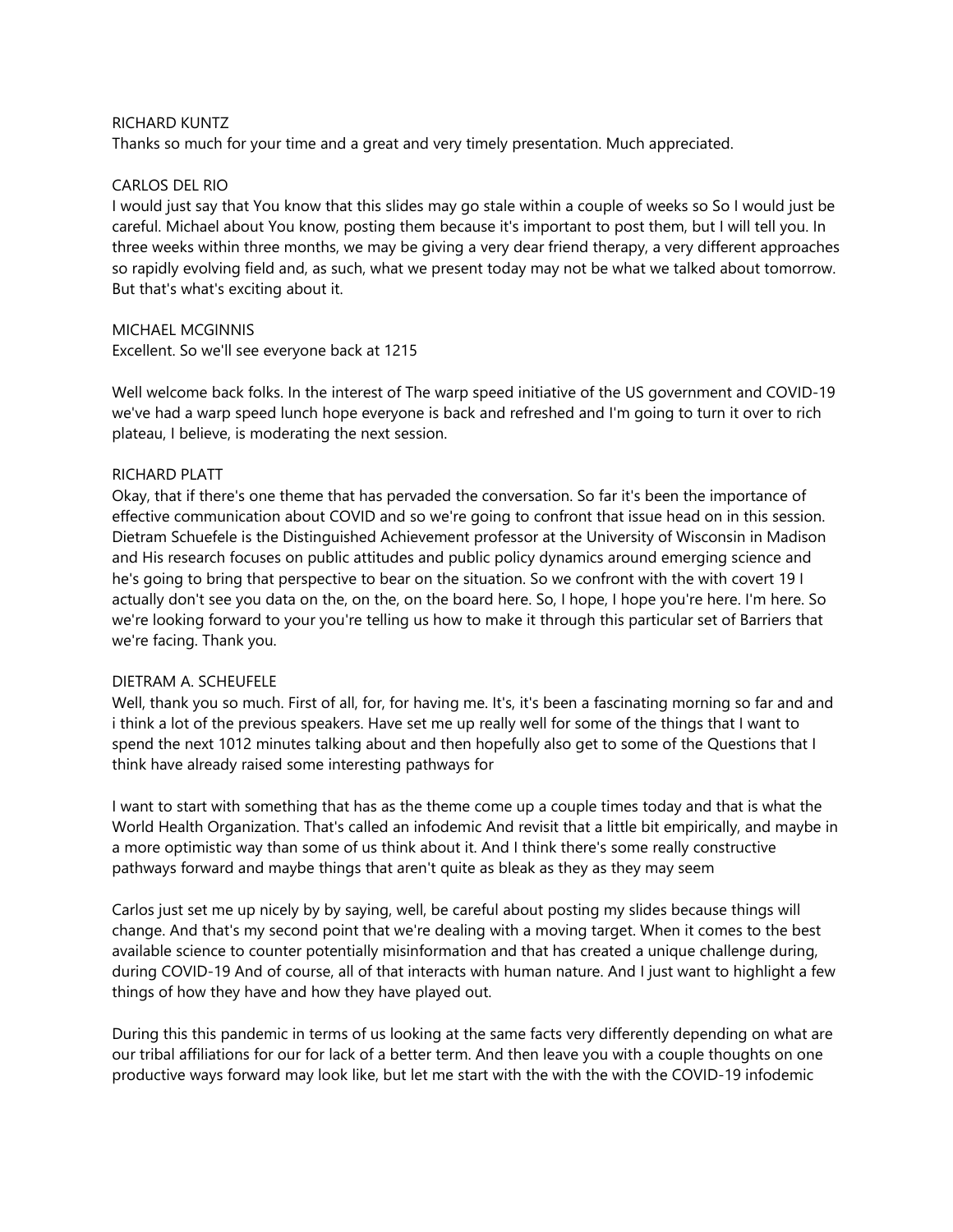RICHARD KUNTZ

Thanks so much for your time and a great and very timely presentation. Much appreciated.

CARLOS DEL RIO

I would just say that You know that this slides may go stale within a couple of weeks so So I would just be careful. Michael about You know, posting them because it's important to post them, but I will tell you. In three weeks within three months, we may be giving a very dear friend therapy, a very different approaches so rapidly evolving field and, as such, what we present today may not be what we talked about tomorrow. But that's what's exciting about it.

MICHAEL MCGINNIS

Excellent. So we'll see everyone back at 1215

Well welcome back folks. In the interest of The warp speed initiative of the US government and COVID-19 we've had a warp speed lunch hope everyone is back and refreshed and I'm going to turn it over to rich plateau, I believe, is moderating the next session.

RICHARD PLATT

Okay, that if there's one theme that has pervaded the conversation. So far it's been the importance of effective communication about COVID and so we're going to confront that issue head on in this session. Dietram Schuefele is the Distinguished Achievement professor at the University of Wisconsin in Madison and His research focuses on public attitudes and public policy dynamics around emerging science and he's going to bring that perspective to bear on the situation. So we confront with the with covert 19 I actually don't see you data on the, on the, on the board here. So, I hope, I hope you're here. I'm here. So we're looking forward to your you're telling us how to make it through this particular set of Barriers that we're facing. Thank you.

DIETRAM A. SCHEUFELE

Well, thank you so much. First of all, for, for having me. It's, it's been a fascinating morning so far and and i think a lot of the previous speakers. Have set me up really well for some of the things that I want to spend the next 1012 minutes talking about and then hopefully also get to some of the Questions that I think have already raised some interesting pathways for

I want to start with something that has as the theme come up a couple times today and that is what the World Health Organization. That's called an infodemic And revisit that a little bit empirically, and maybe in a more optimistic way than some of us think about it. And I think there's some really constructive pathways forward and maybe things that aren't quite as bleak as they as they may seem

Carlos just set me up nicely by by saying, well, be careful about posting my slides because things will change. And that's my second point that we're dealing with a moving target. When it comes to the best available science to counter potentially misinformation and that has created a unique challenge during, during COVID-19 And of course, all of that interacts with human nature. And I just want to highlight a few things of how they have and how they have played out.

During this this pandemic in terms of us looking at the same facts very differently depending on what are our tribal affiliations for our for lack of a better term. And then leave you with a couple thoughts on one productive ways forward may look like, but let me start with the with the with the COVID-19 infodemic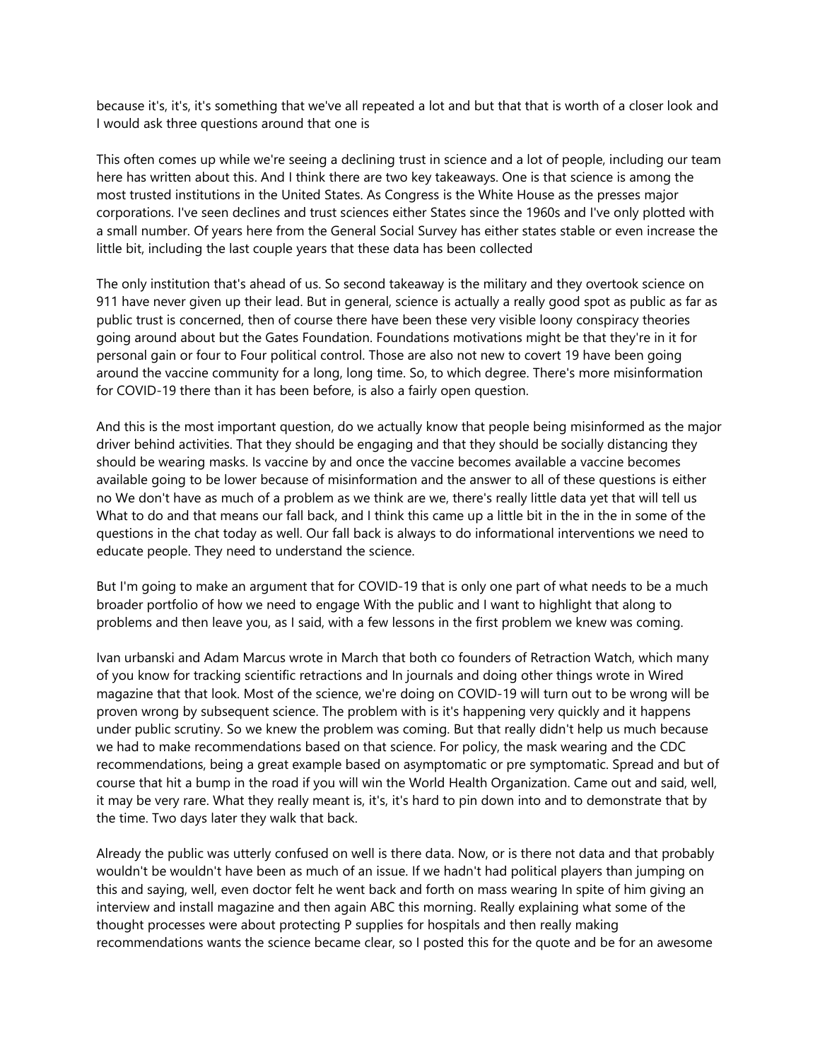because it's, it's, it's something that we've all repeated a lot and but that that is worth of a closer look and I would ask three questions around that one is

This often comes up while we're seeing a declining trust in science and a lot of people, including our team here has written about this. And I think there are two key takeaways. One is that science is among the most trusted institutions in the United States. As Congress is the White House as the presses major corporations. I've seen declines and trust sciences either States since the 1960s and I've only plotted with a small number. Of years here from the General Social Survey has either states stable or even increase the little bit, including the last couple years that these data has been collected

The only institution that's ahead of us. So second takeaway is the military and they overtook science on 911 have never given up their lead. But in general, science is actually a really good spot as public as far as public trust is concerned, then of course there have been these very visible loony conspiracy theories going around about but the Gates Foundation. Foundations motivations might be that they're in it for personal gain or four to Four political control. Those are also not new to covert 19 have been going around the vaccine community for a long, long time. So, to which degree. There's more misinformation for COVID-19 there than it has been before, is also a fairly open question.

And this is the most important question, do we actually know that people being misinformed as the major driver behind activities. That they should be engaging and that they should be socially distancing they should be wearing masks. Is vaccine by and once the vaccine becomes available a vaccine becomes available going to be lower because of misinformation and the answer to all of these questions is either no We don't have as much of a problem as we think are we, there's really little data yet that will tell us What to do and that means our fall back, and I think this came up a little bit in the in the in some of the questions in the chat today as well. Our fall back is always to do informational interventions we need to educate people. They need to understand the science.

But I'm going to make an argument that for COVID-19 that is only one part of what needs to be a much broader portfolio of how we need to engage With the public and I want to highlight that along to problems and then leave you, as I said, with a few lessons in the first problem we knew was coming.

Ivan urbanski and Adam Marcus wrote in March that both co founders of Retraction Watch, which many of you know for tracking scientific retractions and In journals and doing other things wrote in Wired magazine that that look. Most of the science, we're doing on COVID-19 will turn out to be wrong will be proven wrong by subsequent science. The problem with is it's happening very quickly and it happens under public scrutiny. So we knew the problem was coming. But that really didn't help us much because we had to make recommendations based on that science. For policy, the mask wearing and the CDC recommendations, being a great example based on asymptomatic or pre symptomatic. Spread and but of course that hit a bump in the road if you will win the World Health Organization. Came out and said, well, it may be very rare. What they really meant is, it's, it's hard to pin down into and to demonstrate that by the time. Two days later they walk that back.

Already the public was utterly confused on well is there data. Now, or is there not data and that probably wouldn't be wouldn't have been as much of an issue. If we hadn't had political players than jumping on this and saying, well, even doctor felt he went back and forth on mass wearing In spite of him giving an interview and install magazine and then again ABC this morning. Really explaining what some of the thought processes were about protecting P supplies for hospitals and then really making recommendations wants the science became clear, so I posted this for the quote and be for an awesome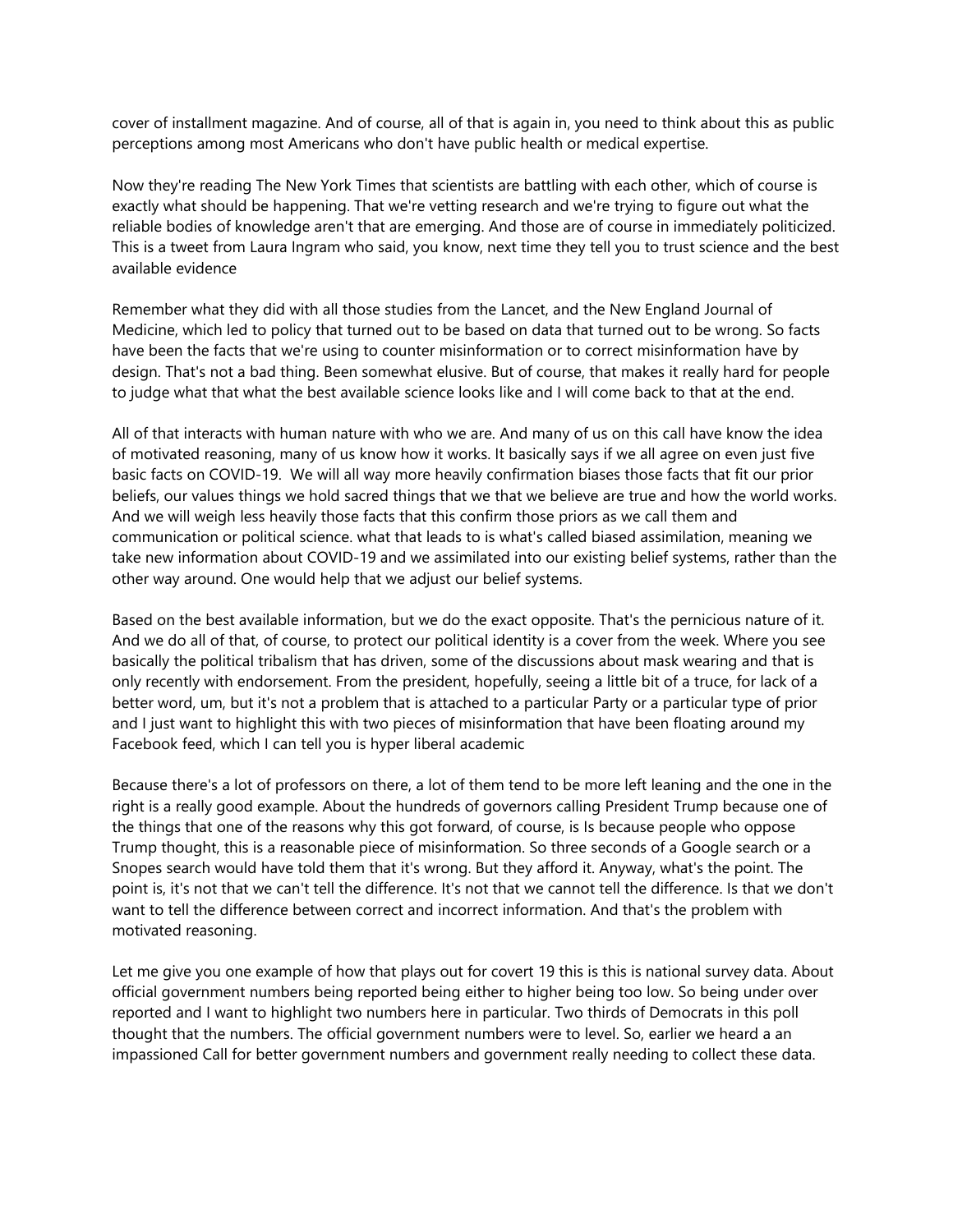cover of installment magazine. And of course, all of that is again in, you need to think about this as public perceptions among most Americans who don't have public health or medical expertise.

Now they're reading The New York Times that scientists are battling with each other, which of course is exactly what should be happening. That we're vetting research and we're trying to figure out what the reliable bodies of knowledge aren't that are emerging. And those are of course in immediately politicized. This is a tweet from Laura Ingram who said, you know, next time they tell you to trust science and the best available evidence

Remember what they did with all those studies from the Lancet, and the New England Journal of Medicine, which led to policy that turned out to be based on data that turned out to be wrong. So facts have been the facts that we're using to counter misinformation or to correct misinformation have by design. That's not a bad thing. Been somewhat elusive. But of course, that makes it really hard for people to judge what that what the best available science looks like and I will come back to that at the end.

All of that interacts with human nature with who we are. And many of us on this call have know the idea of motivated reasoning, many of us know how it works. It basically says if we all agree on even just five basic facts on COVID-19. We will all way more heavily confirmation biases those facts that fit our prior beliefs, our values things we hold sacred things that we that we believe are true and how the world works. And we will weigh less heavily those facts that this confirm those priors as we call them and communication or political science. what that leads to is what's called biased assimilation, meaning we take new information about COVID-19 and we assimilated into our existing belief systems, rather than the other way around. One would help that we adjust our belief systems.

Based on the best available information, but we do the exact opposite. That's the pernicious nature of it. And we do all of that, of course, to protect our political identity is a cover from the week. Where you see basically the political tribalism that has driven, some of the discussions about mask wearing and that is only recently with endorsement. From the president, hopefully, seeing a little bit of a truce, for lack of a better word, um, but it's not a problem that is attached to a particular Party or a particular type of prior and I just want to highlight this with two pieces of misinformation that have been floating around my Facebook feed, which I can tell you is hyper liberal academic

Because there's a lot of professors on there, a lot of them tend to be more left leaning and the one in the right is a really good example. About the hundreds of governors calling President Trump because one of the things that one of the reasons why this got forward, of course, is Is because people who oppose Trump thought, this is a reasonable piece of misinformation. So three seconds of a Google search or a Snopes search would have told them that it's wrong. But they afford it. Anyway, what's the point. The point is, it's not that we can't tell the difference. It's not that we cannot tell the difference. Is that we don't want to tell the difference between correct and incorrect information. And that's the problem with motivated reasoning.

Let me give you one example of how that plays out for covert 19 this is this is national survey data. About official government numbers being reported being either to higher being too low. So being under over reported and I want to highlight two numbers here in particular. Two thirds of Democrats in this poll thought that the numbers. The official government numbers were to level. So, earlier we heard a an impassioned Call for better government numbers and government really needing to collect these data.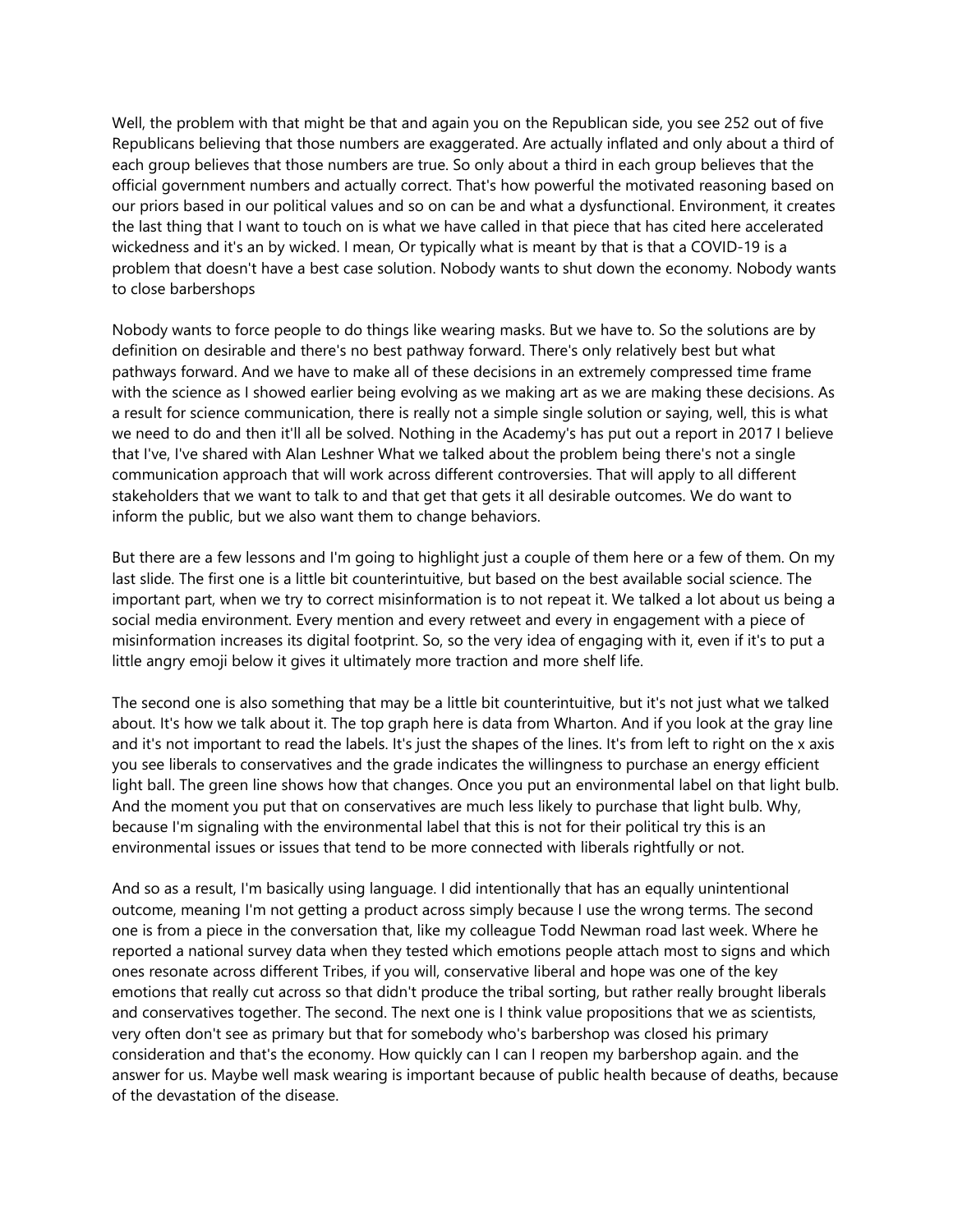Well, the problem with that might be that and again you on the Republican side, you see 252 out of five Republicans believing that those numbers are exaggerated. Are actually inflated and only about a third of each group believes that those numbers are true. So only about a third in each group believes that the official government numbers and actually correct. That's how powerful the motivated reasoning based on our priors based in our political values and so on can be and what a dysfunctional. Environment, it creates the last thing that I want to touch on is what we have called in that piece that has cited here accelerated wickedness and it's an by wicked. I mean, Or typically what is meant by that is that a COVID-19 is a problem that doesn't have a best case solution. Nobody wants to shut down the economy. Nobody wants to close barbershops

Nobody wants to force people to do things like wearing masks. But we have to. So the solutions are by definition on desirable and there's no best pathway forward. There's only relatively best but what pathways forward. And we have to make all of these decisions in an extremely compressed time frame with the science as I showed earlier being evolving as we making art as we are making these decisions. As a result for science communication, there is really not a simple single solution or saying, well, this is what we need to do and then it'll all be solved. Nothing in the Academy's has put out a report in 2017 I believe that I've, I've shared with Alan Leshner What we talked about the problem being there's not a single communication approach that will work across different controversies. That will apply to all different stakeholders that we want to talk to and that get that gets it all desirable outcomes. We do want to inform the public, but we also want them to change behaviors.

But there are a few lessons and I'm going to highlight just a couple of them here or a few of them. On my last slide. The first one is a little bit counterintuitive, but based on the best available social science. The important part, when we try to correct misinformation is to not repeat it. We talked a lot about us being a social media environment. Every mention and every retweet and every in engagement with a piece of misinformation increases its digital footprint. So, so the very idea of engaging with it, even if it's to put a little angry emoji below it gives it ultimately more traction and more shelf life.

The second one is also something that may be a little bit counterintuitive, but it's not just what we talked about. It's how we talk about it. The top graph here is data from Wharton. And if you look at the gray line and it's not important to read the labels. It's just the shapes of the lines. It's from left to right on the x axis you see liberals to conservatives and the grade indicates the willingness to purchase an energy efficient light ball. The green line shows how that changes. Once you put an environmental label on that light bulb. And the moment you put that on conservatives are much less likely to purchase that light bulb. Why, because I'm signaling with the environmental label that this is not for their political try this is an environmental issues or issues that tend to be more connected with liberals rightfully or not.

And so as a result, I'm basically using language. I did intentionally that has an equally unintentional outcome, meaning I'm not getting a product across simply because I use the wrong terms. The second one is from a piece in the conversation that, like my colleague Todd Newman road last week. Where he reported a national survey data when they tested which emotions people attach most to signs and which ones resonate across different Tribes, if you will, conservative liberal and hope was one of the key emotions that really cut across so that didn't produce the tribal sorting, but rather really brought liberals and conservatives together. The second. The next one is I think value propositions that we as scientists, very often don't see as primary but that for somebody who's barbershop was closed his primary consideration and that's the economy. How quickly can I can I reopen my barbershop again. and the answer for us. Maybe well mask wearing is important because of public health because of deaths, because of the devastation of the disease.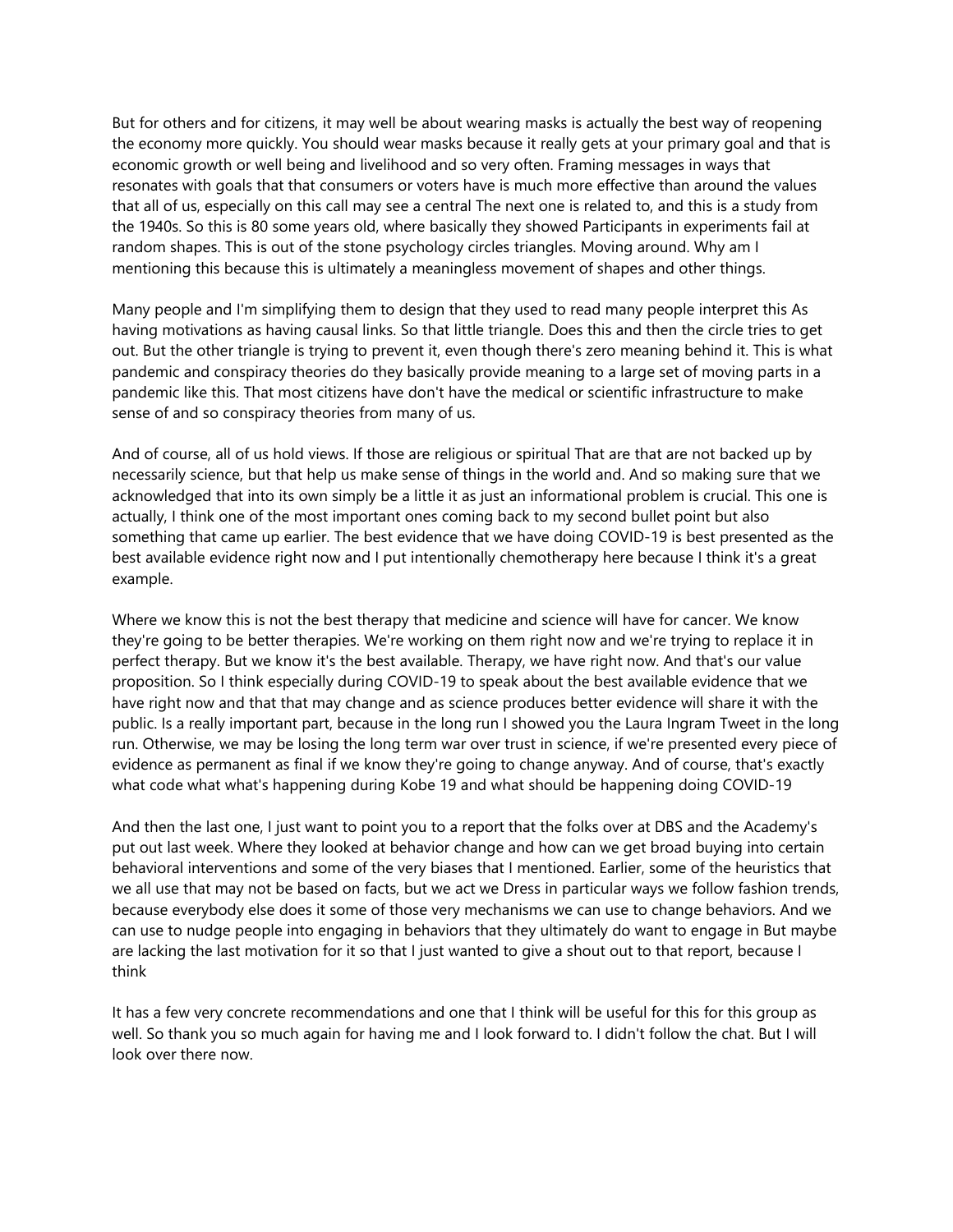But for others and for citizens, it may well be about wearing masks is actually the best way of reopening the economy more quickly. You should wear masks because it really gets at your primary goal and that is economic growth or well being and livelihood and so very often. Framing messages in ways that resonates with goals that that consumers or voters have is much more effective than around the values that all of us, especially on this call may see a central The next one is related to, and this is a study from the 1940s. So this is 80 some years old, where basically they showed Participants in experiments fail at random shapes. This is out of the stone psychology circles triangles. Moving around. Why am I mentioning this because this is ultimately a meaningless movement of shapes and other things.

Many people and I'm simplifying them to design that they used to read many people interpret this As having motivations as having causal links. So that little triangle. Does this and then the circle tries to get out. But the other triangle is trying to prevent it, even though there's zero meaning behind it. This is what pandemic and conspiracy theories do they basically provide meaning to a large set of moving parts in a pandemic like this. That most citizens have don't have the medical or scientific infrastructure to make sense of and so conspiracy theories from many of us.

And of course, all of us hold views. If those are religious or spiritual That are that are not backed up by necessarily science, but that help us make sense of things in the world and. And so making sure that we acknowledged that into its own simply be a little it as just an informational problem is crucial. This one is actually, I think one of the most important ones coming back to my second bullet point but also something that came up earlier. The best evidence that we have doing COVID-19 is best presented as the best available evidence right now and I put intentionally chemotherapy here because I think it's a great example.

Where we know this is not the best therapy that medicine and science will have for cancer. We know they're going to be better therapies. We're working on them right now and we're trying to replace it in perfect therapy. But we know it's the best available. Therapy, we have right now. And that's our value proposition. So I think especially during COVID-19 to speak about the best available evidence that we have right now and that that may change and as science produces better evidence will share it with the public. Is a really important part, because in the long run I showed you the Laura Ingram Tweet in the long run. Otherwise, we may be losing the long term war over trust in science, if we're presented every piece of evidence as permanent as final if we know they're going to change anyway. And of course, that's exactly what code what what's happening during Kobe 19 and what should be happening doing COVID-19

And then the last one, I just want to point you to a report that the folks over at DBS and the Academy's put out last week. Where they looked at behavior change and how can we get broad buying into certain behavioral interventions and some of the very biases that I mentioned. Earlier, some of the heuristics that we all use that may not be based on facts, but we act we Dress in particular ways we follow fashion trends, because everybody else does it some of those very mechanisms we can use to change behaviors. And we can use to nudge people into engaging in behaviors that they ultimately do want to engage in But maybe are lacking the last motivation for it so that I just wanted to give a shout out to that report, because I think

It has a few very concrete recommendations and one that I think will be useful for this for this group as well. So thank you so much again for having me and I look forward to. I didn't follow the chat. But I will look over there now.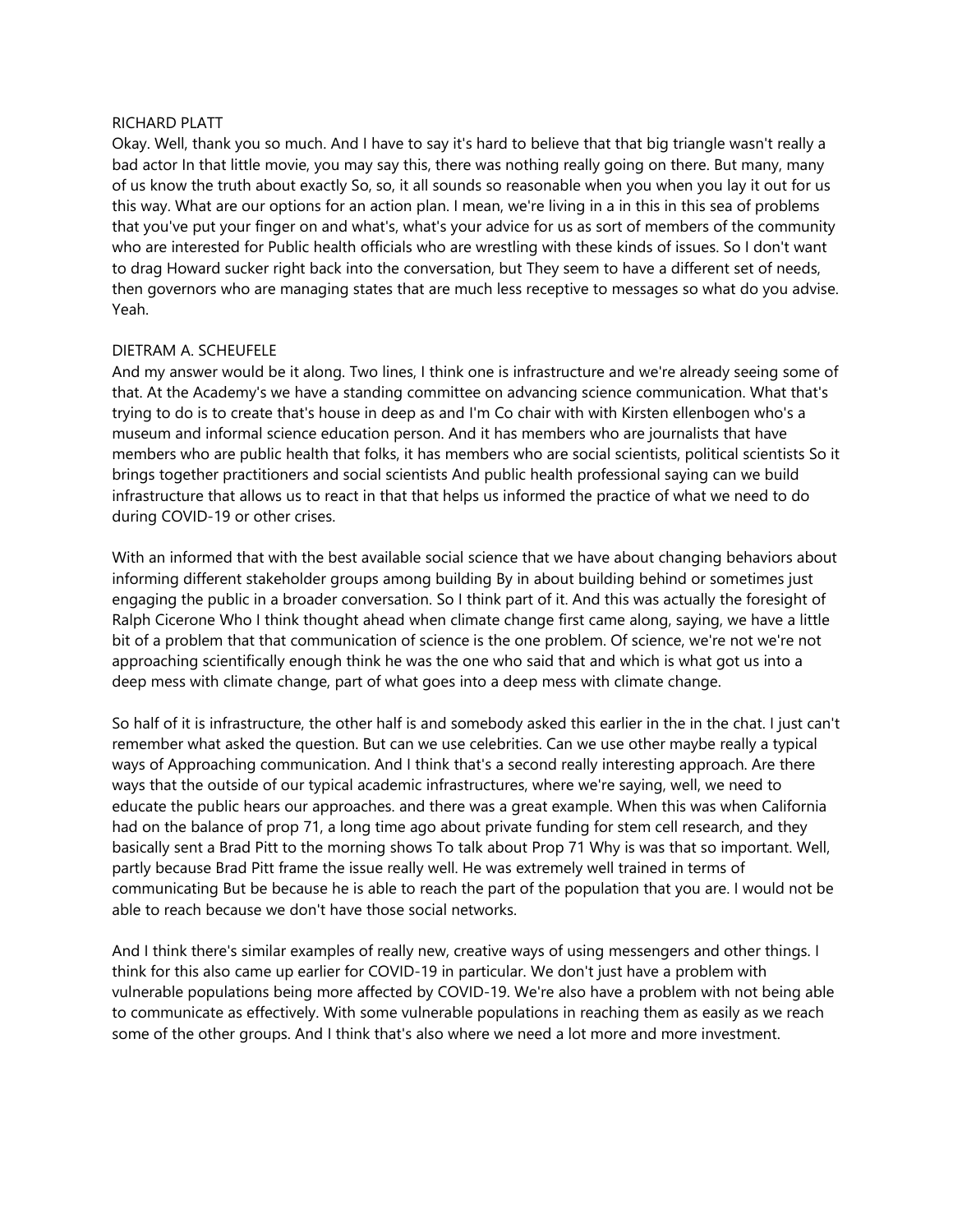RICHARD PLATT

Okay. Well, thank you so much. And I have to say it's hard to believe that that big triangle wasn't really a bad actor In that little movie, you may say this, there was nothing really going on there. But many, many of us know the truth about exactly So, so, it all sounds so reasonable when you when you lay it out for us this way. What are our options for an action plan. I mean, we're living in a in this in this sea of problems that you've put your finger on and what's, what's your advice for us as sort of members of the community who are interested for Public health officials who are wrestling with these kinds of issues. So I don't want to drag Howard sucker right back into the conversation, but They seem to have a different set of needs, then governors who are managing states that are much less receptive to messages so what do you advise. Yeah.

DIETRAM A. SCHEUFELE

And my answer would be it along. Two lines, I think one is infrastructure and we're already seeing some of that. At the Academy's we have a standing committee on advancing science communication. What that's trying to do is to create that's house in deep as and I'm Co chair with with Kirsten ellenbogen who's a museum and informal science education person. And it has members who are journalists that have members who are public health that folks, it has members who are social scientists, political scientists So it brings together practitioners and social scientists And public health professional saying can we build infrastructure that allows us to react in that that helps us informed the practice of what we need to do during COVID-19 or other crises.

With an informed that with the best available social science that we have about changing behaviors about informing different stakeholder groups among building By in about building behind or sometimes just engaging the public in a broader conversation. So I think part of it. And this was actually the foresight of Ralph Cicerone Who I think thought ahead when climate change first came along, saying, we have a little bit of a problem that that communication of science is the one problem. Of science, we're not we're not approaching scientifically enough think he was the one who said that and which is what got us into a deep mess with climate change, part of what goes into a deep mess with climate change.

So half of it is infrastructure, the other half is and somebody asked this earlier in the in the chat. I just can't remember what asked the question. But can we use celebrities. Can we use other maybe really a typical ways of Approaching communication. And I think that's a second really interesting approach. Are there ways that the outside of our typical academic infrastructures, where we're saying, well, we need to educate the public hears our approaches. and there was a great example. When this was when California had on the balance of prop 71, a long time ago about private funding for stem cell research, and they basically sent a Brad Pitt to the morning shows To talk about Prop 71 Why is was that so important. Well, partly because Brad Pitt frame the issue really well. He was extremely well trained in terms of communicating But be because he is able to reach the part of the population that you are. I would not be able to reach because we don't have those social networks.

And I think there's similar examples of really new, creative ways of using messengers and other things. I think for this also came up earlier for COVID-19 in particular. We don't just have a problem with vulnerable populations being more affected by COVID-19. We're also have a problem with not being able to communicate as effectively. With some vulnerable populations in reaching them as easily as we reach some of the other groups. And I think that's also where we need a lot more and more investment.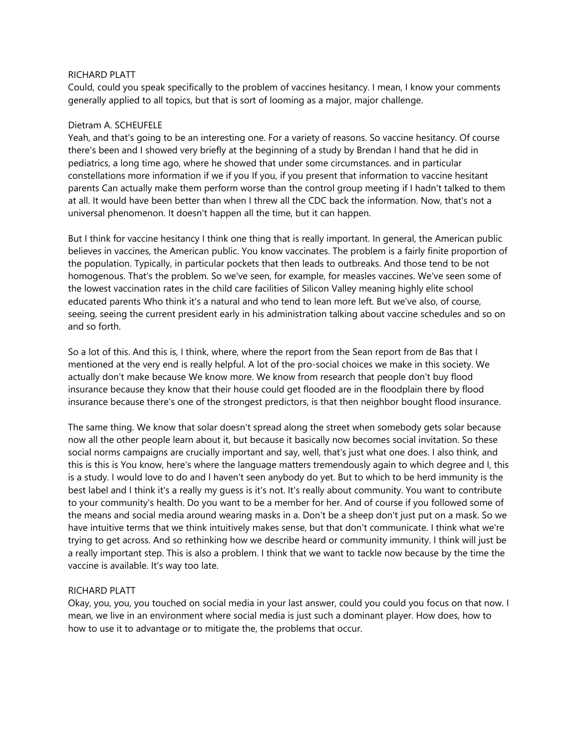RICHARD PLATT

Could, could you speak specifically to the problem of vaccines hesitancy. I mean, I know your comments generally applied to all topics, but that is sort of looming as a major, major challenge.

Dietram A. SCHEUFELE

Yeah, and that's going to be an interesting one. For a variety of reasons. So vaccine hesitancy. Of course there's been and I showed very briefly at the beginning of a study by Brendan I hand that he did in pediatrics, a long time ago, where he showed that under some circumstances. and in particular constellations more information if we if you If you, if you present that information to vaccine hesitant parents Can actually make them perform worse than the control group meeting if I hadn't talked to them at all. It would have been better than when I threw all the CDC back the information. Now, that's not a universal phenomenon. It doesn't happen all the time, but it can happen.

But I think for vaccine hesitancy I think one thing that is really important. In general, the American public believes in vaccines, the American public. You know vaccinates. The problem is a fairly finite proportion of the population. Typically, in particular pockets that then leads to outbreaks. And those tend to be not homogenous. That's the problem. So we've seen, for example, for measles vaccines. We've seen some of the lowest vaccination rates in the child care facilities of Silicon Valley meaning highly elite school educated parents Who think it's a natural and who tend to lean more left. But we've also, of course, seeing, seeing the current president early in his administration talking about vaccine schedules and so on and so forth.

So a lot of this. And this is, I think, where, where the report from the Sean report from de Bas that I mentioned at the very end is really helpful. A lot of the pro-social choices we make in this society. We actually don't make because We know more. We know from research that people don't buy flood insurance because they know that their house could get flooded are in the floodplain there by flood insurance because there's one of the strongest predictors, is that then neighbor bought flood insurance.

The same thing. We know that solar doesn't spread along the street when somebody gets solar because now all the other people learn about it, but because it basically now becomes social invitation. So these social norms campaigns are crucially important and say, well, that's just what one does. I also think, and this is this is You know, here's where the language matters tremendously again to which degree and I, this is a study. I would love to do and I haven't seen anybody do yet. But to which to be herd immunity is the best label and I think it's a really my guess is it's not. It's really about community. You want to contribute to your community's health. Do you want to be a member for her. And of course if you followed some of the means and social media around wearing masks in a. Don't be a sheep don't just put on a mask. So we have intuitive terms that we think intuitively makes sense, but that don't communicate. I think what we're trying to get across. And so rethinking how we describe heard or community immunity. I think will just be a really important step. This is also a problem. I think that we want to tackle now because by the time the vaccine is available. It's way too late.

RICHARD PLATT

Okay, you, you, you touched on social media in your last answer, could you could you focus on that now. I mean, we live in an environment where social media is just such a dominant player. How does, how to how to use it to advantage or to mitigate the, the problems that occur.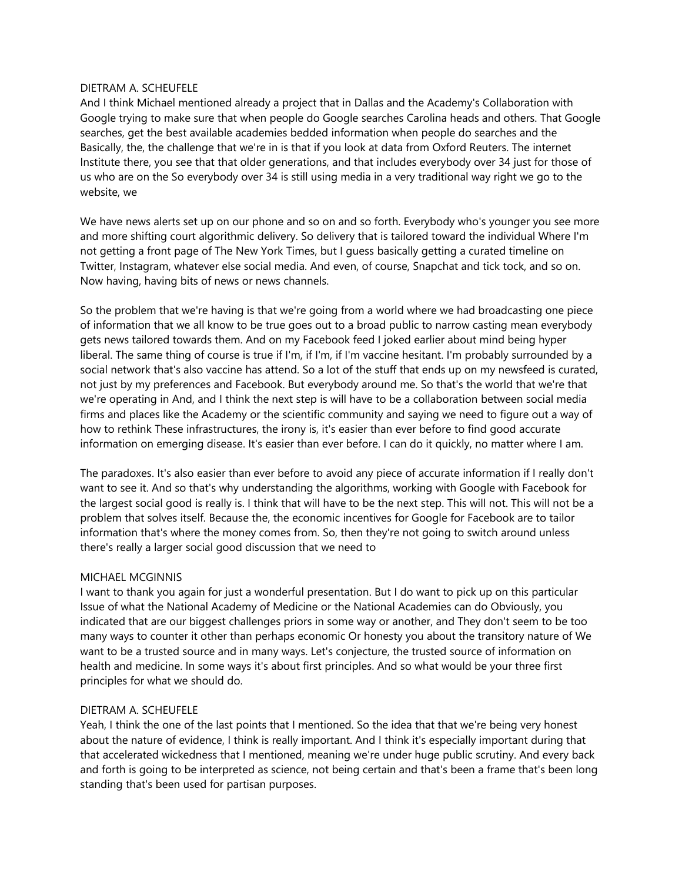DIETRAM A. SCHEUFELE
And I think Michael mentioned already a project that in Dallas and the Academy's Collaboration with Google trying to make sure that when people do Google searches Carolina heads and others. That Google searches, get the best available academies bedded information when people do searches and the Basically, the, the challenge that we're in is that if you look at data from Oxford Reuters. The internet Institute there, you see that that older generations, and that includes everybody over 34 just for those of us who are on the So everybody over 34 is still using media in a very traditional way right we go to the website, we

We have news alerts set up on our phone and so on and so forth. Everybody who's younger you see more and more shifting court algorithmic delivery. So delivery that is tailored toward the individual Where I'm not getting a front page of The New York Times, but I guess basically getting a curated timeline on Twitter, Instagram, whatever else social media. And even, of course, Snapchat and tick tock, and so on. Now having, having bits of news or news channels.

So the problem that we're having is that we're going from a world where we had broadcasting one piece of information that we all know to be true goes out to a broad public to narrow casting mean everybody gets news tailored towards them. And on my Facebook feed I joked earlier about mind being hyper liberal. The same thing of course is true if I'm, if I'm, if I'm vaccine hesitant. I'm probably surrounded by a social network that's also vaccine has attend. So a lot of the stuff that ends up on my newsfeed is curated, not just by my preferences and Facebook. But everybody around me. So that's the world that we're that we're operating in And, and I think the next step is will have to be a collaboration between social media firms and places like the Academy or the scientific community and saying we need to figure out a way of how to rethink These infrastructures, the irony is, it's easier than ever before to find good accurate information on emerging disease. It's easier than ever before. I can do it quickly, no matter where I am.

The paradoxes. It's also easier than ever before to avoid any piece of accurate information if I really don't want to see it. And so that's why understanding the algorithms, working with Google with Facebook for the largest social good is really is. I think that will have to be the next step. This will not. This will not be a problem that solves itself. Because the, the economic incentives for Google for Facebook are to tailor information that's where the money comes from. So, then they're not going to switch around unless there's really a larger social good discussion that we need to

MICHAEL MCGINNIS
I want to thank you again for just a wonderful presentation. But I do want to pick up on this particular Issue of what the National Academy of Medicine or the National Academies can do Obviously, you indicated that are our biggest challenges priors in some way or another, and They don't seem to be too many ways to counter it other than perhaps economic Or honesty you about the transitory nature of We want to be a trusted source and in many ways. Let's conjecture, the trusted source of information on health and medicine. In some ways it's about first principles. And so what would be your three first principles for what we should do.

DIETRAM A. SCHEUFELE
Yeah, I think the one of the last points that I mentioned. So the idea that that we're being very honest about the nature of evidence, I think is really important. And I think it's especially important during that that accelerated wickedness that I mentioned, meaning we're under huge public scrutiny. And every back and forth is going to be interpreted as science, not being certain and that's been a frame that's been long standing that's been used for partisan purposes.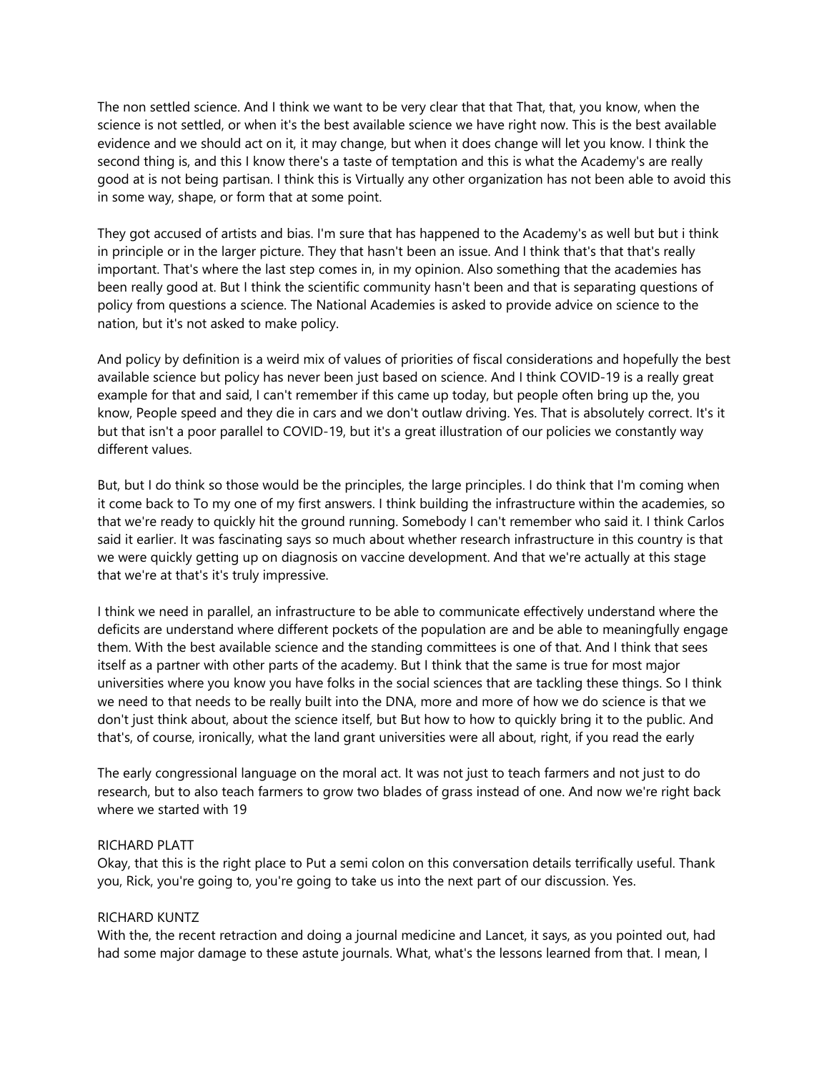The non settled science. And I think we want to be very clear that that That, that, you know, when the science is not settled, or when it's the best available science we have right now. This is the best available evidence and we should act on it, it may change, but when it does change will let you know. I think the second thing is, and this I know there's a taste of temptation and this is what the Academy's are really good at is not being partisan. I think this is Virtually any other organization has not been able to avoid this in some way, shape, or form that at some point.

They got accused of artists and bias. I'm sure that has happened to the Academy's as well but but i think in principle or in the larger picture. They that hasn't been an issue. And I think that's that that's really important. That's where the last step comes in, in my opinion. Also something that the academies has been really good at. But I think the scientific community hasn't been and that is separating questions of policy from questions a science. The National Academies is asked to provide advice on science to the nation, but it's not asked to make policy.

And policy by definition is a weird mix of values of priorities of fiscal considerations and hopefully the best available science but policy has never been just based on science. And I think COVID-19 is a really great example for that and said, I can't remember if this came up today, but people often bring up the, you know, People speed and they die in cars and we don't outlaw driving. Yes. That is absolutely correct. It's it but that isn't a poor parallel to COVID-19, but it's a great illustration of our policies we constantly way different values.

But, but I do think so those would be the principles, the large principles. I do think that I'm coming when it come back to To my one of my first answers. I think building the infrastructure within the academies, so that we're ready to quickly hit the ground running. Somebody I can't remember who said it. I think Carlos said it earlier. It was fascinating says so much about whether research infrastructure in this country is that we were quickly getting up on diagnosis on vaccine development. And that we're actually at this stage that we're at that's it's truly impressive.

I think we need in parallel, an infrastructure to be able to communicate effectively understand where the deficits are understand where different pockets of the population are and be able to meaningfully engage them. With the best available science and the standing committees is one of that. And I think that sees itself as a partner with other parts of the academy. But I think that the same is true for most major universities where you know you have folks in the social sciences that are tackling these things. So I think we need to that needs to be really built into the DNA, more and more of how we do science is that we don't just think about, about the science itself, but But how to how to quickly bring it to the public. And that's, of course, ironically, what the land grant universities were all about, right, if you read the early

The early congressional language on the moral act. It was not just to teach farmers and not just to do research, but to also teach farmers to grow two blades of grass instead of one. And now we're right back where we started with 19

RICHARD PLATT
Okay, that this is the right place to Put a semi colon on this conversation details terrifically useful. Thank you, Rick, you're going to, you're going to take us into the next part of our discussion. Yes.

RICHARD KUNTZ
With the, the recent retraction and doing a journal medicine and Lancet, it says, as you pointed out, had had some major damage to these astute journals. What, what's the lessons learned from that. I mean, I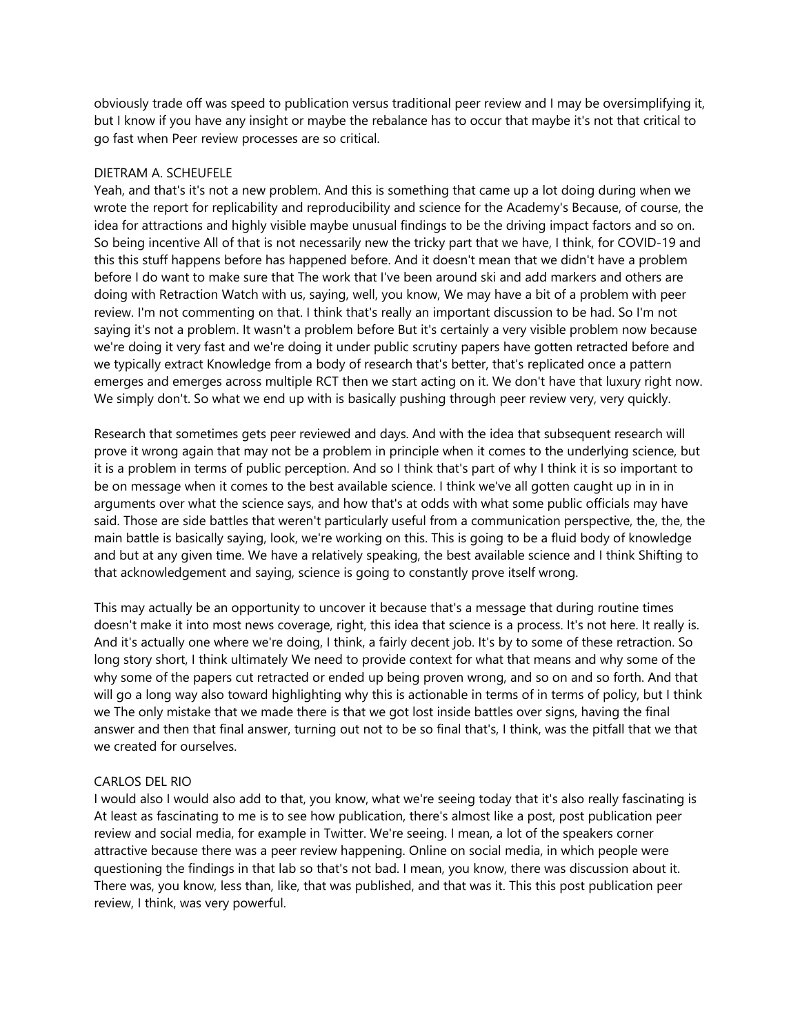obviously trade off was speed to publication versus traditional peer review and I may be oversimplifying it, but I know if you have any insight or maybe the rebalance has to occur that maybe it's not that critical to go fast when Peer review processes are so critical.

DIETRAM A. SCHEUFELE

Yeah, and that's it's not a new problem. And this is something that came up a lot doing during when we wrote the report for replicability and reproducibility and science for the Academy's Because, of course, the idea for attractions and highly visible maybe unusual findings to be the driving impact factors and so on. So being incentive All of that is not necessarily new the tricky part that we have, I think, for COVID-19 and this this stuff happens before has happened before. And it doesn't mean that we didn't have a problem before I do want to make sure that The work that I've been around ski and add markers and others are doing with Retraction Watch with us, saying, well, you know, We may have a bit of a problem with peer review. I'm not commenting on that. I think that's really an important discussion to be had. So I'm not saying it's not a problem. It wasn't a problem before But it's certainly a very visible problem now because we're doing it very fast and we're doing it under public scrutiny papers have gotten retracted before and we typically extract Knowledge from a body of research that's better, that's replicated once a pattern emerges and emerges across multiple RCT then we start acting on it. We don't have that luxury right now. We simply don't. So what we end up with is basically pushing through peer review very, very quickly.

Research that sometimes gets peer reviewed and days. And with the idea that subsequent research will prove it wrong again that may not be a problem in principle when it comes to the underlying science, but it is a problem in terms of public perception. And so I think that's part of why I think it is so important to be on message when it comes to the best available science. I think we've all gotten caught up in in in arguments over what the science says, and how that's at odds with what some public officials may have said. Those are side battles that weren't particularly useful from a communication perspective, the, the, the main battle is basically saying, look, we're working on this. This is going to be a fluid body of knowledge and but at any given time. We have a relatively speaking, the best available science and I think Shifting to that acknowledgement and saying, science is going to constantly prove itself wrong.

This may actually be an opportunity to uncover it because that's a message that during routine times doesn't make it into most news coverage, right, this idea that science is a process. It's not here. It really is. And it's actually one where we're doing, I think, a fairly decent job. It's by to some of these retraction. So long story short, I think ultimately We need to provide context for what that means and why some of the why some of the papers cut retracted or ended up being proven wrong, and so on and so forth. And that will go a long way also toward highlighting why this is actionable in terms of in terms of policy, but I think we The only mistake that we made there is that we got lost inside battles over signs, having the final answer and then that final answer, turning out not to be so final that's, I think, was the pitfall that we that we created for ourselves.

CARLOS DEL RIO

I would also I would also add to that, you know, what we're seeing today that it's also really fascinating is At least as fascinating to me is to see how publication, there's almost like a post, post publication peer review and social media, for example in Twitter. We're seeing. I mean, a lot of the speakers corner attractive because there was a peer review happening. Online on social media, in which people were questioning the findings in that lab so that's not bad. I mean, you know, there was discussion about it. There was, you know, less than, like, that was published, and that was it. This this post publication peer review, I think, was very powerful.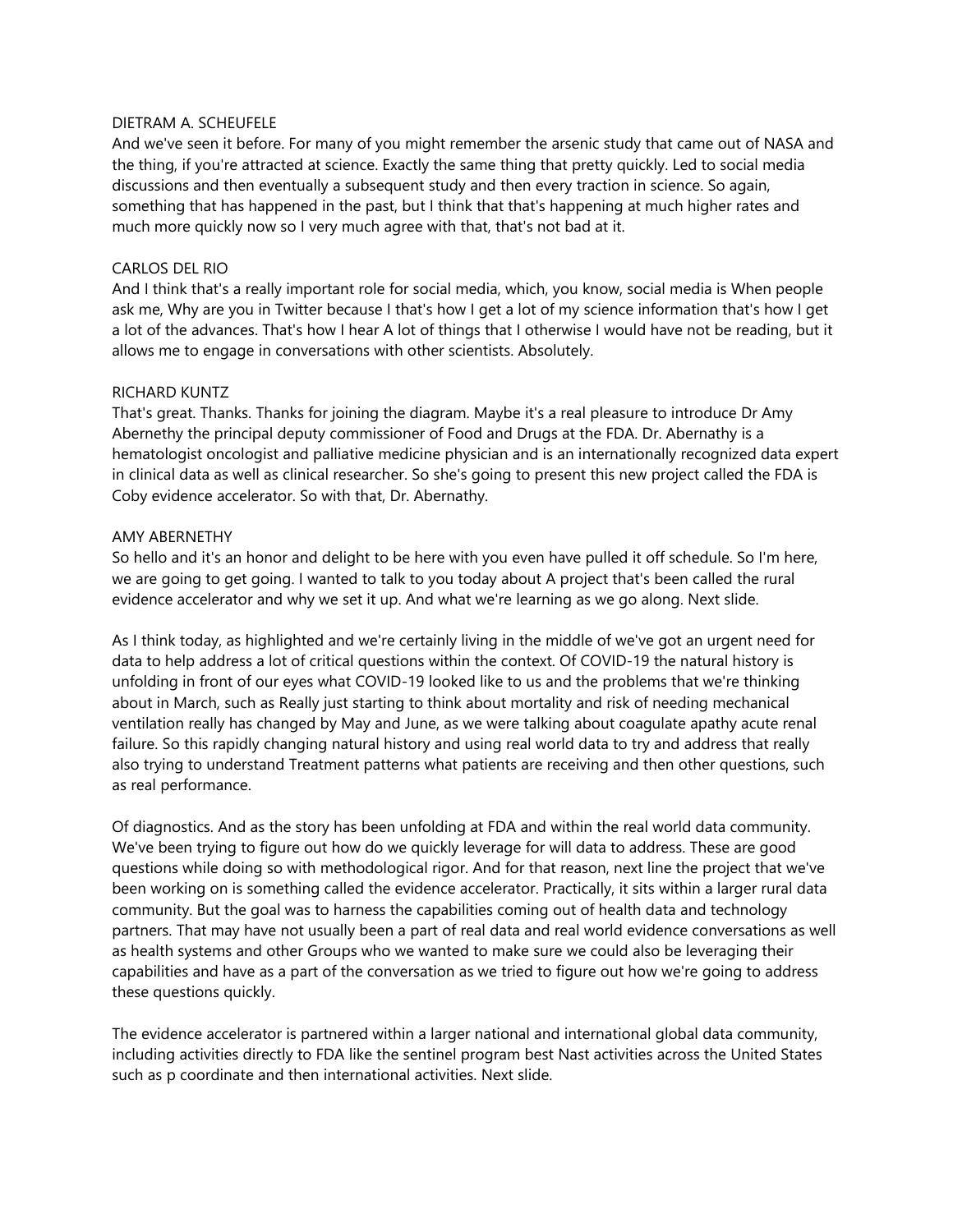DIETRAM A. SCHEUFELE

And we've seen it before. For many of you might remember the arsenic study that came out of NASA and the thing, if you're attracted at science. Exactly the same thing that pretty quickly. Led to social media discussions and then eventually a subsequent study and then every traction in science. So again, something that has happened in the past, but I think that that's happening at much higher rates and much more quickly now so I very much agree with that, that's not bad at it.

CARLOS DEL RIO

And I think that's a really important role for social media, which, you know, social media is When people ask me, Why are you in Twitter because I that's how I get a lot of my science information that's how I get a lot of the advances. That's how I hear A lot of things that I otherwise I would have not be reading, but it allows me to engage in conversations with other scientists. Absolutely.

RICHARD KUNTZ

That's great. Thanks. Thanks for joining the diagram. Maybe it's a real pleasure to introduce Dr Amy Abernethy the principal deputy commissioner of Food and Drugs at the FDA. Dr. Abernathy is a hematologist oncologist and palliative medicine physician and is an internationally recognized data expert in clinical data as well as clinical researcher. So she's going to present this new project called the FDA is Coby evidence accelerator. So with that, Dr. Abernathy.

AMY ABERNETHY

So hello and it's an honor and delight to be here with you even have pulled it off schedule. So I'm here, we are going to get going. I wanted to talk to you today about A project that's been called the rural evidence accelerator and why we set it up. And what we're learning as we go along. Next slide.

As I think today, as highlighted and we're certainly living in the middle of we've got an urgent need for data to help address a lot of critical questions within the context. Of COVID-19 the natural history is unfolding in front of our eyes what COVID-19 looked like to us and the problems that we're thinking about in March, such as Really just starting to think about mortality and risk of needing mechanical ventilation really has changed by May and June, as we were talking about coagulate apathy acute renal failure. So this rapidly changing natural history and using real world data to try and address that really also trying to understand Treatment patterns what patients are receiving and then other questions, such as real performance.

Of diagnostics. And as the story has been unfolding at FDA and within the real world data community. We've been trying to figure out how do we quickly leverage for will data to address. These are good questions while doing so with methodological rigor. And for that reason, next line the project that we've been working on is something called the evidence accelerator. Practically, it sits within a larger rural data community. But the goal was to harness the capabilities coming out of health data and technology partners. That may have not usually been a part of real data and real world evidence conversations as well as health systems and other Groups who we wanted to make sure we could also be leveraging their capabilities and have as a part of the conversation as we tried to figure out how we're going to address these questions quickly.

The evidence accelerator is partnered within a larger national and international global data community, including activities directly to FDA like the sentinel program best Nast activities across the United States such as p coordinate and then international activities. Next slide.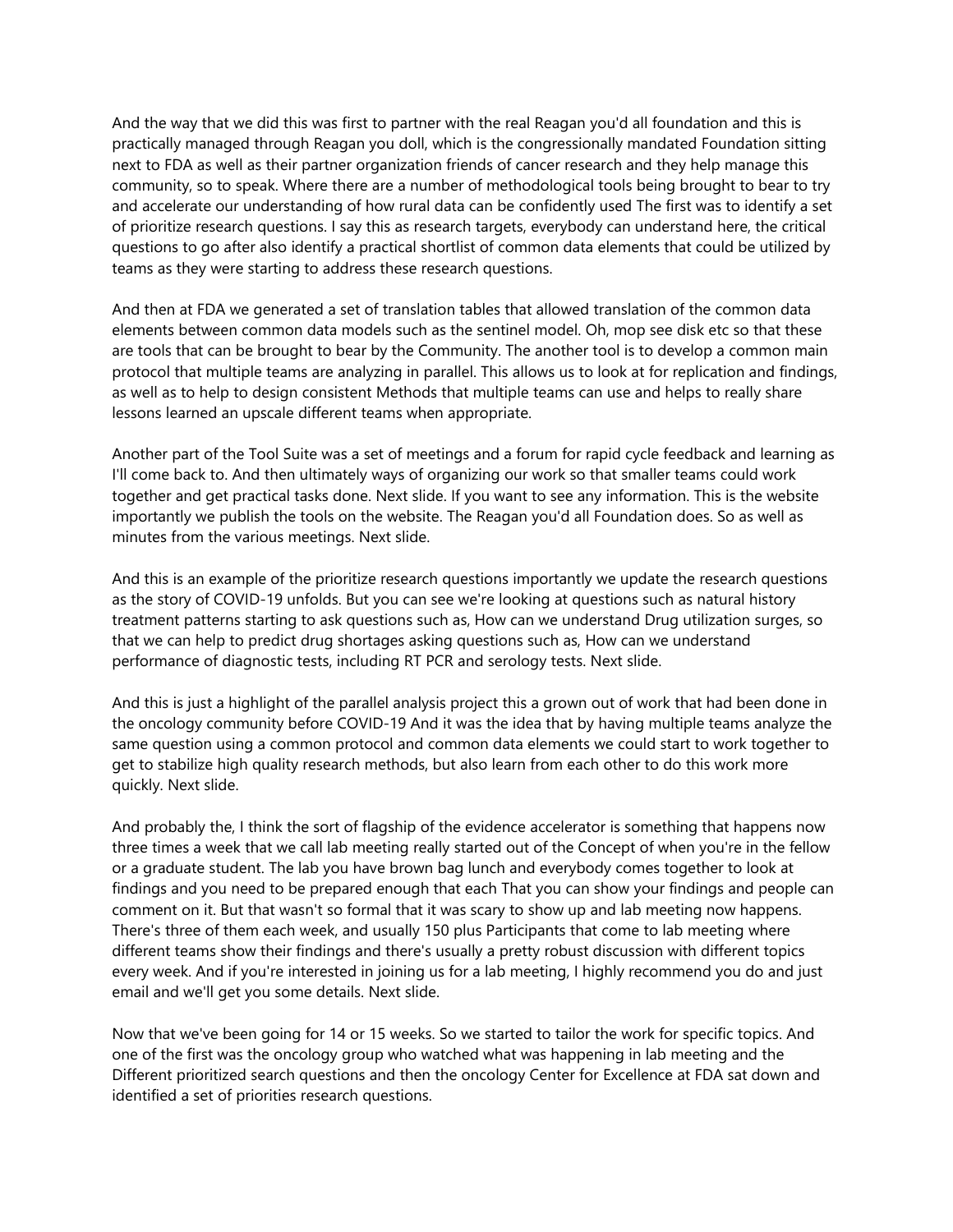And the way that we did this was first to partner with the real Reagan you'd all foundation and this is practically managed through Reagan you doll, which is the congressionally mandated Foundation sitting next to FDA as well as their partner organization friends of cancer research and they help manage this community, so to speak. Where there are a number of methodological tools being brought to bear to try and accelerate our understanding of how rural data can be confidently used The first was to identify a set of prioritize research questions. I say this as research targets, everybody can understand here, the critical questions to go after also identify a practical shortlist of common data elements that could be utilized by teams as they were starting to address these research questions.

And then at FDA we generated a set of translation tables that allowed translation of the common data elements between common data models such as the sentinel model. Oh, mop see disk etc so that these are tools that can be brought to bear by the Community. The another tool is to develop a common main protocol that multiple teams are analyzing in parallel. This allows us to look at for replication and findings, as well as to help to design consistent Methods that multiple teams can use and helps to really share lessons learned an upscale different teams when appropriate.

Another part of the Tool Suite was a set of meetings and a forum for rapid cycle feedback and learning as I'll come back to. And then ultimately ways of organizing our work so that smaller teams could work together and get practical tasks done. Next slide. If you want to see any information. This is the website importantly we publish the tools on the website. The Reagan you'd all Foundation does. So as well as minutes from the various meetings. Next slide.

And this is an example of the prioritize research questions importantly we update the research questions as the story of COVID-19 unfolds. But you can see we're looking at questions such as natural history treatment patterns starting to ask questions such as, How can we understand Drug utilization surges, so that we can help to predict drug shortages asking questions such as, How can we understand performance of diagnostic tests, including RT PCR and serology tests. Next slide.

And this is just a highlight of the parallel analysis project this a grown out of work that had been done in the oncology community before COVID-19 And it was the idea that by having multiple teams analyze the same question using a common protocol and common data elements we could start to work together to get to stabilize high quality research methods, but also learn from each other to do this work more quickly. Next slide.

And probably the, I think the sort of flagship of the evidence accelerator is something that happens now three times a week that we call lab meeting really started out of the Concept of when you're in the fellow or a graduate student. The lab you have brown bag lunch and everybody comes together to look at findings and you need to be prepared enough that each That you can show your findings and people can comment on it. But that wasn't so formal that it was scary to show up and lab meeting now happens. There's three of them each week, and usually 150 plus Participants that come to lab meeting where different teams show their findings and there's usually a pretty robust discussion with different topics every week. And if you're interested in joining us for a lab meeting, I highly recommend you do and just email and we'll get you some details. Next slide.

Now that we've been going for 14 or 15 weeks. So we started to tailor the work for specific topics. And one of the first was the oncology group who watched what was happening in lab meeting and the Different prioritized search questions and then the oncology Center for Excellence at FDA sat down and identified a set of priorities research questions.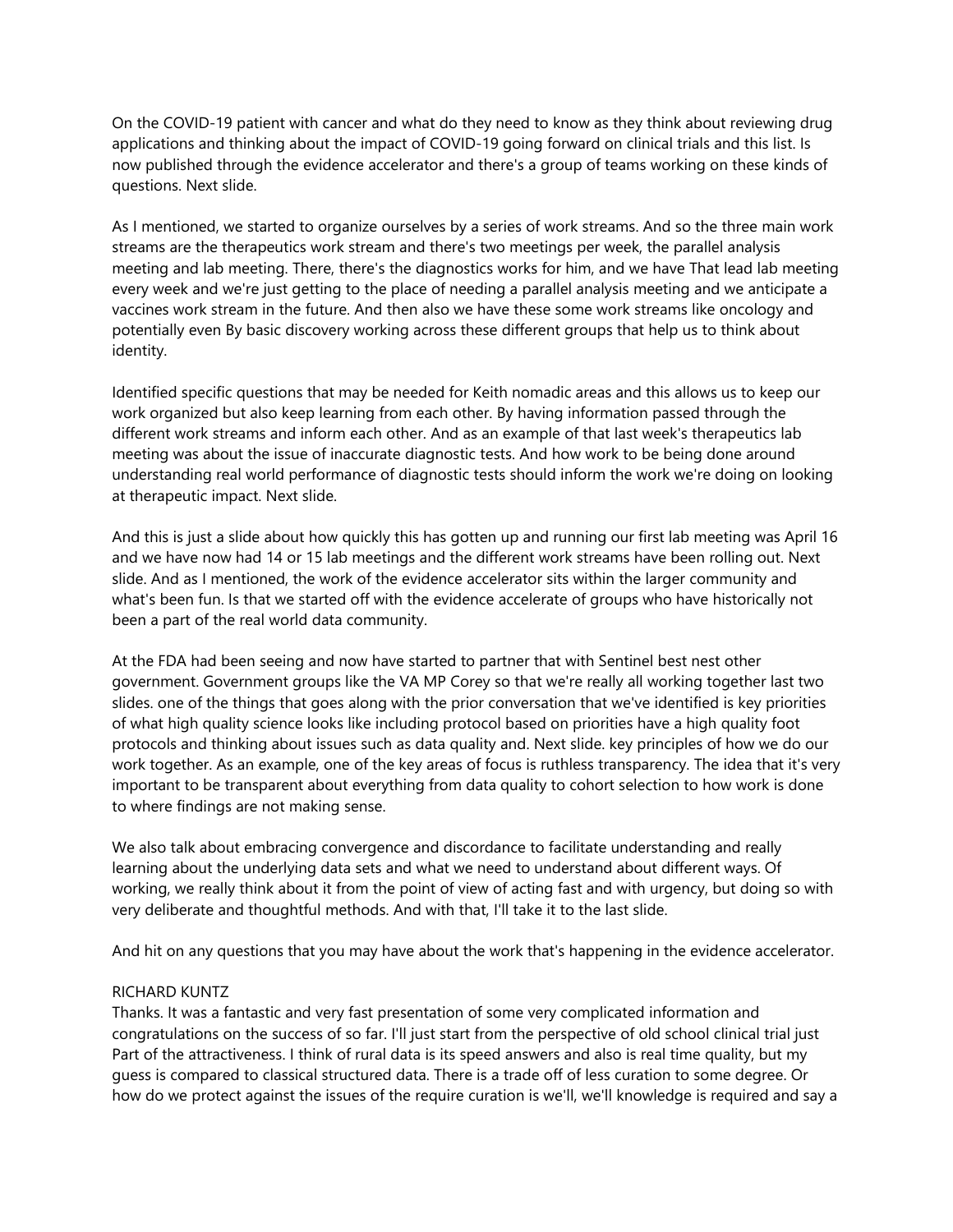On the COVID-19 patient with cancer and what do they need to know as they think about reviewing drug applications and thinking about the impact of COVID-19 going forward on clinical trials and this list. Is now published through the evidence accelerator and there's a group of teams working on these kinds of questions. Next slide.

As I mentioned, we started to organize ourselves by a series of work streams. And so the three main work streams are the therapeutics work stream and there's two meetings per week, the parallel analysis meeting and lab meeting. There, there's the diagnostics works for him, and we have That lead lab meeting every week and we're just getting to the place of needing a parallel analysis meeting and we anticipate a vaccines work stream in the future. And then also we have these some work streams like oncology and potentially even By basic discovery working across these different groups that help us to think about identity.

Identified specific questions that may be needed for Keith nomadic areas and this allows us to keep our work organized but also keep learning from each other. By having information passed through the different work streams and inform each other. And as an example of that last week's therapeutics lab meeting was about the issue of inaccurate diagnostic tests. And how work to be being done around understanding real world performance of diagnostic tests should inform the work we're doing on looking at therapeutic impact. Next slide.

And this is just a slide about how quickly this has gotten up and running our first lab meeting was April 16 and we have now had 14 or 15 lab meetings and the different work streams have been rolling out. Next slide. And as I mentioned, the work of the evidence accelerator sits within the larger community and what's been fun. Is that we started off with the evidence accelerate of groups who have historically not been a part of the real world data community.

At the FDA had been seeing and now have started to partner that with Sentinel best nest other government. Government groups like the VA MP Corey so that we're really all working together last two slides. one of the things that goes along with the prior conversation that we've identified is key priorities of what high quality science looks like including protocol based on priorities have a high quality foot protocols and thinking about issues such as data quality and. Next slide. key principles of how we do our work together. As an example, one of the key areas of focus is ruthless transparency. The idea that it's very important to be transparent about everything from data quality to cohort selection to how work is done to where findings are not making sense.

We also talk about embracing convergence and discordance to facilitate understanding and really learning about the underlying data sets and what we need to understand about different ways. Of working, we really think about it from the point of view of acting fast and with urgency, but doing so with very deliberate and thoughtful methods. And with that, I'll take it to the last slide.

And hit on any questions that you may have about the work that's happening in the evidence accelerator.

RICHARD KUNTZ
Thanks. It was a fantastic and very fast presentation of some very complicated information and congratulations on the success of so far. I'll just start from the perspective of old school clinical trial just Part of the attractiveness. I think of rural data is its speed answers and also is real time quality, but my guess is compared to classical structured data. There is a trade off of less curation to some degree. Or how do we protect against the issues of the require curation is we'll, we'll knowledge is required and say a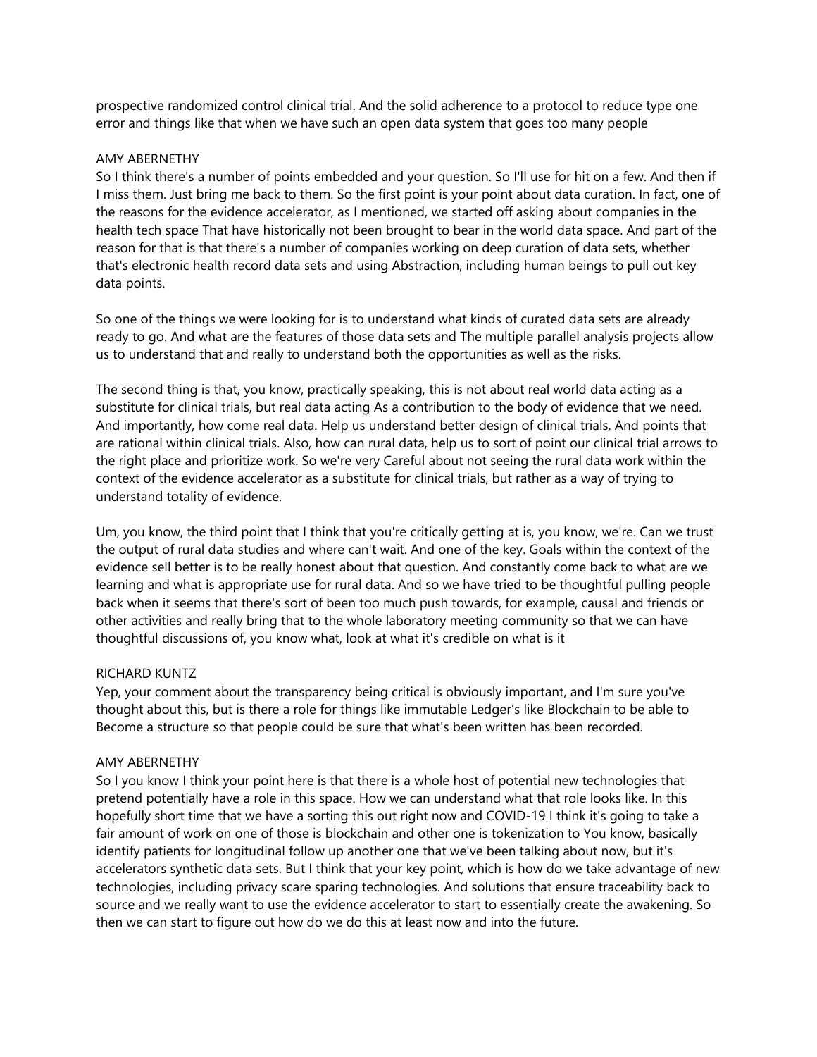prospective randomized control clinical trial. And the solid adherence to a protocol to reduce type one error and things like that when we have such an open data system that goes too many people

AMY ABERNETHY
So I think there's a number of points embedded and your question. So I'll use for hit on a few. And then if I miss them. Just bring me back to them. So the first point is your point about data curation. In fact, one of the reasons for the evidence accelerator, as I mentioned, we started off asking about companies in the health tech space That have historically not been brought to bear in the world data space. And part of the reason for that is that there's a number of companies working on deep curation of data sets, whether that's electronic health record data sets and using Abstraction, including human beings to pull out key data points.

So one of the things we were looking for is to understand what kinds of curated data sets are already ready to go. And what are the features of those data sets and The multiple parallel analysis projects allow us to understand that and really to understand both the opportunities as well as the risks.

The second thing is that, you know, practically speaking, this is not about real world data acting as a substitute for clinical trials, but real data acting As a contribution to the body of evidence that we need. And importantly, how come real data. Help us understand better design of clinical trials. And points that are rational within clinical trials. Also, how can rural data, help us to sort of point our clinical trial arrows to the right place and prioritize work. So we're very Careful about not seeing the rural data work within the context of the evidence accelerator as a substitute for clinical trials, but rather as a way of trying to understand totality of evidence.

Um, you know, the third point that I think that you're critically getting at is, you know, we're. Can we trust the output of rural data studies and where can't wait. And one of the key. Goals within the context of the evidence sell better is to be really honest about that question. And constantly come back to what are we learning and what is appropriate use for rural data. And so we have tried to be thoughtful pulling people back when it seems that there's sort of been too much push towards, for example, causal and friends or other activities and really bring that to the whole laboratory meeting community so that we can have thoughtful discussions of, you know what, look at what it's credible on what is it

RICHARD KUNTZ
Yep, your comment about the transparency being critical is obviously important, and I'm sure you've thought about this, but is there a role for things like immutable Ledger's like Blockchain to be able to Become a structure so that people could be sure that what's been written has been recorded.

AMY ABERNETHY
So I you know I think your point here is that there is a whole host of potential new technologies that pretend potentially have a role in this space. How we can understand what that role looks like. In this hopefully short time that we have a sorting this out right now and COVID-19 I think it's going to take a fair amount of work on one of those is blockchain and other one is tokenization to You know, basically identify patients for longitudinal follow up another one that we've been talking about now, but it's accelerators synthetic data sets. But I think that your key point, which is how do we take advantage of new technologies, including privacy scare sparing technologies. And solutions that ensure traceability back to source and we really want to use the evidence accelerator to start to essentially create the awakening. So then we can start to figure out how do we do this at least now and into the future.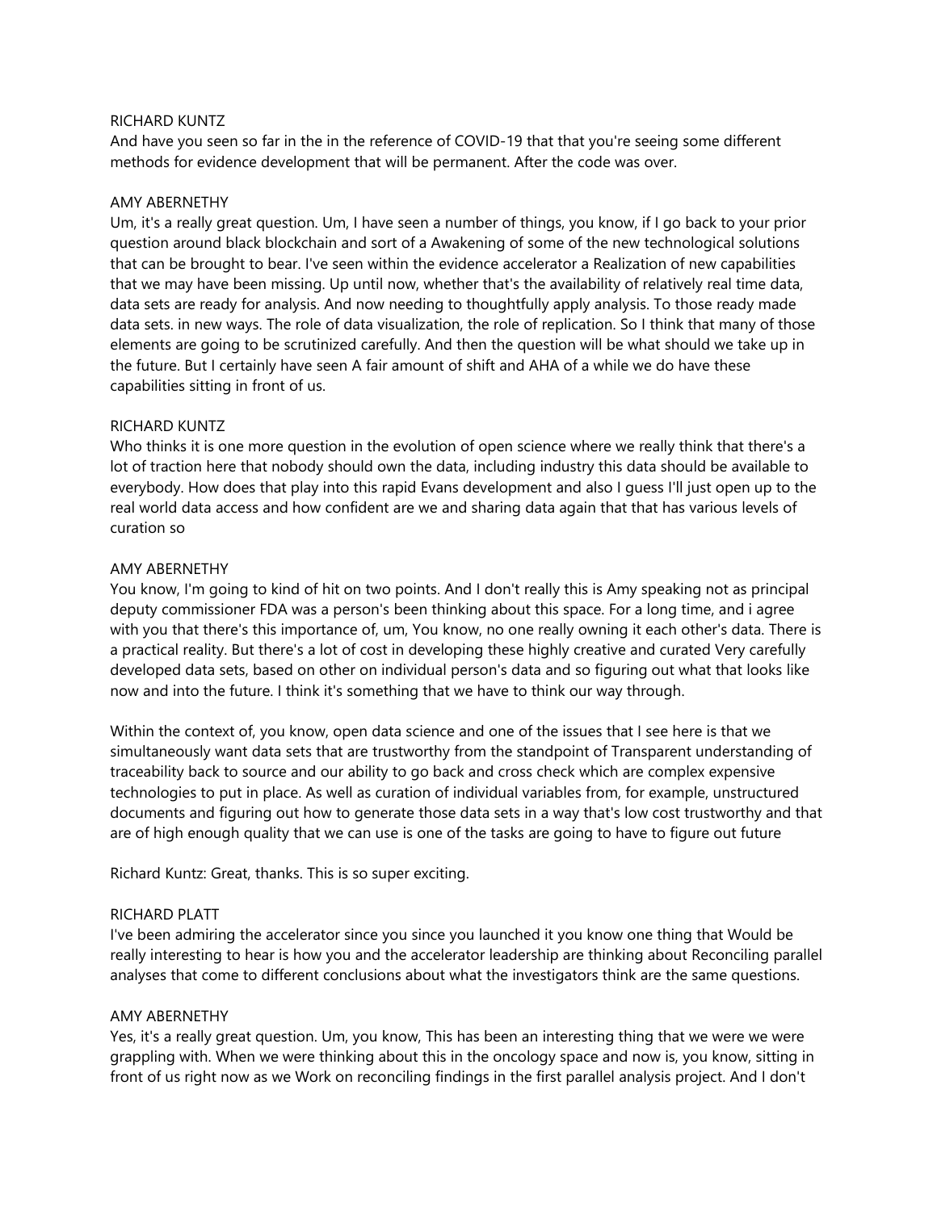RICHARD KUNTZ

And have you seen so far in the in the reference of COVID-19 that that you're seeing some different methods for evidence development that will be permanent. After the code was over.

AMY ABERNETHY

Um, it's a really great question. Um, I have seen a number of things, you know, if I go back to your prior question around black blockchain and sort of a Awakening of some of the new technological solutions that can be brought to bear. I've seen within the evidence accelerator a Realization of new capabilities that we may have been missing. Up until now, whether that's the availability of relatively real time data, data sets are ready for analysis. And now needing to thoughtfully apply analysis. To those ready made data sets. in new ways. The role of data visualization, the role of replication. So I think that many of those elements are going to be scrutinized carefully. And then the question will be what should we take up in the future. But I certainly have seen A fair amount of shift and AHA of a while we do have these capabilities sitting in front of us.

RICHARD KUNTZ

Who thinks it is one more question in the evolution of open science where we really think that there's a lot of traction here that nobody should own the data, including industry this data should be available to everybody. How does that play into this rapid Evans development and also I guess I'll just open up to the real world data access and how confident are we and sharing data again that that has various levels of curation so

AMY ABERNETHY

You know, I'm going to kind of hit on two points. And I don't really this is Amy speaking not as principal deputy commissioner FDA was a person's been thinking about this space. For a long time, and i agree with you that there's this importance of, um, You know, no one really owning it each other's data. There is a practical reality. But there's a lot of cost in developing these highly creative and curated Very carefully developed data sets, based on other on individual person's data and so figuring out what that looks like now and into the future. I think it's something that we have to think our way through.

Within the context of, you know, open data science and one of the issues that I see here is that we simultaneously want data sets that are trustworthy from the standpoint of Transparent understanding of traceability back to source and our ability to go back and cross check which are complex expensive technologies to put in place. As well as curation of individual variables from, for example, unstructured documents and figuring out how to generate those data sets in a way that's low cost trustworthy and that are of high enough quality that we can use is one of the tasks are going to have to figure out future

Richard Kuntz: Great, thanks. This is so super exciting.

RICHARD PLATT

I've been admiring the accelerator since you since you launched it you know one thing that Would be really interesting to hear is how you and the accelerator leadership are thinking about Reconciling parallel analyses that come to different conclusions about what the investigators think are the same questions.

AMY ABERNETHY

Yes, it's a really great question. Um, you know, This has been an interesting thing that we were we were grappling with. When we were thinking about this in the oncology space and now is, you know, sitting in front of us right now as we Work on reconciling findings in the first parallel analysis project. And I don't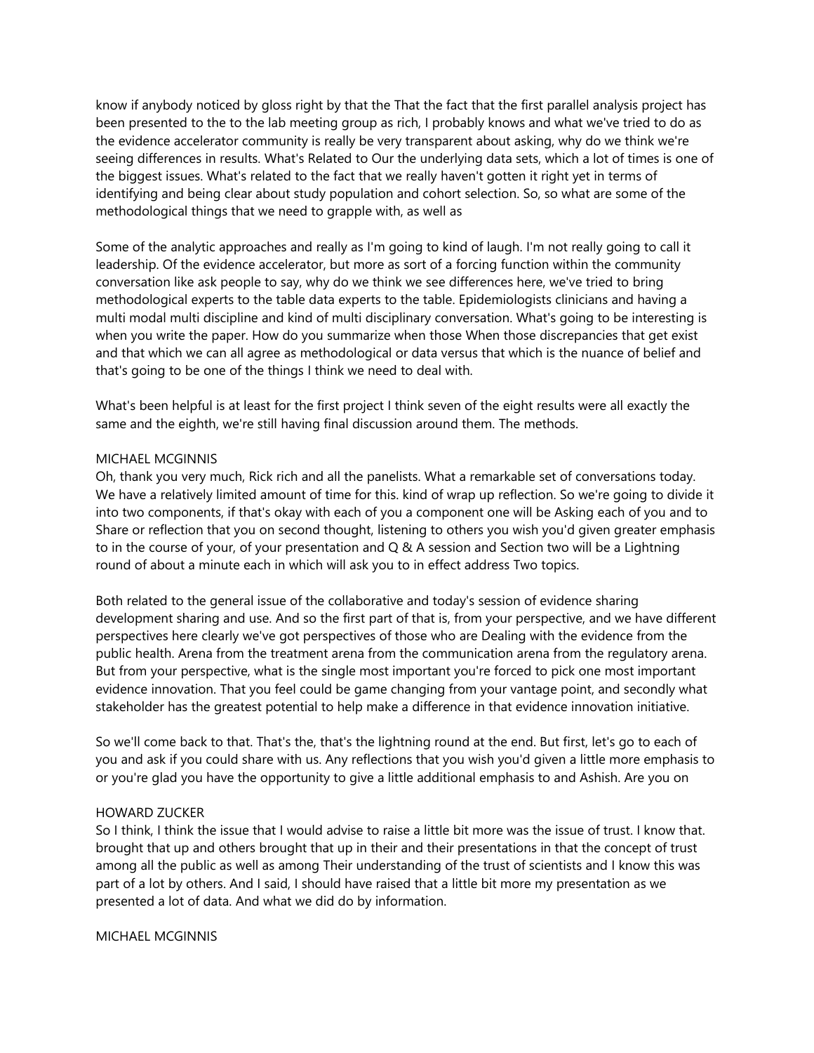know if anybody noticed by gloss right by that the That the fact that the first parallel analysis project has been presented to the to the lab meeting group as rich, I probably knows and what we've tried to do as the evidence accelerator community is really be very transparent about asking, why do we think we're seeing differences in results. What's Related to Our the underlying data sets, which a lot of times is one of the biggest issues. What's related to the fact that we really haven't gotten it right yet in terms of identifying and being clear about study population and cohort selection. So, so what are some of the methodological things that we need to grapple with, as well as

Some of the analytic approaches and really as I'm going to kind of laugh. I'm not really going to call it leadership. Of the evidence accelerator, but more as sort of a forcing function within the community conversation like ask people to say, why do we think we see differences here, we've tried to bring methodological experts to the table data experts to the table. Epidemiologists clinicians and having a multi modal multi discipline and kind of multi disciplinary conversation. What's going to be interesting is when you write the paper. How do you summarize when those When those discrepancies that get exist and that which we can all agree as methodological or data versus that which is the nuance of belief and that's going to be one of the things I think we need to deal with.

What's been helpful is at least for the first project I think seven of the eight results were all exactly the same and the eighth, we're still having final discussion around them. The methods.

MICHAEL MCGINNIS

Oh, thank you very much, Rick rich and all the panelists. What a remarkable set of conversations today. We have a relatively limited amount of time for this. kind of wrap up reflection. So we're going to divide it into two components, if that's okay with each of you a component one will be Asking each of you and to Share or reflection that you on second thought, listening to others you wish you'd given greater emphasis to in the course of your, of your presentation and Q & A session and Section two will be a Lightning round of about a minute each in which will ask you to in effect address Two topics.

Both related to the general issue of the collaborative and today's session of evidence sharing development sharing and use. And so the first part of that is, from your perspective, and we have different perspectives here clearly we've got perspectives of those who are Dealing with the evidence from the public health. Arena from the treatment arena from the communication arena from the regulatory arena. But from your perspective, what is the single most important you're forced to pick one most important evidence innovation. That you feel could be game changing from your vantage point, and secondly what stakeholder has the greatest potential to help make a difference in that evidence innovation initiative.

So we'll come back to that. That's the, that's the lightning round at the end. But first, let's go to each of you and ask if you could share with us. Any reflections that you wish you'd given a little more emphasis to or you're glad you have the opportunity to give a little additional emphasis to and Ashish. Are you on

HOWARD ZUCKER

So I think, I think the issue that I would advise to raise a little bit more was the issue of trust. I know that. brought that up and others brought that up in their and their presentations in that the concept of trust among all the public as well as among Their understanding of the trust of scientists and I know this was part of a lot by others. And I said, I should have raised that a little bit more my presentation as we presented a lot of data. And what we did do by information.

MICHAEL MCGINNIS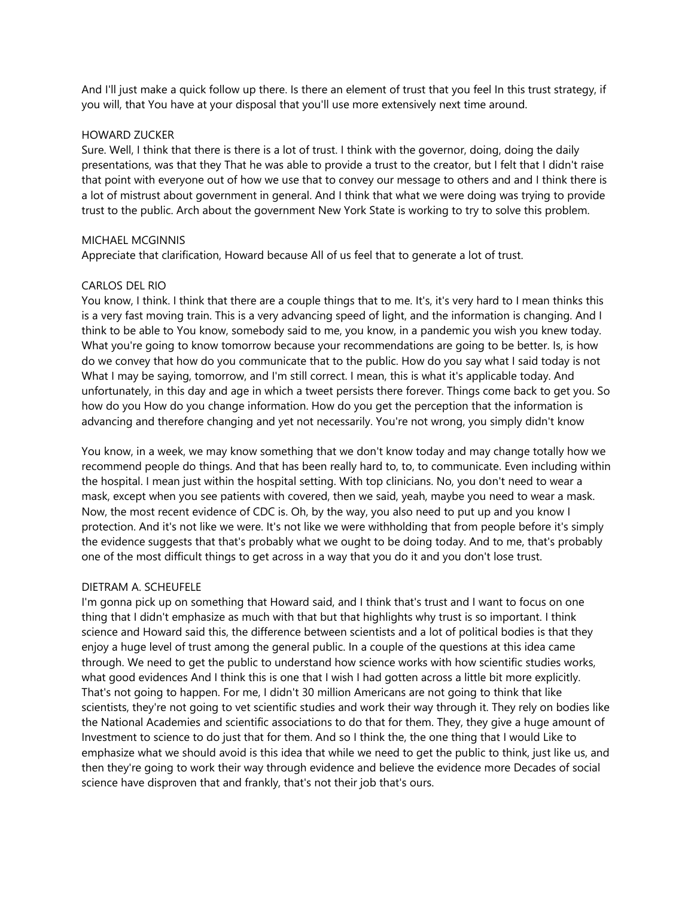And I'll just make a quick follow up there. Is there an element of trust that you feel In this trust strategy, if you will, that You have at your disposal that you'll use more extensively next time around.

HOWARD ZUCKER
Sure. Well, I think that there is there is a lot of trust. I think with the governor, doing, doing the daily presentations, was that they That he was able to provide a trust to the creator, but I felt that I didn't raise that point with everyone out of how we use that to convey our message to others and and I think there is a lot of mistrust about government in general. And I think that what we were doing was trying to provide trust to the public. Arch about the government New York State is working to try to solve this problem.

MICHAEL MCGINNIS
Appreciate that clarification, Howard because All of us feel that to generate a lot of trust.

CARLOS DEL RIO
You know, I think. I think that there are a couple things that to me. It's, it's very hard to I mean thinks this is a very fast moving train. This is a very advancing speed of light, and the information is changing. And I think to be able to You know, somebody said to me, you know, in a pandemic you wish you knew today. What you're going to know tomorrow because your recommendations are going to be better. Is, is how do we convey that how do you communicate that to the public. How do you say what I said today is not What I may be saying, tomorrow, and I'm still correct. I mean, this is what it's applicable today. And unfortunately, in this day and age in which a tweet persists there forever. Things come back to get you. So how do you How do you change information. How do you get the perception that the information is advancing and therefore changing and yet not necessarily. You're not wrong, you simply didn't know

You know, in a week, we may know something that we don't know today and may change totally how we recommend people do things. And that has been really hard to, to, to communicate. Even including within the hospital. I mean just within the hospital setting. With top clinicians. No, you don't need to wear a mask, except when you see patients with covered, then we said, yeah, maybe you need to wear a mask. Now, the most recent evidence of CDC is. Oh, by the way, you also need to put up and you know I protection. And it's not like we were. It's not like we were withholding that from people before it's simply the evidence suggests that that's probably what we ought to be doing today. And to me, that's probably one of the most difficult things to get across in a way that you do it and you don't lose trust.

DIETRAM A. SCHEUFELE
I'm gonna pick up on something that Howard said, and I think that's trust and I want to focus on one thing that I didn't emphasize as much with that but that highlights why trust is so important. I think science and Howard said this, the difference between scientists and a lot of political bodies is that they enjoy a huge level of trust among the general public. In a couple of the questions at this idea came through. We need to get the public to understand how science works with how scientific studies works, what good evidences And I think this is one that I wish I had gotten across a little bit more explicitly. That's not going to happen. For me, I didn't 30 million Americans are not going to think that like scientists, they're not going to vet scientific studies and work their way through it. They rely on bodies like the National Academies and scientific associations to do that for them. They, they give a huge amount of Investment to science to do just that for them. And so I think the, the one thing that I would Like to emphasize what we should avoid is this idea that while we need to get the public to think, just like us, and then they're going to work their way through evidence and believe the evidence more Decades of social science have disproven that and frankly, that's not their job that's ours.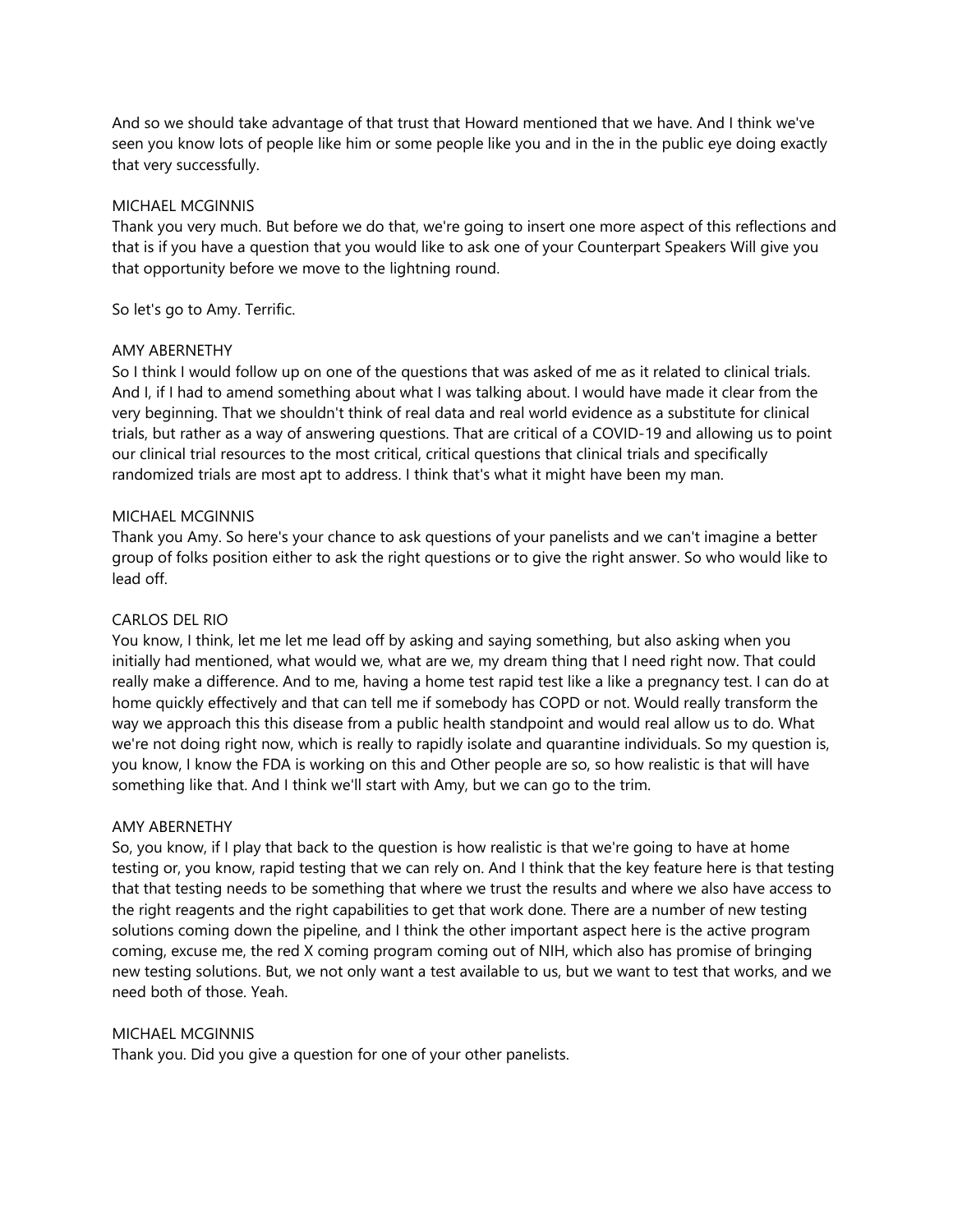And so we should take advantage of that trust that Howard mentioned that we have. And I think we've seen you know lots of people like him or some people like you and in the in the public eye doing exactly that very successfully.

MICHAEL MCGINNIS
Thank you very much. But before we do that, we're going to insert one more aspect of this reflections and that is if you have a question that you would like to ask one of your Counterpart Speakers Will give you that opportunity before we move to the lightning round.

So let's go to Amy. Terrific.

AMY ABERNETHY
So I think I would follow up on one of the questions that was asked of me as it related to clinical trials. And I, if I had to amend something about what I was talking about. I would have made it clear from the very beginning. That we shouldn't think of real data and real world evidence as a substitute for clinical trials, but rather as a way of answering questions. That are critical of a COVID-19 and allowing us to point our clinical trial resources to the most critical, critical questions that clinical trials and specifically randomized trials are most apt to address. I think that's what it might have been my man.

MICHAEL MCGINNIS
Thank you Amy. So here's your chance to ask questions of your panelists and we can't imagine a better group of folks position either to ask the right questions or to give the right answer. So who would like to lead off.

CARLOS DEL RIO
You know, I think, let me let me lead off by asking and saying something, but also asking when you initially had mentioned, what would we, what are we, my dream thing that I need right now. That could really make a difference. And to me, having a home test rapid test like a like a pregnancy test. I can do at home quickly effectively and that can tell me if somebody has COPD or not. Would really transform the way we approach this this disease from a public health standpoint and would real allow us to do. What we're not doing right now, which is really to rapidly isolate and quarantine individuals. So my question is, you know, I know the FDA is working on this and Other people are so, so how realistic is that will have something like that. And I think we'll start with Amy, but we can go to the trim.

AMY ABERNETHY
So, you know, if I play that back to the question is how realistic is that we're going to have at home testing or, you know, rapid testing that we can rely on. And I think that the key feature here is that testing that that testing needs to be something that where we trust the results and where we also have access to the right reagents and the right capabilities to get that work done. There are a number of new testing solutions coming down the pipeline, and I think the other important aspect here is the active program coming, excuse me, the red X coming program coming out of NIH, which also has promise of bringing new testing solutions. But, we not only want a test available to us, but we want to test that works, and we need both of those. Yeah.

MICHAEL MCGINNIS
Thank you. Did you give a question for one of your other panelists.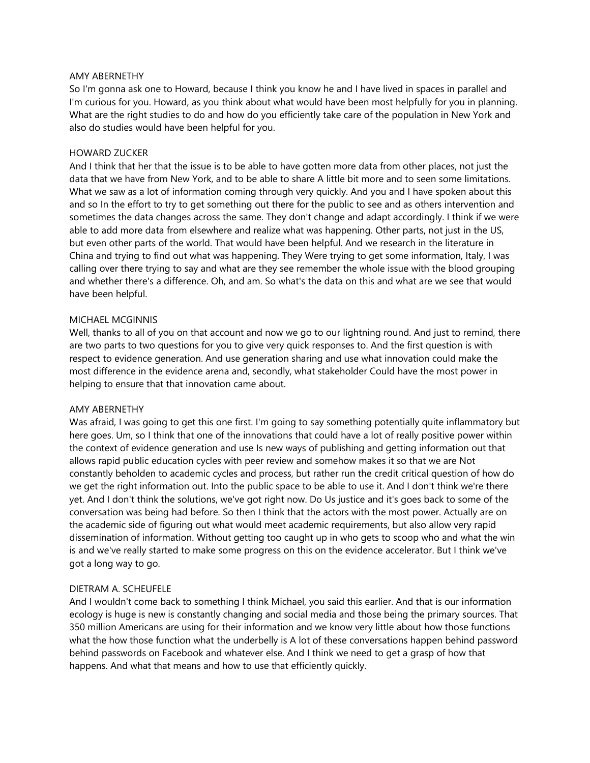AMY ABERNETHY

So I'm gonna ask one to Howard, because I think you know he and I have lived in spaces in parallel and I'm curious for you. Howard, as you think about what would have been most helpfully for you in planning. What are the right studies to do and how do you efficiently take care of the population in New York and also do studies would have been helpful for you.

HOWARD ZUCKER

And I think that her that the issue is to be able to have gotten more data from other places, not just the data that we have from New York, and to be able to share A little bit more and to seen some limitations. What we saw as a lot of information coming through very quickly. And you and I have spoken about this and so In the effort to try to get something out there for the public to see and as others intervention and sometimes the data changes across the same. They don't change and adapt accordingly. I think if we were able to add more data from elsewhere and realize what was happening. Other parts, not just in the US, but even other parts of the world. That would have been helpful. And we research in the literature in China and trying to find out what was happening. They Were trying to get some information, Italy, I was calling over there trying to say and what are they see remember the whole issue with the blood grouping and whether there's a difference. Oh, and am. So what's the data on this and what are we see that would have been helpful.

MICHAEL MCGINNIS

Well, thanks to all of you on that account and now we go to our lightning round. And just to remind, there are two parts to two questions for you to give very quick responses to. And the first question is with respect to evidence generation. And use generation sharing and use what innovation could make the most difference in the evidence arena and, secondly, what stakeholder Could have the most power in helping to ensure that that innovation came about.

AMY ABERNETHY

Was afraid, I was going to get this one first. I'm going to say something potentially quite inflammatory but here goes. Um, so I think that one of the innovations that could have a lot of really positive power within the context of evidence generation and use Is new ways of publishing and getting information out that allows rapid public education cycles with peer review and somehow makes it so that we are Not constantly beholden to academic cycles and process, but rather run the credit critical question of how do we get the right information out. Into the public space to be able to use it. And I don't think we're there yet. And I don't think the solutions, we've got right now. Do Us justice and it's goes back to some of the conversation was being had before. So then I think that the actors with the most power. Actually are on the academic side of figuring out what would meet academic requirements, but also allow very rapid dissemination of information. Without getting too caught up in who gets to scoop who and what the win is and we've really started to make some progress on this on the evidence accelerator. But I think we've got a long way to go.

DIETRAM A. SCHEUFELE

And I wouldn't come back to something I think Michael, you said this earlier. And that is our information ecology is huge is new is constantly changing and social media and those being the primary sources. That 350 million Americans are using for their information and we know very little about how those functions what the how those function what the underbelly is A lot of these conversations happen behind password behind passwords on Facebook and whatever else. And I think we need to get a grasp of how that happens. And what that means and how to use that efficiently quickly.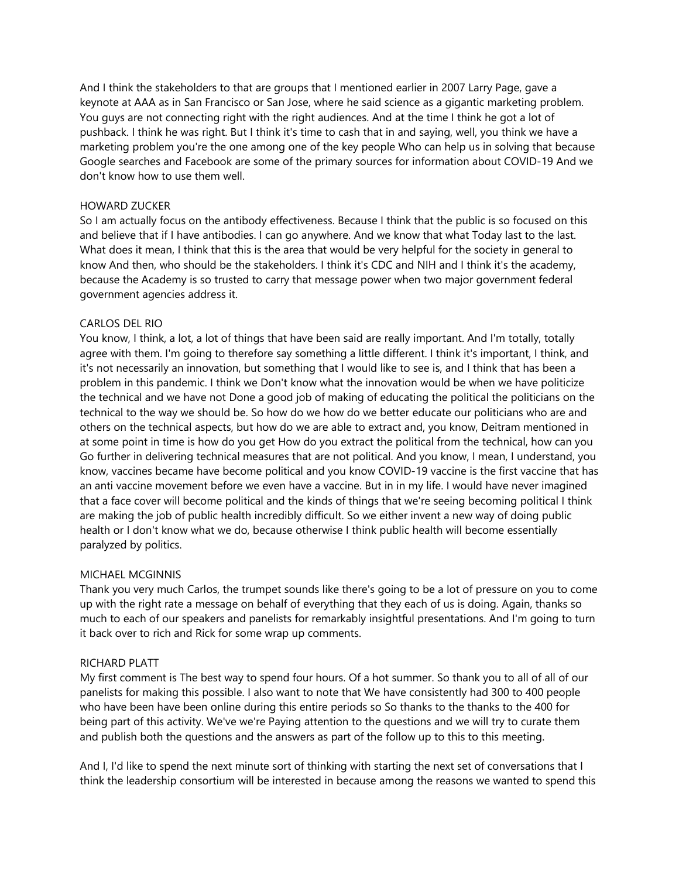And I think the stakeholders to that are groups that I mentioned earlier in 2007 Larry Page, gave a keynote at AAA as in San Francisco or San Jose, where he said science as a gigantic marketing problem. You guys are not connecting right with the right audiences. And at the time I think he got a lot of pushback. I think he was right. But I think it's time to cash that in and saying, well, you think we have a marketing problem you're the one among one of the key people Who can help us in solving that because Google searches and Facebook are some of the primary sources for information about COVID-19 And we don't know how to use them well.

HOWARD ZUCKER
So I am actually focus on the antibody effectiveness. Because I think that the public is so focused on this and believe that if I have antibodies. I can go anywhere. And we know that what Today last to the last. What does it mean, I think that this is the area that would be very helpful for the society in general to know And then, who should be the stakeholders. I think it's CDC and NIH and I think it's the academy, because the Academy is so trusted to carry that message power when two major government federal government agencies address it.

CARLOS DEL RIO
You know, I think, a lot, a lot of things that have been said are really important. And I'm totally, totally agree with them. I'm going to therefore say something a little different. I think it's important, I think, and it's not necessarily an innovation, but something that I would like to see is, and I think that has been a problem in this pandemic. I think we Don't know what the innovation would be when we have politicize the technical and we have not Done a good job of making of educating the political the politicians on the technical to the way we should be. So how do we how do we better educate our politicians who are and others on the technical aspects, but how do we are able to extract and, you know, Deitram mentioned in at some point in time is how do you get How do you extract the political from the technical, how can you Go further in delivering technical measures that are not political. And you know, I mean, I understand, you know, vaccines became have become political and you know COVID-19 vaccine is the first vaccine that has an anti vaccine movement before we even have a vaccine. But in in my life. I would have never imagined that a face cover will become political and the kinds of things that we're seeing becoming political I think are making the job of public health incredibly difficult. So we either invent a new way of doing public health or I don't know what we do, because otherwise I think public health will become essentially paralyzed by politics.

MICHAEL MCGINNIS
Thank you very much Carlos, the trumpet sounds like there's going to be a lot of pressure on you to come up with the right rate a message on behalf of everything that they each of us is doing. Again, thanks so much to each of our speakers and panelists for remarkably insightful presentations. And I'm going to turn it back over to rich and Rick for some wrap up comments.

RICHARD PLATT
My first comment is The best way to spend four hours. Of a hot summer. So thank you to all of all of our panelists for making this possible. I also want to note that We have consistently had 300 to 400 people who have been have been online during this entire periods so So thanks to the thanks to the 400 for being part of this activity. We've we're Paying attention to the questions and we will try to curate them and publish both the questions and the answers as part of the follow up to this to this meeting.

And I, I'd like to spend the next minute sort of thinking with starting the next set of conversations that I think the leadership consortium will be interested in because among the reasons we wanted to spend this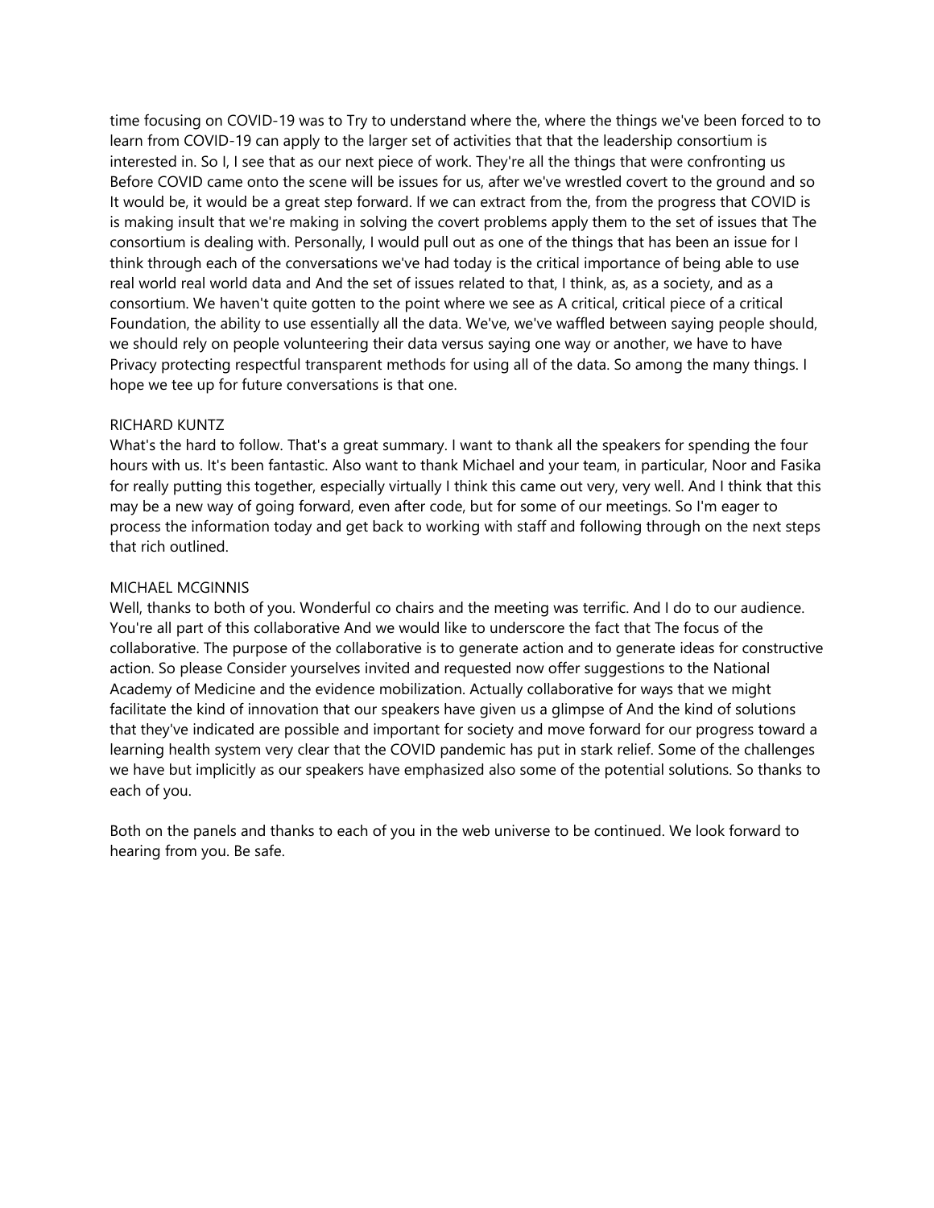time focusing on COVID-19 was to Try to understand where the, where the things we've been forced to to learn from COVID-19 can apply to the larger set of activities that that the leadership consortium is interested in. So I, I see that as our next piece of work. They're all the things that were confronting us Before COVID came onto the scene will be issues for us, after we've wrestled covert to the ground and so It would be, it would be a great step forward. If we can extract from the, from the progress that COVID is is making insult that we're making in solving the covert problems apply them to the set of issues that The consortium is dealing with. Personally, I would pull out as one of the things that has been an issue for I think through each of the conversations we've had today is the critical importance of being able to use real world real world data and And the set of issues related to that, I think, as, as a society, and as a consortium. We haven't quite gotten to the point where we see as A critical, critical piece of a critical Foundation, the ability to use essentially all the data. We've, we've waffled between saying people should, we should rely on people volunteering their data versus saying one way or another, we have to have Privacy protecting respectful transparent methods for using all of the data. So among the many things. I hope we tee up for future conversations is that one.

RICHARD KUNTZ
What's the hard to follow. That's a great summary. I want to thank all the speakers for spending the four hours with us. It's been fantastic. Also want to thank Michael and your team, in particular, Noor and Fasika for really putting this together, especially virtually I think this came out very, very well. And I think that this may be a new way of going forward, even after code, but for some of our meetings. So I'm eager to process the information today and get back to working with staff and following through on the next steps that rich outlined.

MICHAEL MCGINNIS
Well, thanks to both of you. Wonderful co chairs and the meeting was terrific. And I do to our audience. You're all part of this collaborative And we would like to underscore the fact that The focus of the collaborative. The purpose of the collaborative is to generate action and to generate ideas for constructive action. So please Consider yourselves invited and requested now offer suggestions to the National Academy of Medicine and the evidence mobilization. Actually collaborative for ways that we might facilitate the kind of innovation that our speakers have given us a glimpse of And the kind of solutions that they've indicated are possible and important for society and move forward for our progress toward a learning health system very clear that the COVID pandemic has put in stark relief. Some of the challenges we have but implicitly as our speakers have emphasized also some of the potential solutions. So thanks to each of you.

Both on the panels and thanks to each of you in the web universe to be continued. We look forward to hearing from you. Be safe.